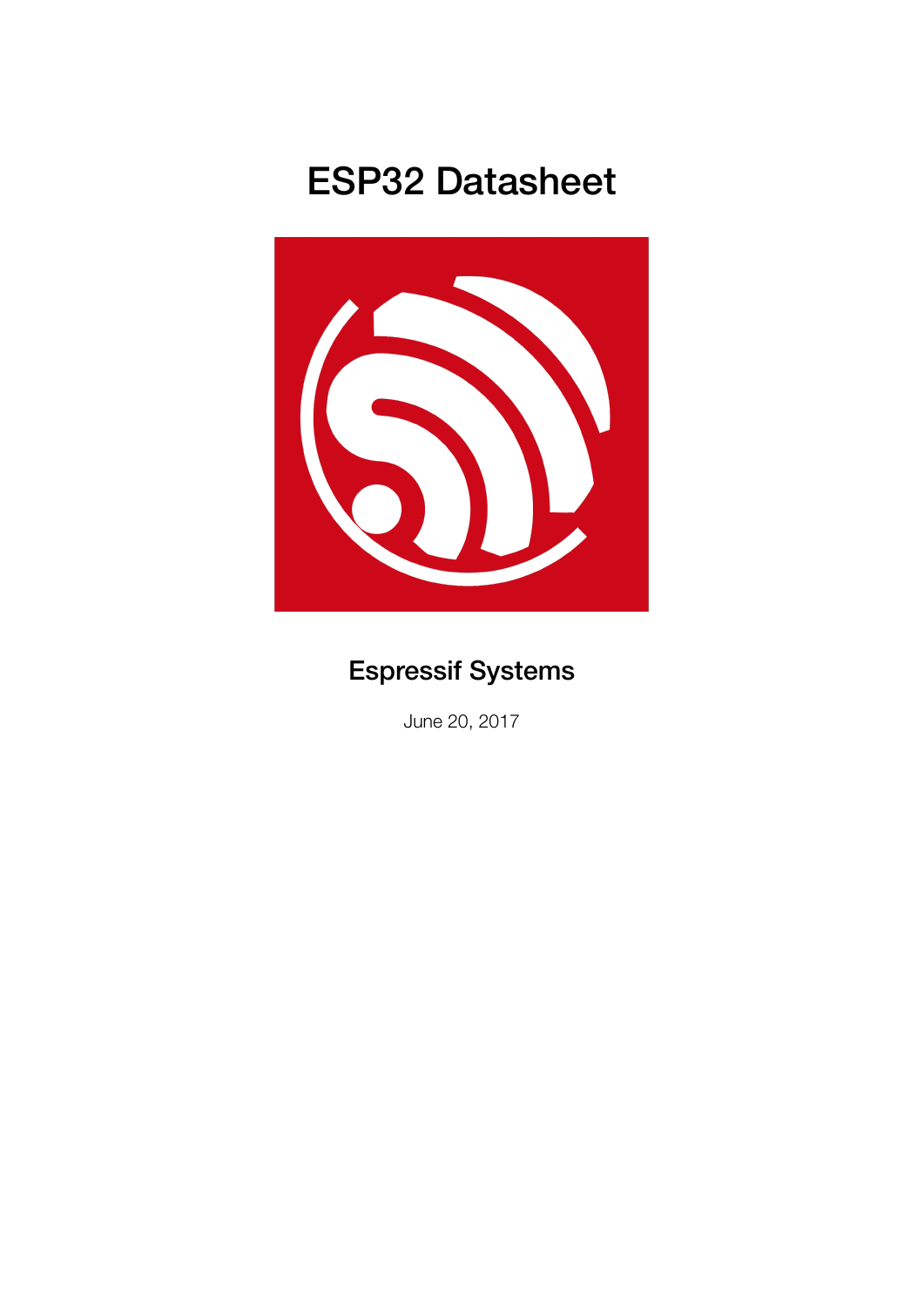# ESP32 Datasheet

**Espressif Systems**

June 20, 2017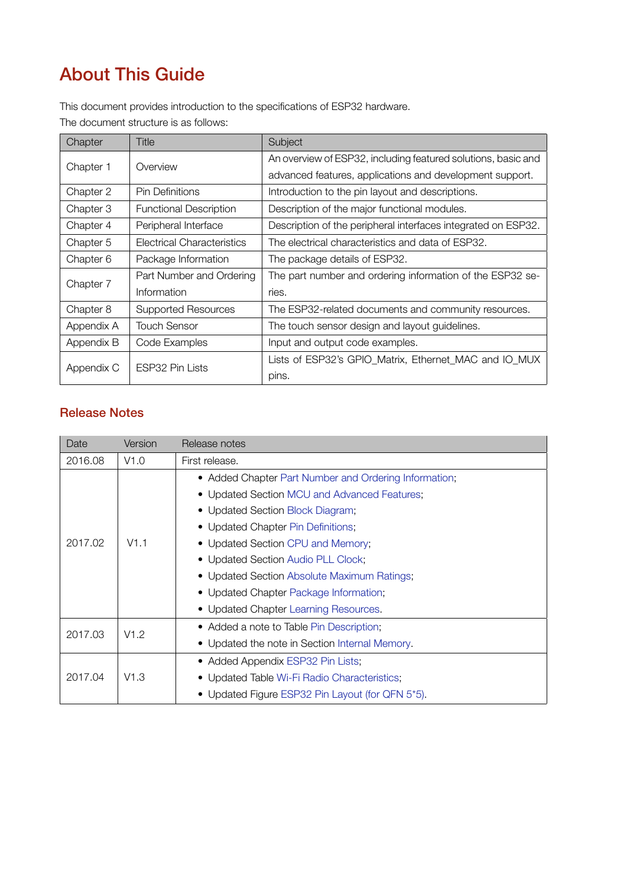# About This Guide

This document provides introduction to the specifications of ESP32 hardware.

The document structure is as follows:

| Chapter | Title | Subject |
| --- | --- | --- |
| Chapter 1 | Overview | An overview of ESP32, including featured solutions, basic and advanced features, applications and development support. |
| Chapter 2 | Pin Definitions | Introduction to the pin layout and descriptions. |
| Chapter 3 | Functional Description | Description of the major functional modules. |
| Chapter 4 | Peripheral Interface | Description of the peripheral interfaces integrated on ESP32. |
| Chapter 5 | Electrical Characteristics | The electrical characteristics and data of ESP32. |
| Chapter 6 | Package Information | The package details of ESP32. |
| Chapter 7 | Part Number and Ordering Information | The part number and ordering information of the ESP32 series. |
| Chapter 8 | Supported Resources | The ESP32-related documents and community resources. |
| Appendix A | Touch Sensor | The touch sensor design and layout guidelines. |
| Appendix B | Code Examples | Input and output code examples. |
| Appendix C | ESP32 Pin Lists | Lists of ESP32's GPIO_Matrix, Ethernet_MAC and IO_MUX pins. |

## Release Notes

| Date | Version | Release notes |
| --- | --- | --- |
| 2016.08 | V1.0 | First release. |
| 2017.02 | V1.1 | • Added Chapter Part Number and Ordering Information;<br>• Updated Section MCU and Advanced Features;<br>• Updated Section Block Diagram;<br>• Updated Chapter Pin Definitions;<br>• Updated Section CPU and Memory;<br>• Updated Section Audio PLL Clock;<br>• Updated Section Absolute Maximum Ratings;<br>• Updated Chapter Package Information;<br>• Updated Chapter Learning Resources. |
| 2017.03 | V1.2 | • Added a note to Table Pin Description;<br>• Updated the note in Section Internal Memory. |
| 2017.04 | V1.3 | • Added Appendix ESP32 Pin Lists;<br>• Updated Table Wi-Fi Radio Characteristics;<br>• Updated Figure ESP32 Pin Layout (for QFN 5*5). |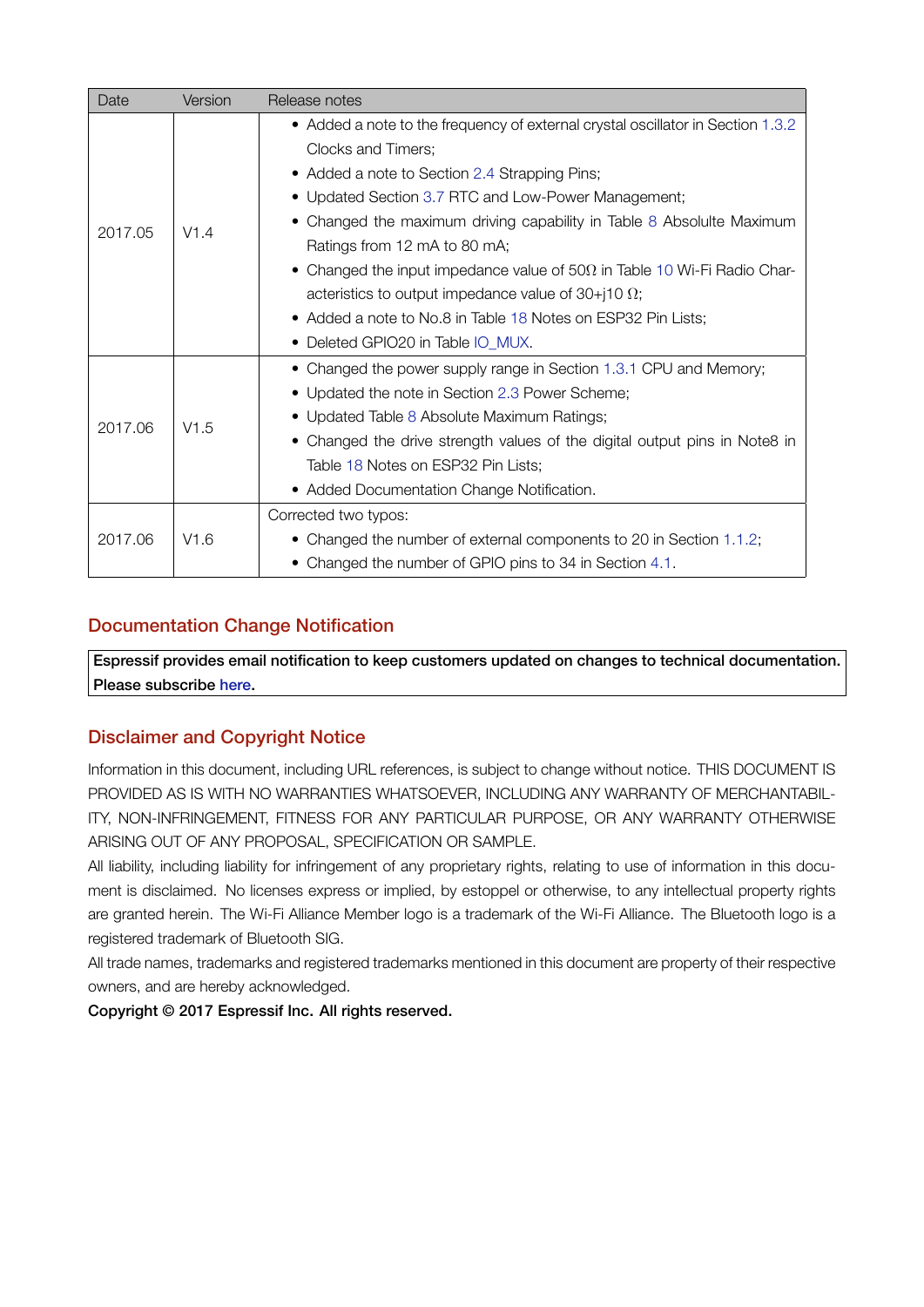| Date | Version | Release notes |
| --- | --- | --- |
| 2017.05 | V1.4 | • Added a note to the frequency of external crystal oscillator in Section 1.3.2 Clocks and Timers;<br>• Added a note to Section 2.4 Strapping Pins;<br>• Updated Section 3.7 RTC and Low-Power Management;<br>• Changed the maximum driving capability in Table 8 Absolute Maximum Ratings from 12 mA to 80 mA;<br>• Changed the input impedance value of 50Ω in Table 10 Wi-Fi Radio Characteristics to output impedance value of 30+j10 Ω;<br>• Added a note to No.8 in Table 18 Notes on ESP32 Pin Lists;<br>• Deleted GPIO20 in Table IO_MUX. |
| 2017.06 | V1.5 | • Changed the power supply range in Section 1.3.1 CPU and Memory;<br>• Updated the note in Section 2.3 Power Scheme;<br>• Updated Table 8 Absolute Maximum Ratings;<br>• Changed the drive strength values of the digital output pins in Note8 in Table 18 Notes on ESP32 Pin Lists;<br>• Added Documentation Change Notification. |
| 2017.06 | V1.6 | Corrected two typos:<br>• Changed the number of external components to 20 in Section 1.1.2;<br>• Changed the number of GPIO pins to 34 in Section 4.1. |

## Documentation Change Notification

**Espressif provides email notification to keep customers updated on changes to technical documentation. Please subscribe here.**

## Disclaimer and Copyright Notice

Information in this document, including URL references, is subject to change without notice. THIS DOCUMENT IS PROVIDED AS IS WITH NO WARRANTIES WHATSOEVER, INCLUDING ANY WARRANTY OF MERCHANTABILITY, NON-INFRINGEMENT, FITNESS FOR ANY PARTICULAR PURPOSE, OR ANY WARRANTY OTHERWISE ARISING OUT OF ANY PROPOSAL, SPECIFICATION OR SAMPLE.

All liability, including liability for infringement of any proprietary rights, relating to use of information in this document is disclaimed. No licenses express or implied, by estoppel or otherwise, to any intellectual property rights are granted herein. The Wi-Fi Alliance Member logo is a trademark of the Wi-Fi Alliance. The Bluetooth logo is a registered trademark of Bluetooth SIG.

All trade names, trademarks and registered trademarks mentioned in this document are property of their respective owners, and are hereby acknowledged.

**Copyright © 2017 Espressif Inc. All rights reserved.**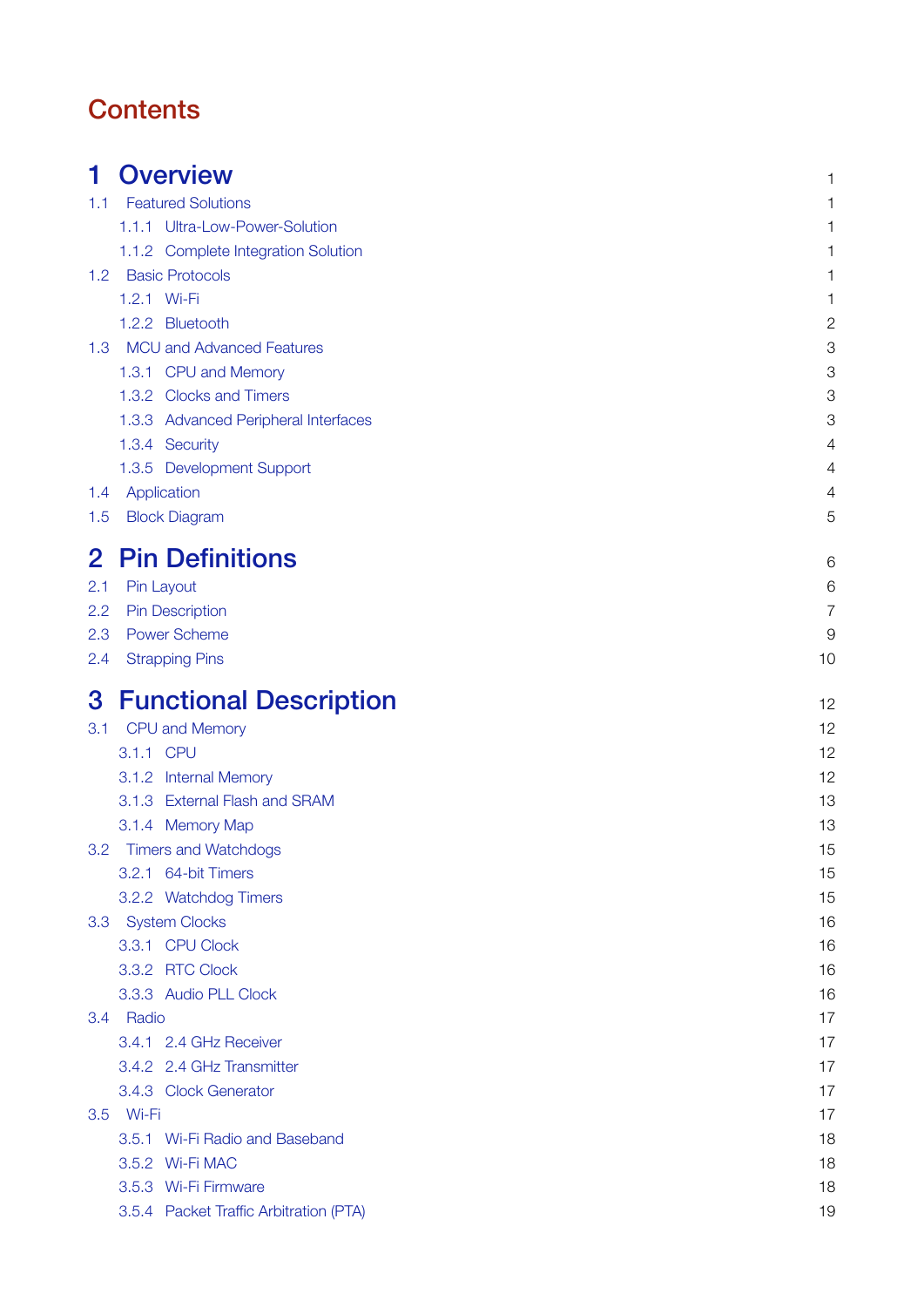# Contents

| | |
|---|---|
| **1 Overview** | 1 |
| 1.1 Featured Solutions | 1 |
| 1.1.1 Ultra-Low-Power-Solution | 1 |
| 1.1.2 Complete Integration Solution | 1 |
| 1.2 Basic Protocols | 1 |
| 1.2.1 Wi-Fi | 1 |
| 1.2.2 Bluetooth | 2 |
| 1.3 MCU and Advanced Features | 3 |
| 1.3.1 CPU and Memory | 3 |
| 1.3.2 Clocks and Timers | 3 |
| 1.3.3 Advanced Peripheral Interfaces | 3 |
| 1.3.4 Security | 4 |
| 1.3.5 Development Support | 4 |
| 1.4 Application | 4 |
| 1.5 Block Diagram | 5 |
| **2 Pin Definitions** | 6 |
| 2.1 Pin Layout | 6 |
| 2.2 Pin Description | 7 |
| 2.3 Power Scheme | 9 |
| 2.4 Strapping Pins | 10 |
| **3 Functional Description** | 12 |
| 3.1 CPU and Memory | 12 |
| 3.1.1 CPU | 12 |
| 3.1.2 Internal Memory | 12 |
| 3.1.3 External Flash and SRAM | 13 |
| 3.1.4 Memory Map | 13 |
| 3.2 Timers and Watchdogs | 15 |
| 3.2.1 64-bit Timers | 15 |
| 3.2.2 Watchdog Timers | 15 |
| 3.3 System Clocks | 16 |
| 3.3.1 CPU Clock | 16 |
| 3.3.2 RTC Clock | 16 |
| 3.3.3 Audio PLL Clock | 16 |
| 3.4 Radio | 17 |
| 3.4.1 2.4 GHz Receiver | 17 |
| 3.4.2 2.4 GHz Transmitter | 17 |
| 3.4.3 Clock Generator | 17 |
| 3.5 Wi-Fi | 17 |
| 3.5.1 Wi-Fi Radio and Baseband | 18 |
| 3.5.2 Wi-Fi MAC | 18 |
| 3.5.3 Wi-Fi Firmware | 18 |
| 3.5.4 Packet Traffic Arbitration (PTA) | 19 |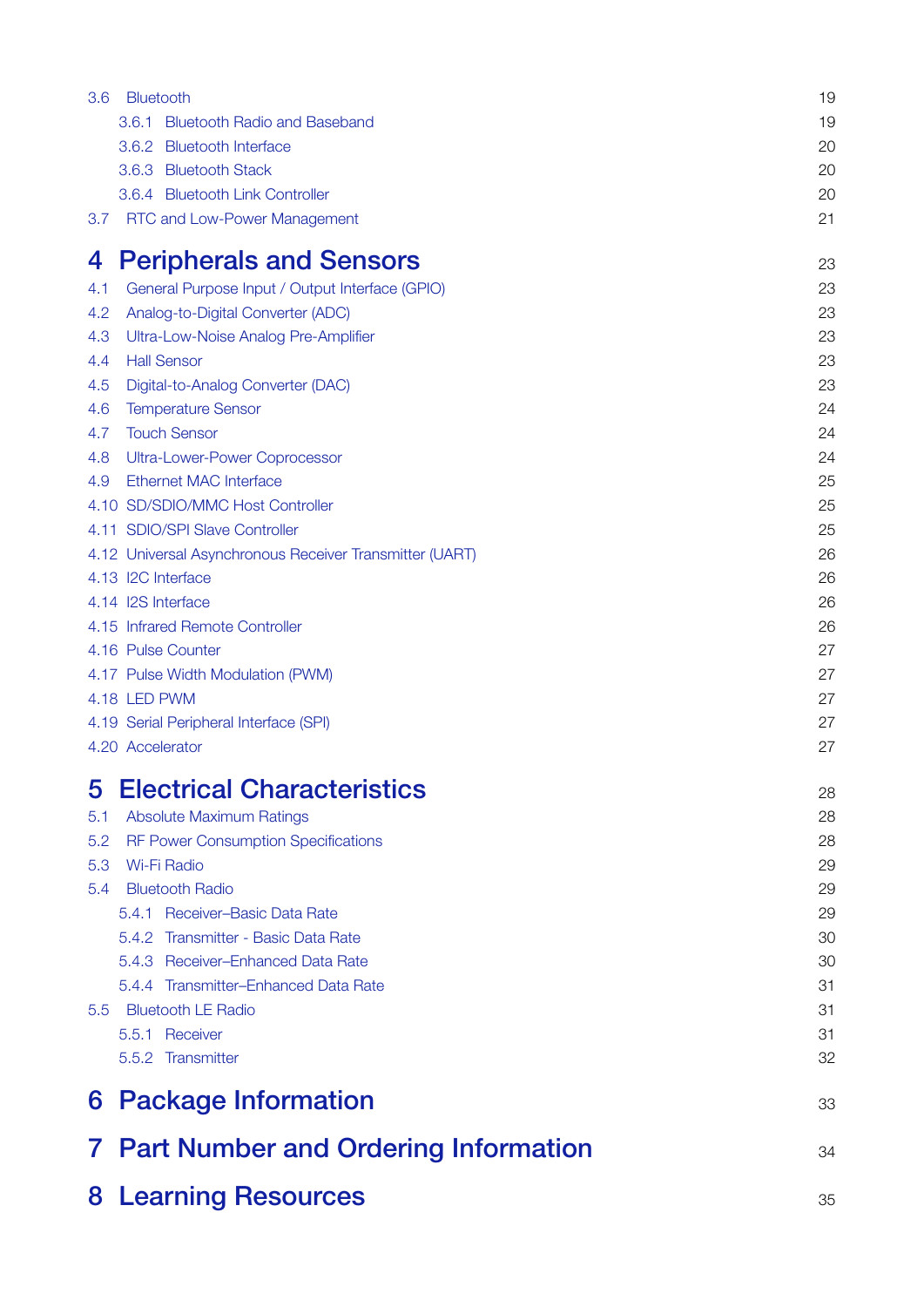3.6 Bluetooth 19
    3.6.1 Bluetooth Radio and Baseband 19
    3.6.2 Bluetooth Interface 20
    3.6.3 Bluetooth Stack 20
    3.6.4 Bluetooth Link Controller 20
3.7 RTC and Low-Power Management 21

# 4 Peripherals and Sensors 23

4.1 General Purpose Input / Output Interface (GPIO) 23
4.2 Analog-to-Digital Converter (ADC) 23
4.3 Ultra-Low-Noise Analog Pre-Amplifier 23
4.4 Hall Sensor 23
4.5 Digital-to-Analog Converter (DAC) 23
4.6 Temperature Sensor 24
4.7 Touch Sensor 24
4.8 Ultra-Lower-Power Coprocessor 24
4.9 Ethernet MAC Interface 25
4.10 SD/SDIO/MMC Host Controller 25
4.11 SDIO/SPI Slave Controller 25
4.12 Universal Asynchronous Receiver Transmitter (UART) 26
4.13 I2C Interface 26
4.14 I2S Interface 26
4.15 Infrared Remote Controller 26
4.16 Pulse Counter 27
4.17 Pulse Width Modulation (PWM) 27
4.18 LED PWM 27
4.19 Serial Peripheral Interface (SPI) 27
4.20 Accelerator 27

# 5 Electrical Characteristics 28

5.1 Absolute Maximum Ratings 28
5.2 RF Power Consumption Specifications 28
5.3 Wi-Fi Radio 29
5.4 Bluetooth Radio 29
    5.4.1 Receiver–Basic Data Rate 29
    5.4.2 Transmitter - Basic Data Rate 30
    5.4.3 Receiver–Enhanced Data Rate 30
    5.4.4 Transmitter–Enhanced Data Rate 31
5.5 Bluetooth LE Radio 31
    5.5.1 Receiver 31
    5.5.2 Transmitter 32

# 6 Package Information 33

# 7 Part Number and Ordering Information 34

# 8 Learning Resources 35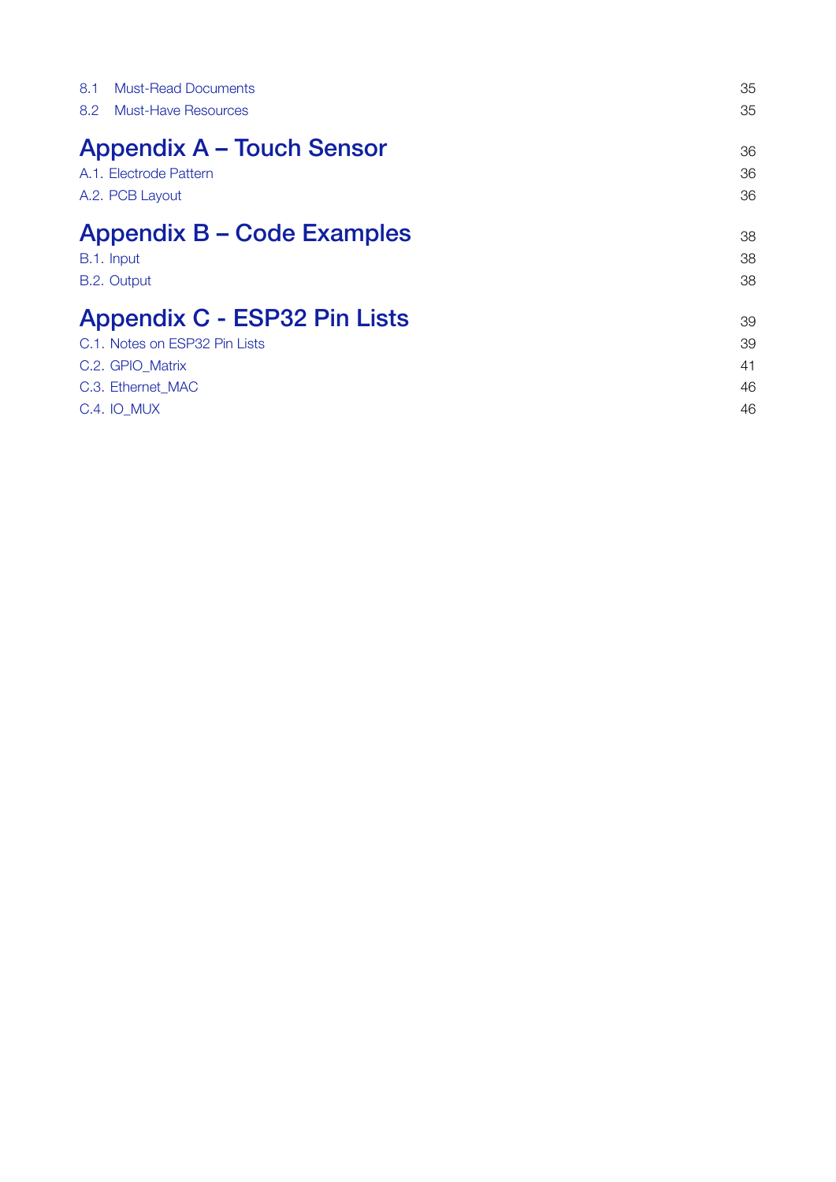8.1 Must-Read Documents 35
8.2 Must-Have Resources 35

Appendix A – Touch Sensor 36
A.1. Electrode Pattern 36
A.2. PCB Layout 36

Appendix B – Code Examples 38
B.1. Input 38
B.2. Output 38

Appendix C - ESP32 Pin Lists 39
C.1. Notes on ESP32 Pin Lists 39
C.2. GPIO_Matrix 41
C.3. Ethernet_MAC 46
C.4. IO_MUX 46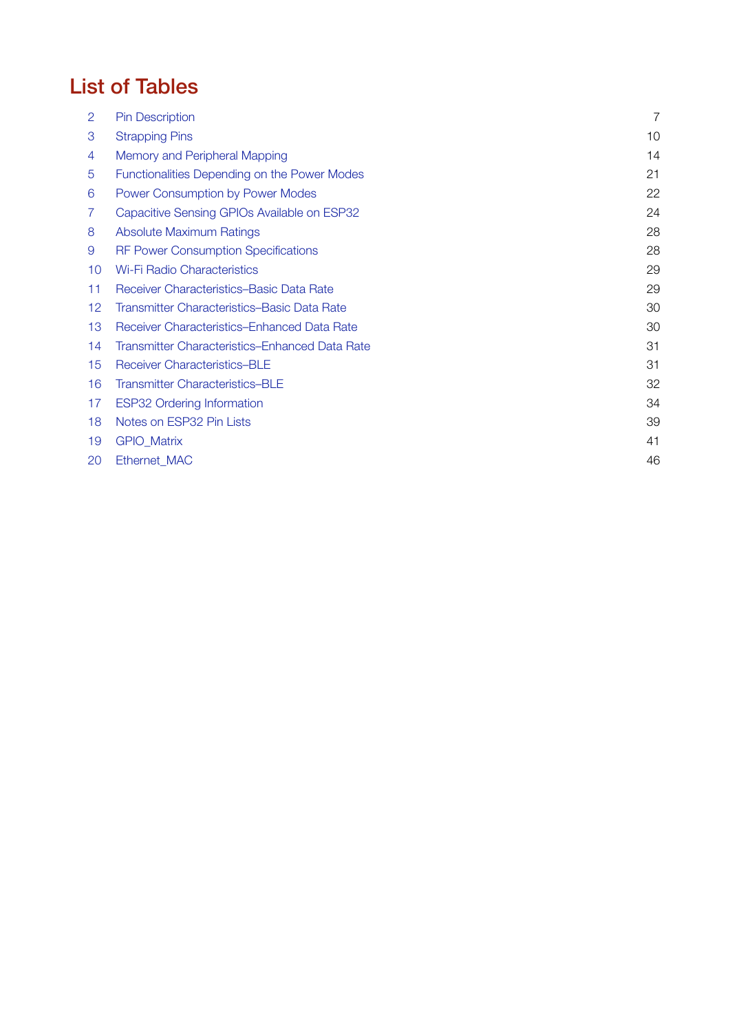# List of Tables

| | | |
|---|---|---|
| 2 | Pin Description | 7 |
| 3 | Strapping Pins | 10 |
| 4 | Memory and Peripheral Mapping | 14 |
| 5 | Functionalities Depending on the Power Modes | 21 |
| 6 | Power Consumption by Power Modes | 22 |
| 7 | Capacitive Sensing GPIOs Available on ESP32 | 24 |
| 8 | Absolute Maximum Ratings | 28 |
| 9 | RF Power Consumption Specifications | 28 |
| 10 | Wi-Fi Radio Characteristics | 29 |
| 11 | Receiver Characteristics–Basic Data Rate | 29 |
| 12 | Transmitter Characteristics–Basic Data Rate | 30 |
| 13 | Receiver Characteristics–Enhanced Data Rate | 30 |
| 14 | Transmitter Characteristics–Enhanced Data Rate | 31 |
| 15 | Receiver Characteristics–BLE | 31 |
| 16 | Transmitter Characteristics–BLE | 32 |
| 17 | ESP32 Ordering Information | 34 |
| 18 | Notes on ESP32 Pin Lists | 39 |
| 19 | GPIO_Matrix | 41 |
| 20 | Ethernet_MAC | 46 |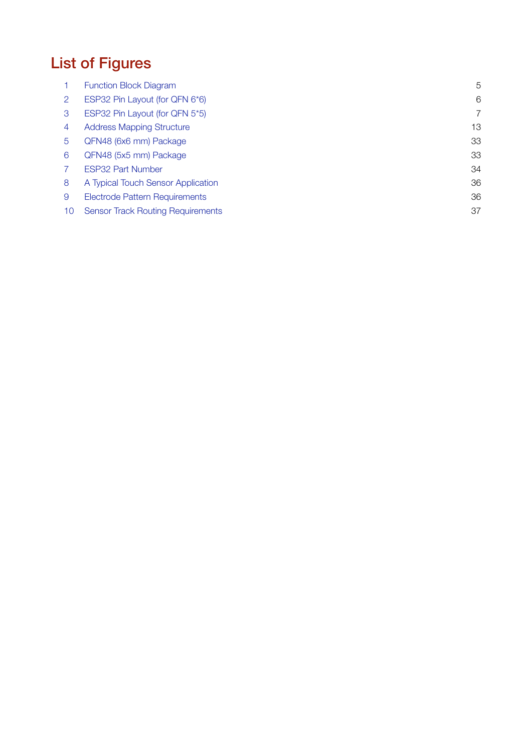# List of Figures

| | | |
|---|---|---|
| 1 | Function Block Diagram | 5 |
| 2 | ESP32 Pin Layout (for QFN 6*6) | 6 |
| 3 | ESP32 Pin Layout (for QFN 5*5) | 7 |
| 4 | Address Mapping Structure | 13 |
| 5 | QFN48 (6x6 mm) Package | 33 |
| 6 | QFN48 (5x5 mm) Package | 33 |
| 7 | ESP32 Part Number | 34 |
| 8 | A Typical Touch Sensor Application | 36 |
| 9 | Electrode Pattern Requirements | 36 |
| 10 | Sensor Track Routing Requirements | 37 |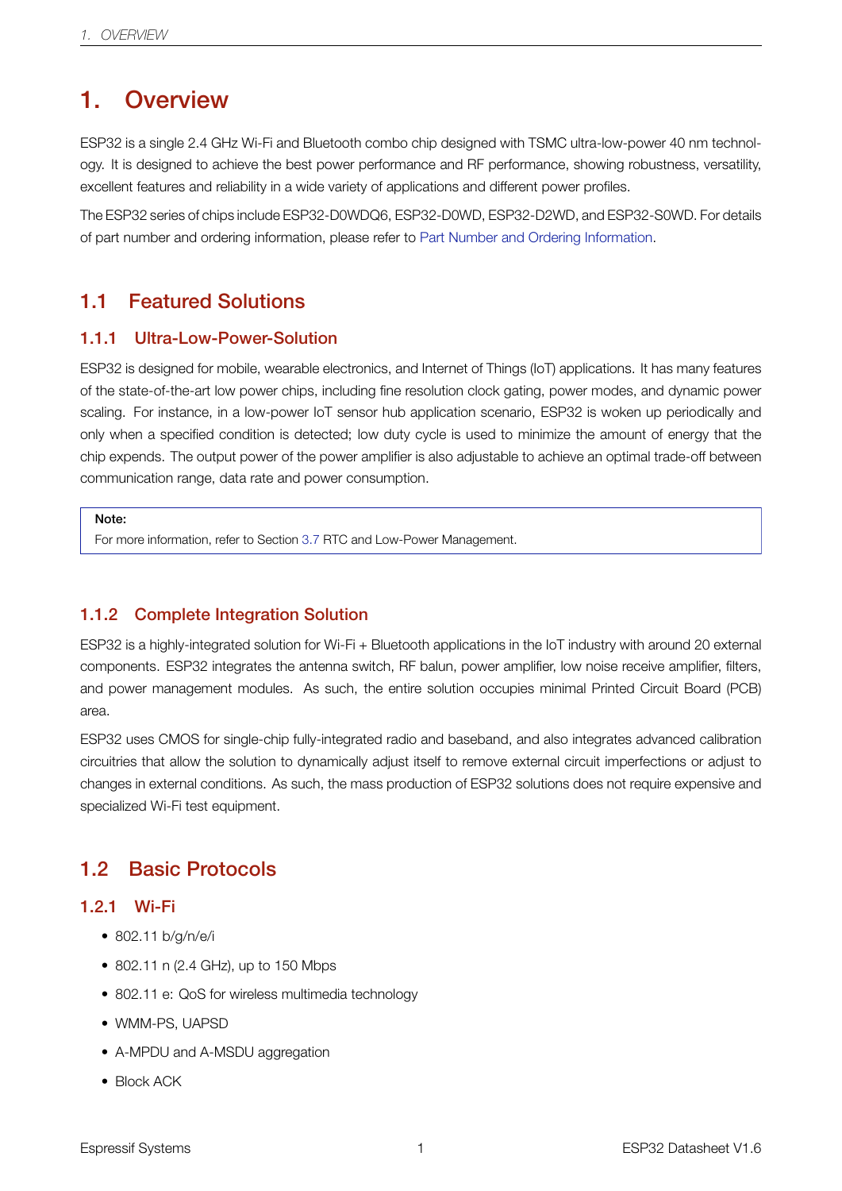# 1. Overview

ESP32 is a single 2.4 GHz Wi-Fi and Bluetooth combo chip designed with TSMC ultra-low-power 40 nm technology. It is designed to achieve the best power performance and RF performance, showing robustness, versatility, excellent features and reliability in a wide variety of applications and different power profiles.

The ESP32 series of chips include ESP32-D0WDQ6, ESP32-D0WD, ESP32-D2WD, and ESP32-S0WD. For details of part number and ordering information, please refer to Part Number and Ordering Information.

## 1.1 Featured Solutions

### 1.1.1 Ultra-Low-Power-Solution

ESP32 is designed for mobile, wearable electronics, and Internet of Things (IoT) applications. It has many features of the state-of-the-art low power chips, including fine resolution clock gating, power modes, and dynamic power scaling. For instance, in a low-power IoT sensor hub application scenario, ESP32 is woken up periodically and only when a specified condition is detected; low duty cycle is used to minimize the amount of energy that the chip expends. The output power of the power amplifier is also adjustable to achieve an optimal trade-off between communication range, data rate and power consumption.

> **Note:**
> For more information, refer to Section 3.7 RTC and Low-Power Management.

### 1.1.2 Complete Integration Solution

ESP32 is a highly-integrated solution for Wi-Fi + Bluetooth applications in the IoT industry with around 20 external components. ESP32 integrates the antenna switch, RF balun, power amplifier, low noise receive amplifier, filters, and power management modules. As such, the entire solution occupies minimal Printed Circuit Board (PCB) area.

ESP32 uses CMOS for single-chip fully-integrated radio and baseband, and also integrates advanced calibration circuitries that allow the solution to dynamically adjust itself to remove external circuit imperfections or adjust to changes in external conditions. As such, the mass production of ESP32 solutions does not require expensive and specialized Wi-Fi test equipment.

## 1.2 Basic Protocols

### 1.2.1 Wi-Fi

- 802.11 b/g/n/e/i
- 802.11 n (2.4 GHz), up to 150 Mbps
- 802.11 e: QoS for wireless multimedia technology
- WMM-PS, UAPSD
- A-MPDU and A-MSDU aggregation
- Block ACK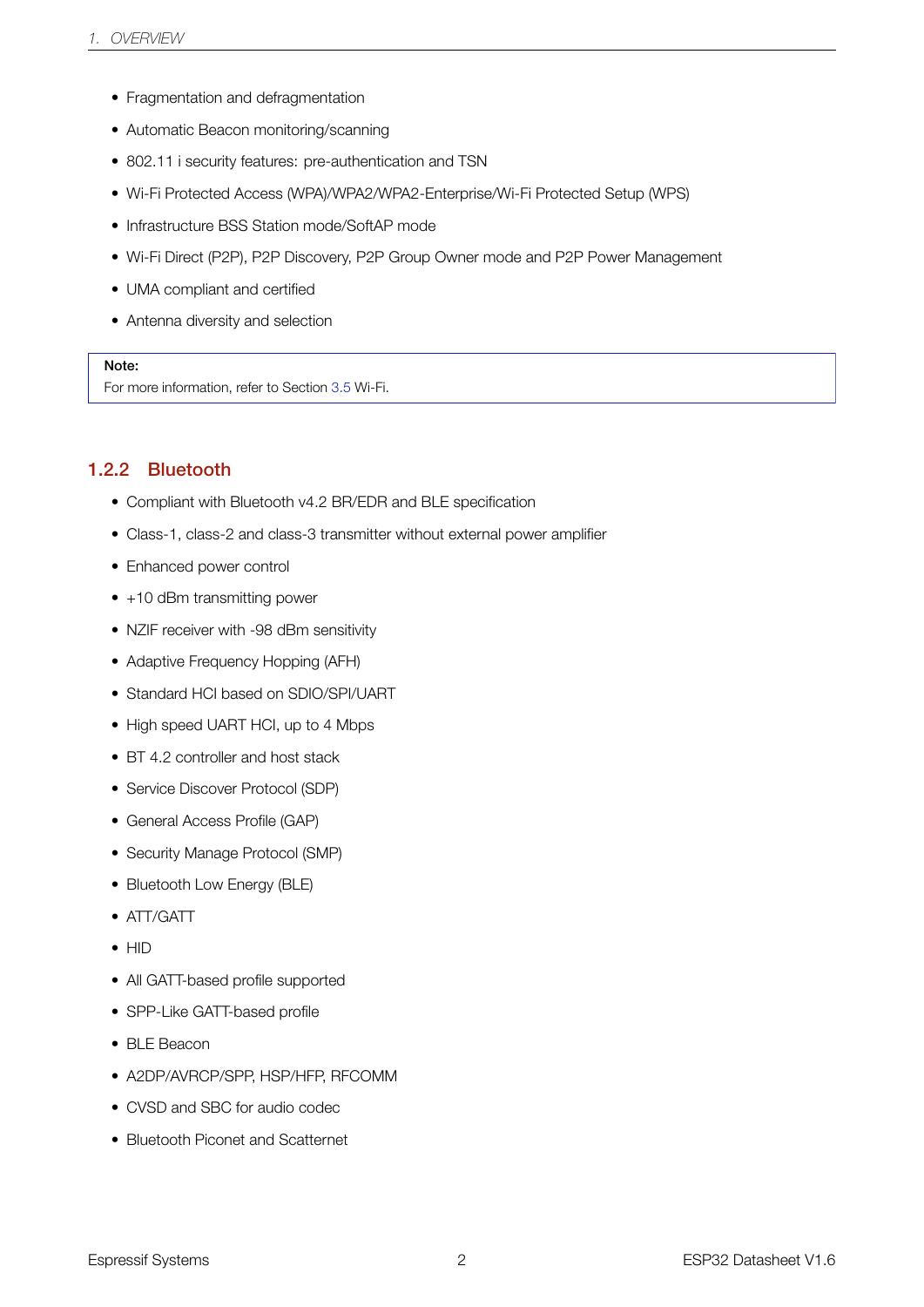- Fragmentation and defragmentation
- Automatic Beacon monitoring/scanning
- 802.11 i security features: pre-authentication and TSN
- Wi-Fi Protected Access (WPA)/WPA2/WPA2-Enterprise/Wi-Fi Protected Setup (WPS)
- Infrastructure BSS Station mode/SoftAP mode
- Wi-Fi Direct (P2P), P2P Discovery, P2P Group Owner mode and P2P Power Management
- UMA compliant and certified
- Antenna diversity and selection

**Note:**
For more information, refer to Section 3.5 Wi-Fi.

### 1.2.2 Bluetooth

- Compliant with Bluetooth v4.2 BR/EDR and BLE specification
- Class-1, class-2 and class-3 transmitter without external power amplifier
- Enhanced power control
- +10 dBm transmitting power
- NZIF receiver with -98 dBm sensitivity
- Adaptive Frequency Hopping (AFH)
- Standard HCI based on SDIO/SPI/UART
- High speed UART HCI, up to 4 Mbps
- BT 4.2 controller and host stack
- Service Discover Protocol (SDP)
- General Access Profile (GAP)
- Security Manage Protocol (SMP)
- Bluetooth Low Energy (BLE)
- ATT/GATT
- HID
- All GATT-based profile supported
- SPP-Like GATT-based profile
- BLE Beacon
- A2DP/AVRCP/SPP, HSP/HFP, RFCOMM
- CVSD and SBC for audio codec
- Bluetooth Piconet and Scatternet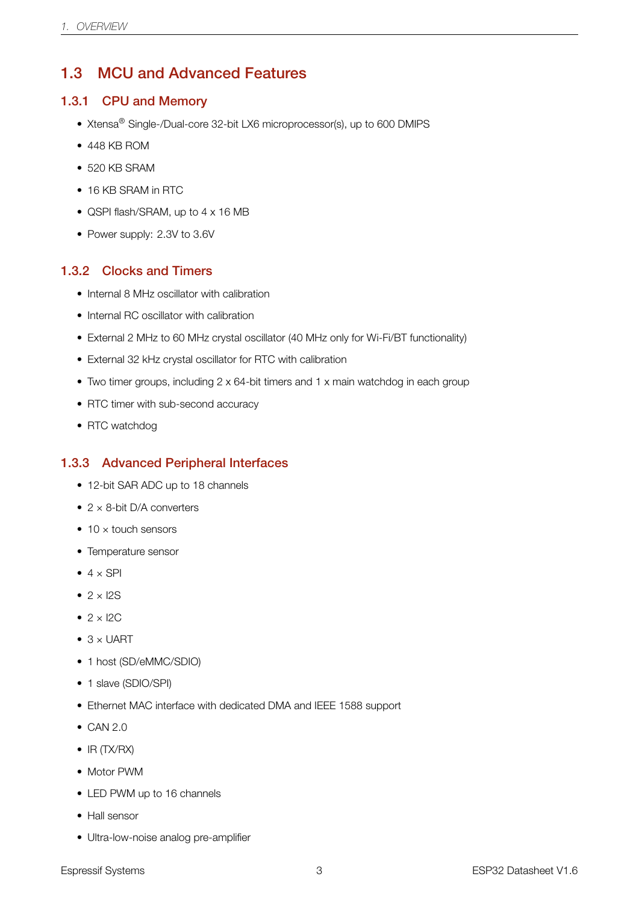## 1.3 MCU and Advanced Features

### 1.3.1 CPU and Memory

- Xtensa® Single-/Dual-core 32-bit LX6 microprocessor(s), up to 600 DMIPS
- 448 KB ROM
- 520 KB SRAM
- 16 KB SRAM in RTC
- QSPI flash/SRAM, up to 4 x 16 MB
- Power supply: 2.3V to 3.6V

### 1.3.2 Clocks and Timers

- Internal 8 MHz oscillator with calibration
- Internal RC oscillator with calibration
- External 2 MHz to 60 MHz crystal oscillator (40 MHz only for Wi-Fi/BT functionality)
- External 32 kHz crystal oscillator for RTC with calibration
- Two timer groups, including 2 x 64-bit timers and 1 x main watchdog in each group
- RTC timer with sub-second accuracy
- RTC watchdog

### 1.3.3 Advanced Peripheral Interfaces

- 12-bit SAR ADC up to 18 channels
- 2 × 8-bit D/A converters
- 10 × touch sensors
- Temperature sensor
- 4 × SPI
- 2 × I2S
- 2 × I2C
- 3 × UART
- 1 host (SD/eMMC/SDIO)
- 1 slave (SDIO/SPI)
- Ethernet MAC interface with dedicated DMA and IEEE 1588 support
- CAN 2.0
- IR (TX/RX)
- Motor PWM
- LED PWM up to 16 channels
- Hall sensor
- Ultra-low-noise analog pre-amplifier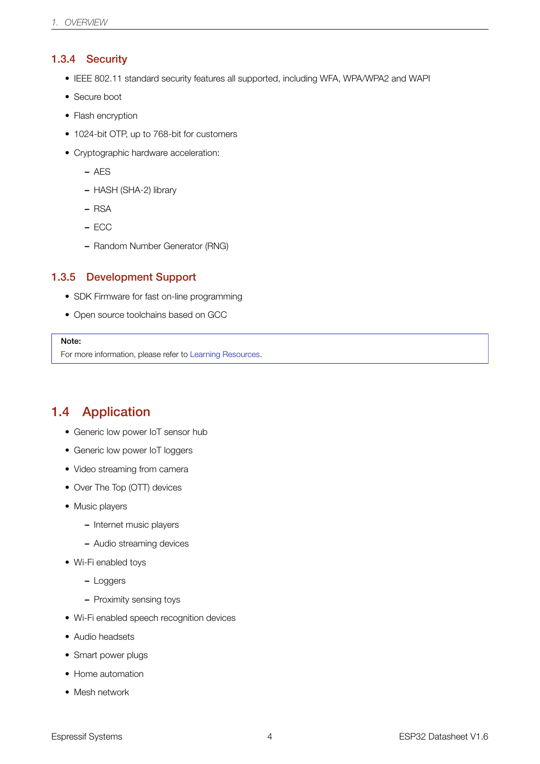### 1.3.4 Security

- IEEE 802.11 standard security features all supported, including WFA, WPA/WPA2 and WAPI
- Secure boot
- Flash encryption
- 1024-bit OTP, up to 768-bit for customers
- Cryptographic hardware acceleration:
  - AES
  - HASH (SHA-2) library
  - RSA
  - ECC
  - Random Number Generator (RNG)

### 1.3.5 Development Support

- SDK Firmware for fast on-line programming
- Open source toolchains based on GCC

> **Note:**
> For more information, please refer to Learning Resources.

## 1.4 Application

- Generic low power IoT sensor hub
- Generic low power IoT loggers
- Video streaming from camera
- Over The Top (OTT) devices
- Music players
  - Internet music players
  - Audio streaming devices
- Wi-Fi enabled toys
  - Loggers
  - Proximity sensing toys
- Wi-Fi enabled speech recognition devices
- Audio headsets
- Smart power plugs
- Home automation
- Mesh network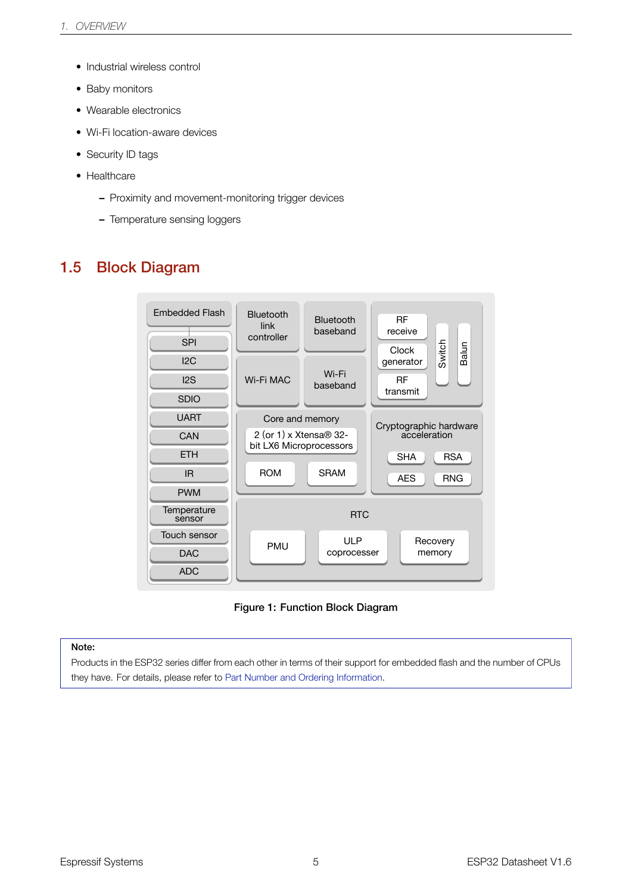- Industrial wireless control
- Baby monitors
- Wearable electronics
- Wi-Fi location-aware devices
- Security ID tags
- Healthcare
  - Proximity and movement-monitoring trigger devices
  - Temperature sensing loggers

## 1.5 Block Diagram

Embedded Flash

SPI
I2C
I2S
SDIO
UART
CAN
ETH
IR
PWM
Temperature sensor
Touch sensor
DAC
ADC

Bluetooth link controller
Bluetooth baseband
Wi-Fi MAC
Wi-Fi baseband

RF receive
Clock generator
RF transmit
Switch
Balun

Core and memory
2 (or 1) x Xtensa® 32-bit LX6 Microprocessors
ROM
SRAM

Cryptographic hardware acceleration
SHA
RSA
AES
RNG

RTC
PMU
ULP coprocesser
Recovery memory

**Figure 1: Function Block Diagram**

> **Note:**
> Products in the ESP32 series differ from each other in terms of their support for embedded flash and the number of CPUs they have. For details, please refer to Part Number and Ordering Information.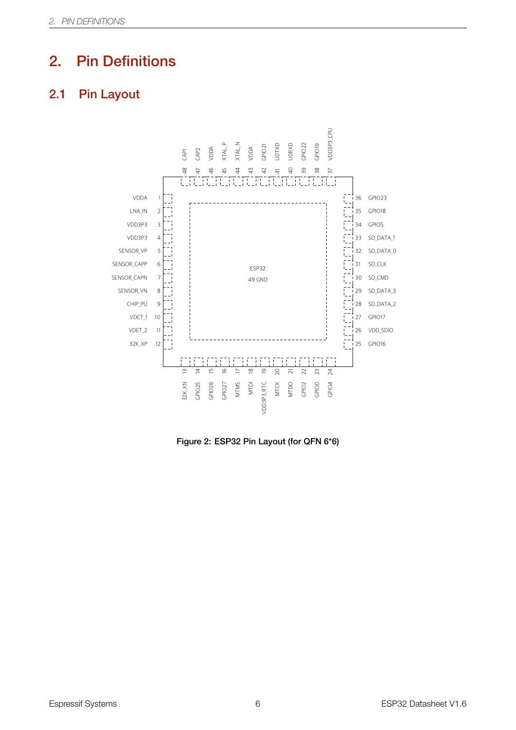# 2. Pin Definitions

## 2.1 Pin Layout

| Pin | Name | Pin | Name |
|---|---|---|---|
| 1 | VDDA | 25 | GPIO16 |
| 2 | LNA_IN | 26 | VDD_SDIO |
| 3 | VDD3P3 | 27 | GPIO17 |
| 4 | VDD3P3 | 28 | SD_DATA_2 |
| 5 | SENSOR_VP | 29 | SD_DATA_3 |
| 6 | SENSOR_CAPP | 30 | SD_CMD |
| 7 | SENSOR_CAPN | 31 | SD_CLK |
| 8 | SENSOR_VN | 32 | SD_DATA_0 |
| 9 | CHIP_PU | 33 | SD_DATA_1 |
| 10 | VDET_1 | 34 | GPIO5 |
| 11 | VDET_2 | 35 | GPIO18 |
| 12 | 32K_XP | 36 | GPIO23 |
| 13 | 32K_XN | 37 | VDD3P3_CPU |
| 14 | GPIO25 | 38 | GPIO19 |
| 15 | GPIO26 | 39 | GPIO22 |
| 16 | GPIO27 | 40 | U0RXD |
| 17 | MTMS | 41 | U0TXD |
| 18 | MTDI | 42 | GPIO21 |
| 19 | VDD3P3_RTC | 43 | VDDA |
| 20 | MTCK | 44 | XTAL_N |
| 21 | MTDO | 45 | XTAL_P |
| 22 | GPIO2 | 46 | VDDA |
| 23 | GPIO0 | 47 | CAP2 |
| 24 | GPIO4 | 48 | CAP1 |

ESP32
49 GND

**Figure 2: ESP32 Pin Layout (for QFN 6*6)**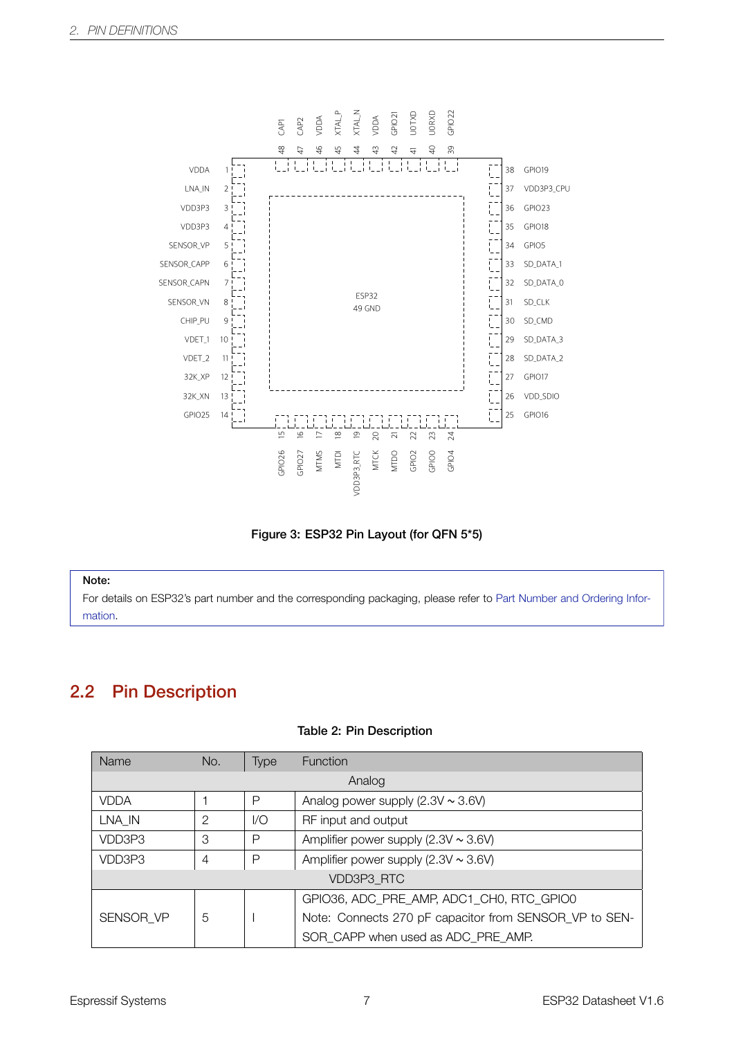Figure 3: ESP32 Pin Layout (for QFN 5*5)

**Note:**

For details on ESP32's part number and the corresponding packaging, please refer to Part Number and Ordering Information.

## 2.2 Pin Description

**Table 2: Pin Description**

| Name | No. | Type | Function |
|---|---|---|---|
| Analog | | | |
| VDDA | 1 | P | Analog power supply (2.3V ~ 3.6V) |
| LNA_IN | 2 | I/O | RF input and output |
| VDD3P3 | 3 | P | Amplifier power supply (2.3V ~ 3.6V) |
| VDD3P3 | 4 | P | Amplifier power supply (2.3V ~ 3.6V) |
| VDD3P3_RTC | | | |
| SENSOR_VP | 5 | I | GPIO36, ADC_PRE_AMP, ADC1_CH0, RTC_GPIO0<br>Note: Connects 270 pF capacitor from SENSOR_VP to SENSOR_CAPP when used as ADC_PRE_AMP. |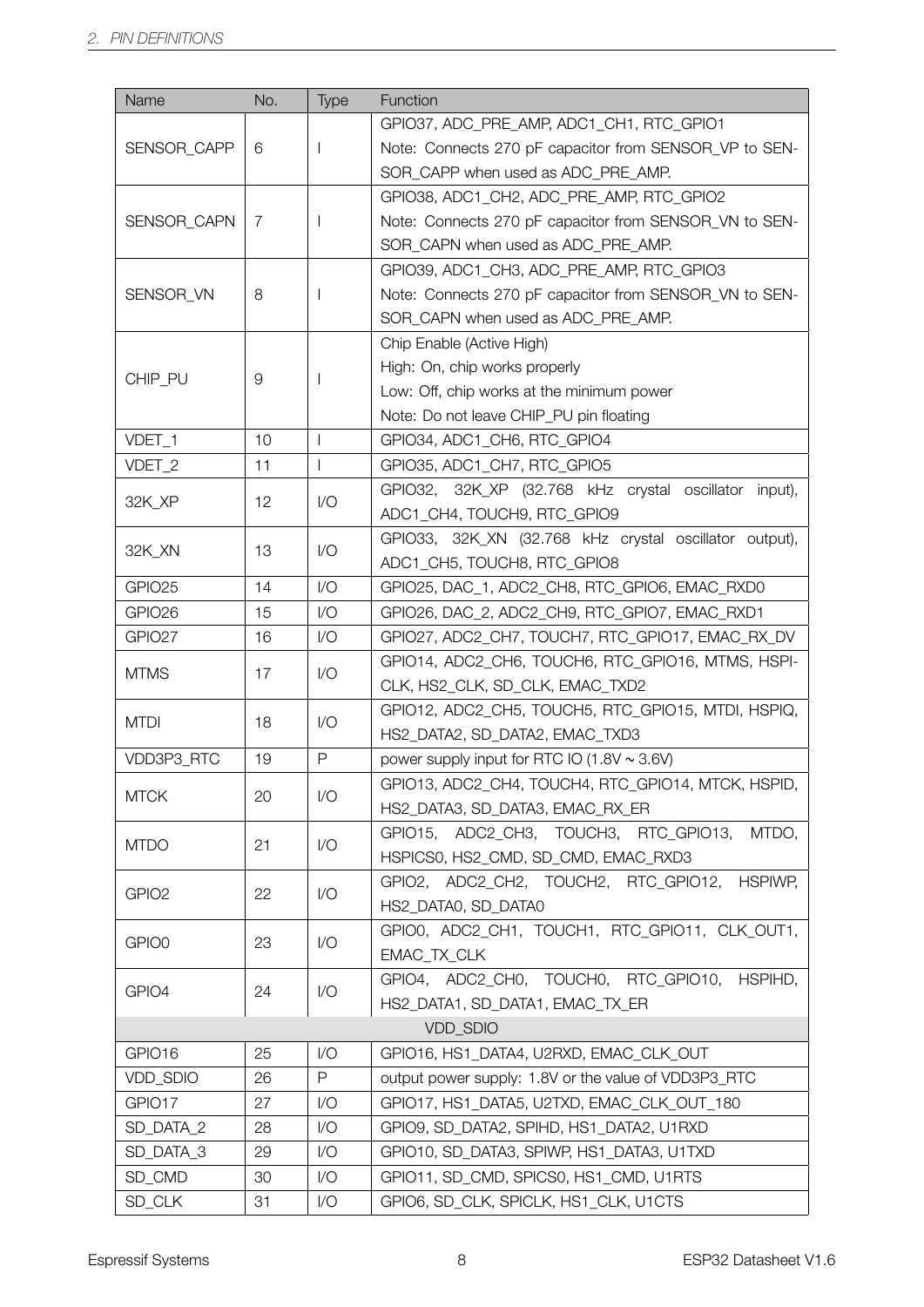| Name | No. | Type | Function |
|---|---|---|---|
| SENSOR_CAPP | 6 | I | GPIO37, ADC_PRE_AMP, ADC1_CH1, RTC_GPIO1<br>Note: Connects 270 pF capacitor from SENSOR_VP to SENSOR_CAPP when used as ADC_PRE_AMP. |
| SENSOR_CAPN | 7 | I | GPIO38, ADC1_CH2, ADC_PRE_AMP, RTC_GPIO2<br>Note: Connects 270 pF capacitor from SENSOR_VN to SENSOR_CAPN when used as ADC_PRE_AMP. |
| SENSOR_VN | 8 | I | GPIO39, ADC1_CH3, ADC_PRE_AMP, RTC_GPIO3<br>Note: Connects 270 pF capacitor from SENSOR_VN to SENSOR_CAPN when used as ADC_PRE_AMP. |
| CHIP_PU | 9 | I | Chip Enable (Active High)<br>High: On, chip works properly<br>Low: Off, chip works at the minimum power<br>Note: Do not leave CHIP_PU pin floating |
| VDET_1 | 10 | I | GPIO34, ADC1_CH6, RTC_GPIO4 |
| VDET_2 | 11 | I | GPIO35, ADC1_CH7, RTC_GPIO5 |
| 32K_XP | 12 | I/O | GPIO32, 32K_XP (32.768 kHz crystal oscillator input), ADC1_CH4, TOUCH9, RTC_GPIO9 |
| 32K_XN | 13 | I/O | GPIO33, 32K_XN (32.768 kHz crystal oscillator output), ADC1_CH5, TOUCH8, RTC_GPIO8 |
| GPIO25 | 14 | I/O | GPIO25, DAC_1, ADC2_CH8, RTC_GPIO6, EMAC_RXD0 |
| GPIO26 | 15 | I/O | GPIO26, DAC_2, ADC2_CH9, RTC_GPIO7, EMAC_RXD1 |
| GPIO27 | 16 | I/O | GPIO27, ADC2_CH7, TOUCH7, RTC_GPIO17, EMAC_RX_DV |
| MTMS | 17 | I/O | GPIO14, ADC2_CH6, TOUCH6, RTC_GPIO16, MTMS, HSPICLK, HS2_CLK, SD_CLK, EMAC_TXD2 |
| MTDI | 18 | I/O | GPIO12, ADC2_CH5, TOUCH5, RTC_GPIO15, MTDI, HSPIQ, HS2_DATA2, SD_DATA2, EMAC_TXD3 |
| VDD3P3_RTC | 19 | P | power supply input for RTC IO (1.8V ~ 3.6V) |
| MTCK | 20 | I/O | GPIO13, ADC2_CH4, TOUCH4, RTC_GPIO14, MTCK, HSPID, HS2_DATA3, SD_DATA3, EMAC_RX_ER |
| MTDO | 21 | I/O | GPIO15, ADC2_CH3, TOUCH3, RTC_GPIO13, MTDO, HSPICS0, HS2_CMD, SD_CMD, EMAC_RXD3 |
| GPIO2 | 22 | I/O | GPIO2, ADC2_CH2, TOUCH2, RTC_GPIO12, HSPIWP, HS2_DATA0, SD_DATA0 |
| GPIO0 | 23 | I/O | GPIO0, ADC2_CH1, TOUCH1, RTC_GPIO11, CLK_OUT1, EMAC_TX_CLK |
| GPIO4 | 24 | I/O | GPIO4, ADC2_CH0, TOUCH0, RTC_GPIO10, HSPIHD, HS2_DATA1, SD_DATA1, EMAC_TX_ER |
| VDD_SDIO | | | |
| GPIO16 | 25 | I/O | GPIO16, HS1_DATA4, U2RXD, EMAC_CLK_OUT |
| VDD_SDIO | 26 | P | output power supply: 1.8V or the value of VDD3P3_RTC |
| GPIO17 | 27 | I/O | GPIO17, HS1_DATA5, U2TXD, EMAC_CLK_OUT_180 |
| SD_DATA_2 | 28 | I/O | GPIO9, SD_DATA2, SPIHD, HS1_DATA2, U1RXD |
| SD_DATA_3 | 29 | I/O | GPIO10, SD_DATA3, SPIWP, HS1_DATA3, U1TXD |
| SD_CMD | 30 | I/O | GPIO11, SD_CMD, SPICS0, HS1_CMD, U1RTS |
| SD_CLK | 31 | I/O | GPIO6, SD_CLK, SPICLK, HS1_CLK, U1CTS |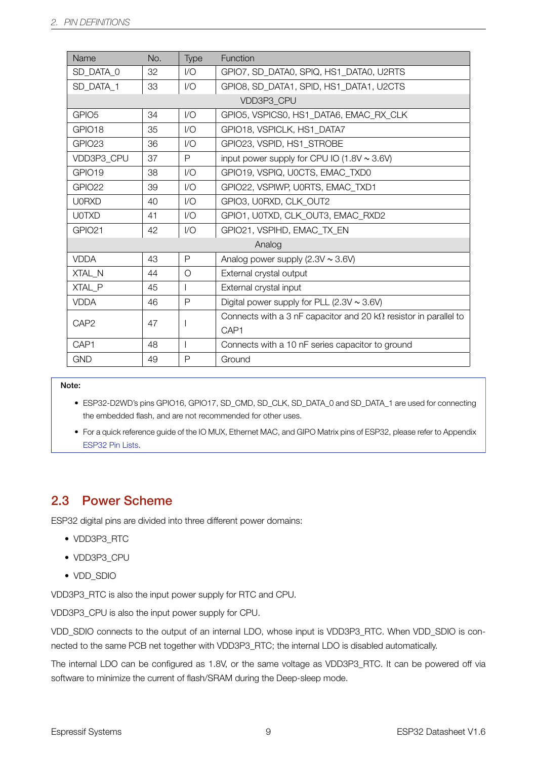| Name | No. | Type | Function |
| --- | --- | --- | --- |
| SD_DATA_0 | 32 | I/O | GPIO7, SD_DATA0, SPIQ, HS1_DATA0, U2RTS |
| SD_DATA_1 | 33 | I/O | GPIO8, SD_DATA1, SPID, HS1_DATA1, U2CTS |
| VDD3P3_CPU | | | |
| GPIO5 | 34 | I/O | GPIO5, VSPICS0, HS1_DATA6, EMAC_RX_CLK |
| GPIO18 | 35 | I/O | GPIO18, VSPICLK, HS1_DATA7 |
| GPIO23 | 36 | I/O | GPIO23, VSPID, HS1_STROBE |
| VDD3P3_CPU | 37 | P | input power supply for CPU IO (1.8V ~ 3.6V) |
| GPIO19 | 38 | I/O | GPIO19, VSPIQ, U0CTS, EMAC_TXD0 |
| GPIO22 | 39 | I/O | GPIO22, VSPIWP, U0RTS, EMAC_TXD1 |
| U0RXD | 40 | I/O | GPIO3, U0RXD, CLK_OUT2 |
| U0TXD | 41 | I/O | GPIO1, U0TXD, CLK_OUT3, EMAC_RXD2 |
| GPIO21 | 42 | I/O | GPIO21, VSPIHD, EMAC_TX_EN |
| Analog | | | |
| VDDA | 43 | P | Analog power supply (2.3V ~ 3.6V) |
| XTAL_N | 44 | O | External crystal output |
| XTAL_P | 45 | I | External crystal input |
| VDDA | 46 | P | Digital power supply for PLL (2.3V ~ 3.6V) |
| CAP2 | 47 | I | Connects with a 3 nF capacitor and 20 kΩ resistor in parallel to CAP1 |
| CAP1 | 48 | I | Connects with a 10 nF series capacitor to ground |
| GND | 49 | P | Ground |

**Note:**

- ESP32-D2WD's pins GPIO16, GPIO17, SD_CMD, SD_CLK, SD_DATA_0 and SD_DATA_1 are used for connecting the embedded flash, and are not recommended for other uses.
- For a quick reference guide of the IO MUX, Ethernet MAC, and GIPO Matrix pins of ESP32, please refer to Appendix ESP32 Pin Lists.

## 2.3 Power Scheme

ESP32 digital pins are divided into three different power domains:

- VDD3P3_RTC
- VDD3P3_CPU
- VDD_SDIO

VDD3P3_RTC is also the input power supply for RTC and CPU.

VDD3P3_CPU is also the input power supply for CPU.

VDD_SDIO connects to the output of an internal LDO, whose input is VDD3P3_RTC. When VDD_SDIO is connected to the same PCB net together with VDD3P3_RTC; the internal LDO is disabled automatically.

The internal LDO can be configured as 1.8V, or the same voltage as VDD3P3_RTC. It can be powered off via software to minimize the current of flash/SRAM during the Deep-sleep mode.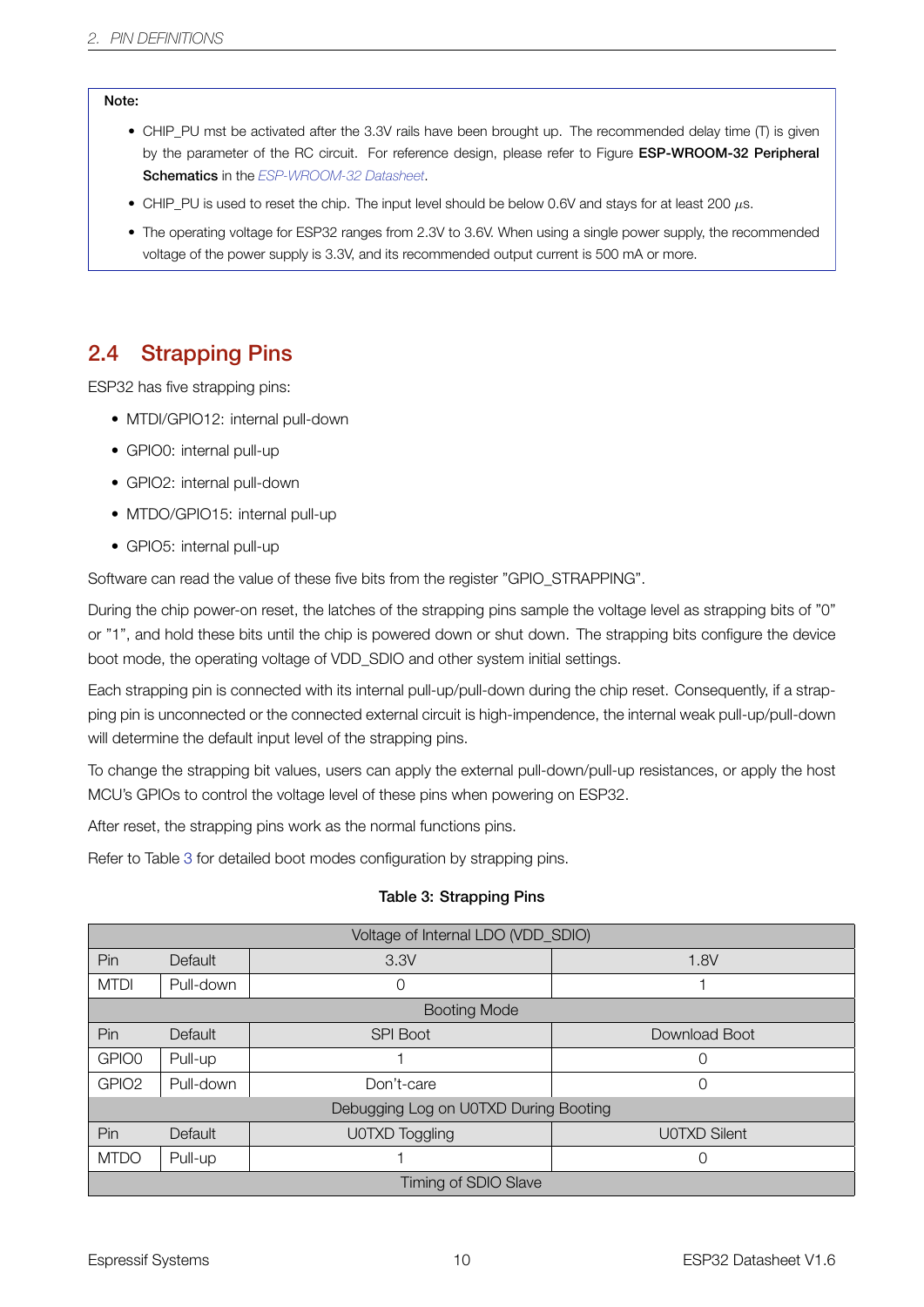**Note:**

- CHIP_PU mst be activated after the 3.3V rails have been brought up. The recommended delay time (T) is given by the parameter of the RC circuit. For reference design, please refer to Figure **ESP-WROOM-32 Peripheral Schematics** in the *ESP-WROOM-32 Datasheet*.
- CHIP_PU is used to reset the chip. The input level should be below 0.6V and stays for at least 200 $\mu$s.
- The operating voltage for ESP32 ranges from 2.3V to 3.6V. When using a single power supply, the recommended voltage of the power supply is 3.3V, and its recommended output current is 500 mA or more.

## 2.4 Strapping Pins

ESP32 has five strapping pins:

- MTDI/GPIO12: internal pull-down
- GPIO0: internal pull-up
- GPIO2: internal pull-down
- MTDO/GPIO15: internal pull-up
- GPIO5: internal pull-up

Software can read the value of these five bits from the register "GPIO_STRAPPING".

During the chip power-on reset, the latches of the strapping pins sample the voltage level as strapping bits of "0" or "1", and hold these bits until the chip is powered down or shut down. The strapping bits configure the device boot mode, the operating voltage of VDD_SDIO and other system initial settings.

Each strapping pin is connected with its internal pull-up/pull-down during the chip reset. Consequently, if a strapping pin is unconnected or the connected external circuit is high-impendence, the internal weak pull-up/pull-down will determine the default input level of the strapping pins.

To change the strapping bit values, users can apply the external pull-down/pull-up resistances, or apply the host MCU's GPIOs to control the voltage level of these pins when powering on ESP32.

After reset, the strapping pins work as the normal functions pins.

Refer to Table 3 for detailed boot modes configuration by strapping pins.

**Table 3: Strapping Pins**

| Voltage of Internal LDO (VDD_SDIO) | | | |
|---|---|---|---|
| Pin | Default | 3.3V | 1.8V |
| MTDI | Pull-down | 0 | 1 |
| **Booting Mode** | | | |
| Pin | Default | SPI Boot | Download Boot |
| GPIO0 | Pull-up | 1 | 0 |
| GPIO2 | Pull-down | Don't-care | 0 |
| **Debugging Log on U0TXD During Booting** | | | |
| Pin | Default | U0TXD Toggling | U0TXD Silent |
| MTDO | Pull-up | 1 | 0 |
| **Timing of SDIO Slave** | | | |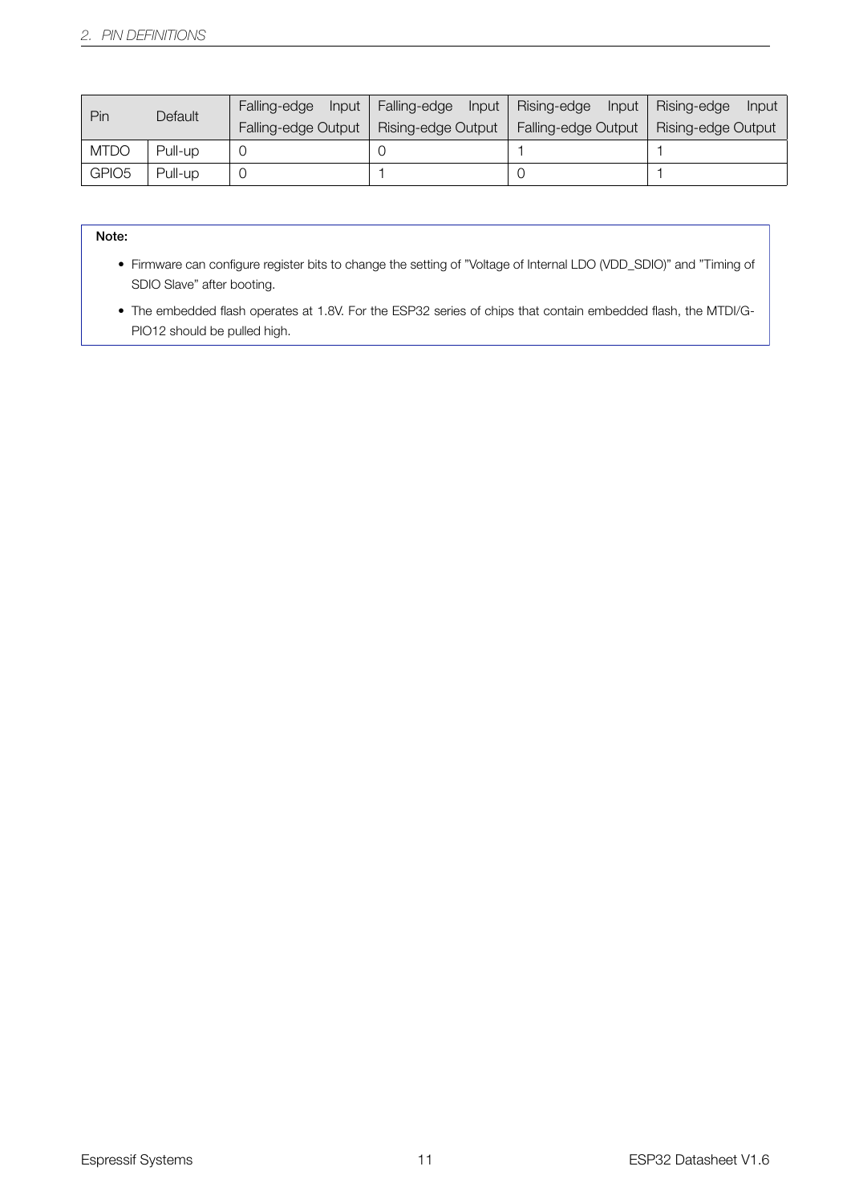| Pin | Default | Falling-edge Input Falling-edge Output | Falling-edge Input Rising-edge Output | Rising-edge Input Falling-edge Output | Rising-edge Input Rising-edge Output |
|---|---|---|---|---|---|
| MTDO | Pull-up | 0 | 0 | 1 | 1 |
| GPIO5 | Pull-up | 0 | 1 | 0 | 1 |

**Note:**

- Firmware can configure register bits to change the setting of "Voltage of Internal LDO (VDD_SDIO)" and "Timing of SDIO Slave" after booting.
- The embedded flash operates at 1.8V. For the ESP32 series of chips that contain embedded flash, the MTDI/GPIO12 should be pulled high.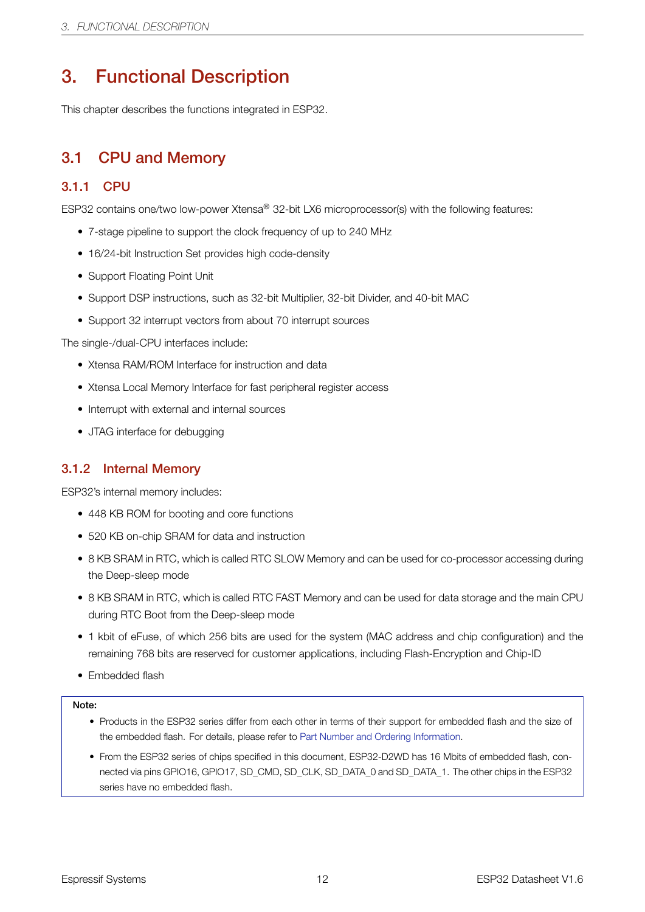# 3. Functional Description

This chapter describes the functions integrated in ESP32.

## 3.1 CPU and Memory

### 3.1.1 CPU

ESP32 contains one/two low-power Xtensa® 32-bit LX6 microprocessor(s) with the following features:

- 7-stage pipeline to support the clock frequency of up to 240 MHz
- 16/24-bit Instruction Set provides high code-density
- Support Floating Point Unit
- Support DSP instructions, such as 32-bit Multiplier, 32-bit Divider, and 40-bit MAC
- Support 32 interrupt vectors from about 70 interrupt sources

The single-/dual-CPU interfaces include:

- Xtensa RAM/ROM Interface for instruction and data
- Xtensa Local Memory Interface for fast peripheral register access
- Interrupt with external and internal sources
- JTAG interface for debugging

### 3.1.2 Internal Memory

ESP32's internal memory includes:

- 448 KB ROM for booting and core functions
- 520 KB on-chip SRAM for data and instruction
- 8 KB SRAM in RTC, which is called RTC SLOW Memory and can be used for co-processor accessing during the Deep-sleep mode
- 8 KB SRAM in RTC, which is called RTC FAST Memory and can be used for data storage and the main CPU during RTC Boot from the Deep-sleep mode
- 1 kbit of eFuse, of which 256 bits are used for the system (MAC address and chip configuration) and the remaining 768 bits are reserved for customer applications, including Flash-Encryption and Chip-ID
- Embedded flash

**Note:**

- Products in the ESP32 series differ from each other in terms of their support for embedded flash and the size of the embedded flash. For details, please refer to Part Number and Ordering Information.
- From the ESP32 series of chips specified in this document, ESP32-D2WD has 16 Mbits of embedded flash, connected via pins GPIO16, GPIO17, SD_CMD, SD_CLK, SD_DATA_0 and SD_DATA_1. The other chips in the ESP32 series have no embedded flash.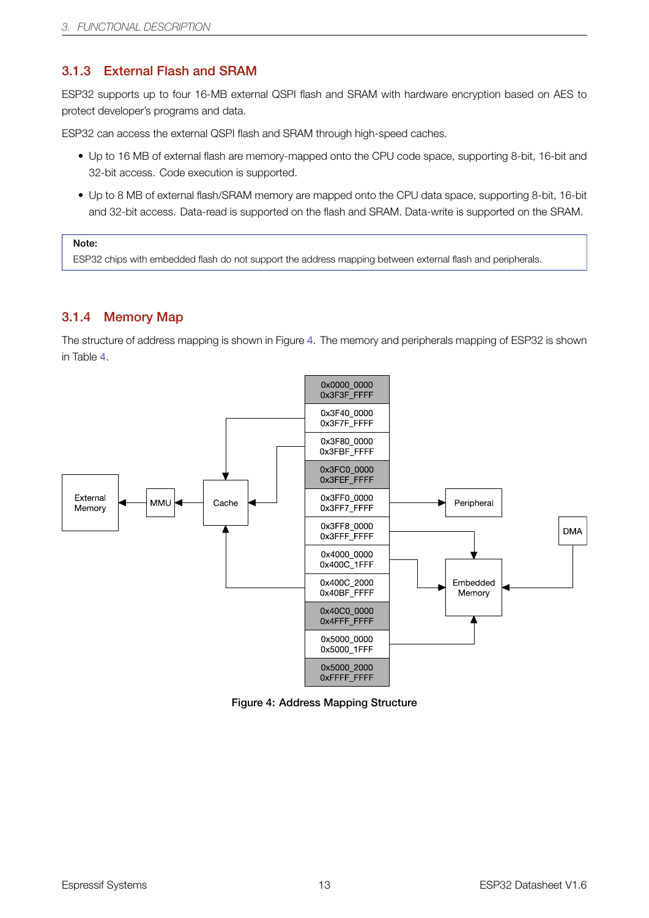### 3.1.3 External Flash and SRAM

ESP32 supports up to four 16-MB external QSPI flash and SRAM with hardware encryption based on AES to protect developer's programs and data.

ESP32 can access the external QSPI flash and SRAM through high-speed caches.

- Up to 16 MB of external flash are memory-mapped onto the CPU code space, supporting 8-bit, 16-bit and 32-bit access. Code execution is supported.
- Up to 8 MB of external flash/SRAM memory are mapped onto the CPU data space, supporting 8-bit, 16-bit and 32-bit access. Data-read is supported on the flash and SRAM. Data-write is supported on the SRAM.

**Note:**
ESP32 chips with embedded flash do not support the address mapping between external flash and peripherals.

### 3.1.4 Memory Map

The structure of address mapping is shown in Figure 4. The memory and peripherals mapping of ESP32 is shown in Table 4.

Figure 4: Address Mapping Structure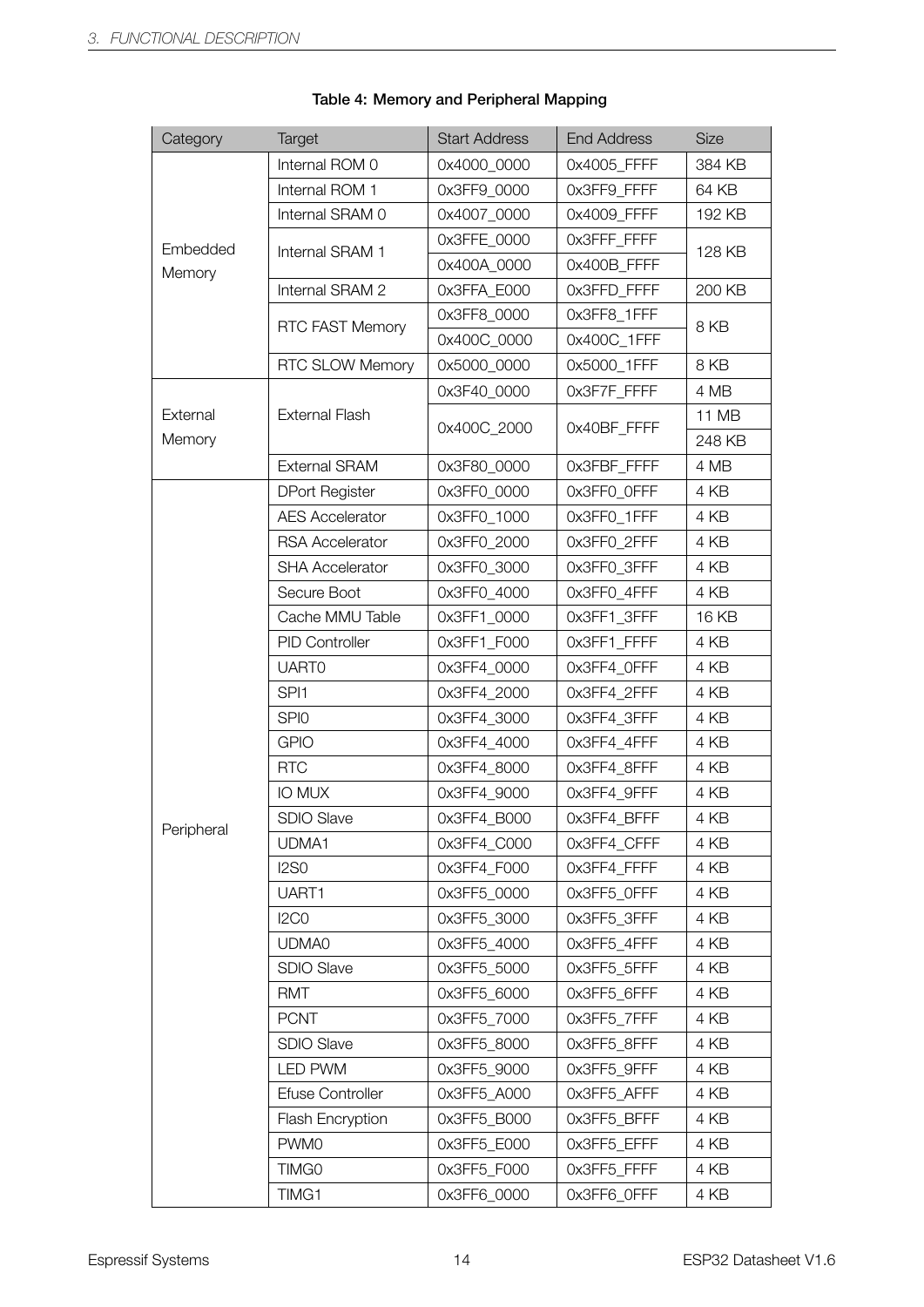**Table 4: Memory and Peripheral Mapping**

| Category | Target | Start Address | End Address | Size |
|---|---|---|---|---|
| Embedded Memory | Internal ROM 0 | 0x4000_0000 | 0x4005_FFFF | 384 KB |
| | Internal ROM 1 | 0x3FF9_0000 | 0x3FF9_FFFF | 64 KB |
| | Internal SRAM 0 | 0x4007_0000 | 0x4009_FFFF | 192 KB |
| | Internal SRAM 1 | 0x3FFE_0000 | 0x3FFF_FFFF | 128 KB |
| | | 0x400A_0000 | 0x400B_FFFF | |
| | Internal SRAM 2 | 0x3FFA_E000 | 0x3FFD_FFFF | 200 KB |
| | RTC FAST Memory | 0x3FF8_0000 | 0x3FF8_1FFF | 8 KB |
| | | 0x400C_0000 | 0x400C_1FFF | |
| | RTC SLOW Memory | 0x5000_0000 | 0x5000_1FFF | 8 KB |
| External Memory | External Flash | 0x3F40_0000 | 0x3F7F_FFFF | 4 MB |
| | | 0x400C_2000 | 0x40BF_FFFF | 11 MB 248 KB |
| | External SRAM | 0x3F80_0000 | 0x3FBF_FFFF | 4 MB |
| Peripheral | DPort Register | 0x3FF0_0000 | 0x3FF0_0FFF | 4 KB |
| | AES Accelerator | 0x3FF0_1000 | 0x3FF0_1FFF | 4 KB |
| | RSA Accelerator | 0x3FF0_2000 | 0x3FF0_2FFF | 4 KB |
| | SHA Accelerator | 0x3FF0_3000 | 0x3FF0_3FFF | 4 KB |
| | Secure Boot | 0x3FF0_4000 | 0x3FF0_4FFF | 4 KB |
| | Cache MMU Table | 0x3FF1_0000 | 0x3FF1_3FFF | 16 KB |
| | PID Controller | 0x3FF1_F000 | 0x3FF1_FFFF | 4 KB |
| | UART0 | 0x3FF4_0000 | 0x3FF4_0FFF | 4 KB |
| | SPI1 | 0x3FF4_2000 | 0x3FF4_2FFF | 4 KB |
| | SPI0 | 0x3FF4_3000 | 0x3FF4_3FFF | 4 KB |
| | GPIO | 0x3FF4_4000 | 0x3FF4_4FFF | 4 KB |
| | RTC | 0x3FF4_8000 | 0x3FF4_8FFF | 4 KB |
| | IO MUX | 0x3FF4_9000 | 0x3FF4_9FFF | 4 KB |
| | SDIO Slave | 0x3FF4_B000 | 0x3FF4_BFFF | 4 KB |
| | UDMA1 | 0x3FF4_C000 | 0x3FF4_CFFF | 4 KB |
| | I2S0 | 0x3FF4_F000 | 0x3FF4_FFFF | 4 KB |
| | UART1 | 0x3FF5_0000 | 0x3FF5_0FFF | 4 KB |
| | I2C0 | 0x3FF5_3000 | 0x3FF5_3FFF | 4 KB |
| | UDMA0 | 0x3FF5_4000 | 0x3FF5_4FFF | 4 KB |
| | SDIO Slave | 0x3FF5_5000 | 0x3FF5_5FFF | 4 KB |
| | RMT | 0x3FF5_6000 | 0x3FF5_6FFF | 4 KB |
| | PCNT | 0x3FF5_7000 | 0x3FF5_7FFF | 4 KB |
| | SDIO Slave | 0x3FF5_8000 | 0x3FF5_8FFF | 4 KB |
| | LED PWM | 0x3FF5_9000 | 0x3FF5_9FFF | 4 KB |
| | Efuse Controller | 0x3FF5_A000 | 0x3FF5_AFFF | 4 KB |
| | Flash Encryption | 0x3FF5_B000 | 0x3FF5_BFFF | 4 KB |
| | PWM0 | 0x3FF5_E000 | 0x3FF5_EFFF | 4 KB |
| | TIMG0 | 0x3FF5_F000 | 0x3FF5_FFFF | 4 KB |
| | TIMG1 | 0x3FF6_0000 | 0x3FF6_0FFF | 4 KB |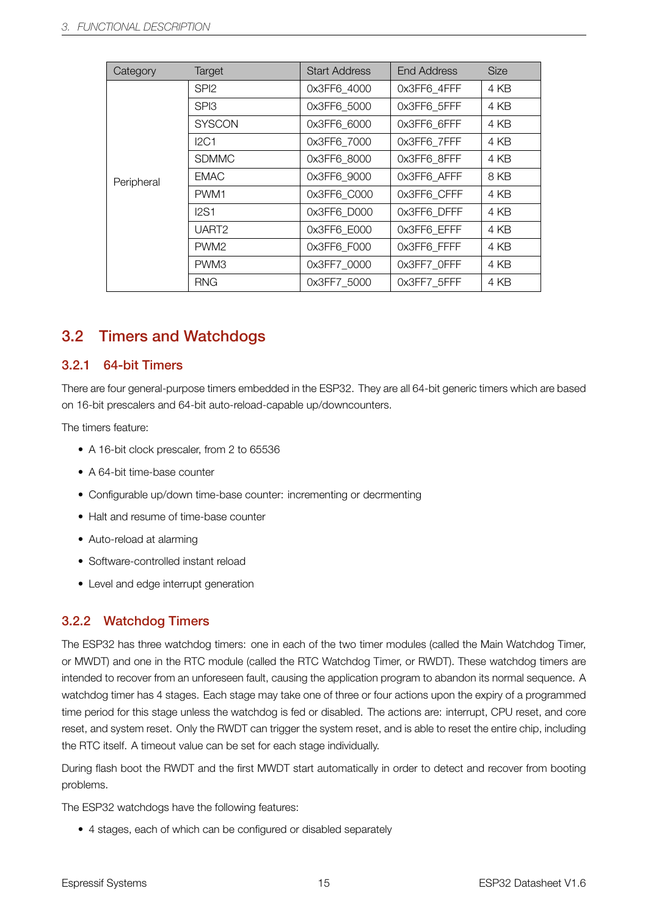| Category | Target | Start Address | End Address | Size |
|---|---|---|---|---|
| Peripheral | SPI2 | 0x3FF6_4000 | 0x3FF6_4FFF | 4 KB |
| | SPI3 | 0x3FF6_5000 | 0x3FF6_5FFF | 4 KB |
| | SYSCON | 0x3FF6_6000 | 0x3FF6_6FFF | 4 KB |
| | I2C1 | 0x3FF6_7000 | 0x3FF6_7FFF | 4 KB |
| | SDMMC | 0x3FF6_8000 | 0x3FF6_8FFF | 4 KB |
| | EMAC | 0x3FF6_9000 | 0x3FF6_AFFF | 8 KB |
| | PWM1 | 0x3FF6_C000 | 0x3FF6_CFFF | 4 KB |
| | I2S1 | 0x3FF6_D000 | 0x3FF6_DFFF | 4 KB |
| | UART2 | 0x3FF6_E000 | 0x3FF6_EFFF | 4 KB |
| | PWM2 | 0x3FF6_F000 | 0x3FF6_FFFF | 4 KB |
| | PWM3 | 0x3FF7_0000 | 0x3FF7_0FFF | 4 KB |
| | RNG | 0x3FF7_5000 | 0x3FF7_5FFF | 4 KB |

## 3.2 Timers and Watchdogs

### 3.2.1 64-bit Timers

There are four general-purpose timers embedded in the ESP32. They are all 64-bit generic timers which are based on 16-bit prescalers and 64-bit auto-reload-capable up/downcounters.

The timers feature:

- A 16-bit clock prescaler, from 2 to 65536
- A 64-bit time-base counter
- Configurable up/down time-base counter: incrementing or decrmenting
- Halt and resume of time-base counter
- Auto-reload at alarming
- Software-controlled instant reload
- Level and edge interrupt generation

### 3.2.2 Watchdog Timers

The ESP32 has three watchdog timers: one in each of the two timer modules (called the Main Watchdog Timer, or MWDT) and one in the RTC module (called the RTC Watchdog Timer, or RWDT). These watchdog timers are intended to recover from an unforeseen fault, causing the application program to abandon its normal sequence. A watchdog timer has 4 stages. Each stage may take one of three or four actions upon the expiry of a programmed time period for this stage unless the watchdog is fed or disabled. The actions are: interrupt, CPU reset, and core reset, and system reset. Only the RWDT can trigger the system reset, and is able to reset the entire chip, including the RTC itself. A timeout value can be set for each stage individually.

During flash boot the RWDT and the first MWDT start automatically in order to detect and recover from booting problems.

The ESP32 watchdogs have the following features:

- 4 stages, each of which can be configured or disabled separately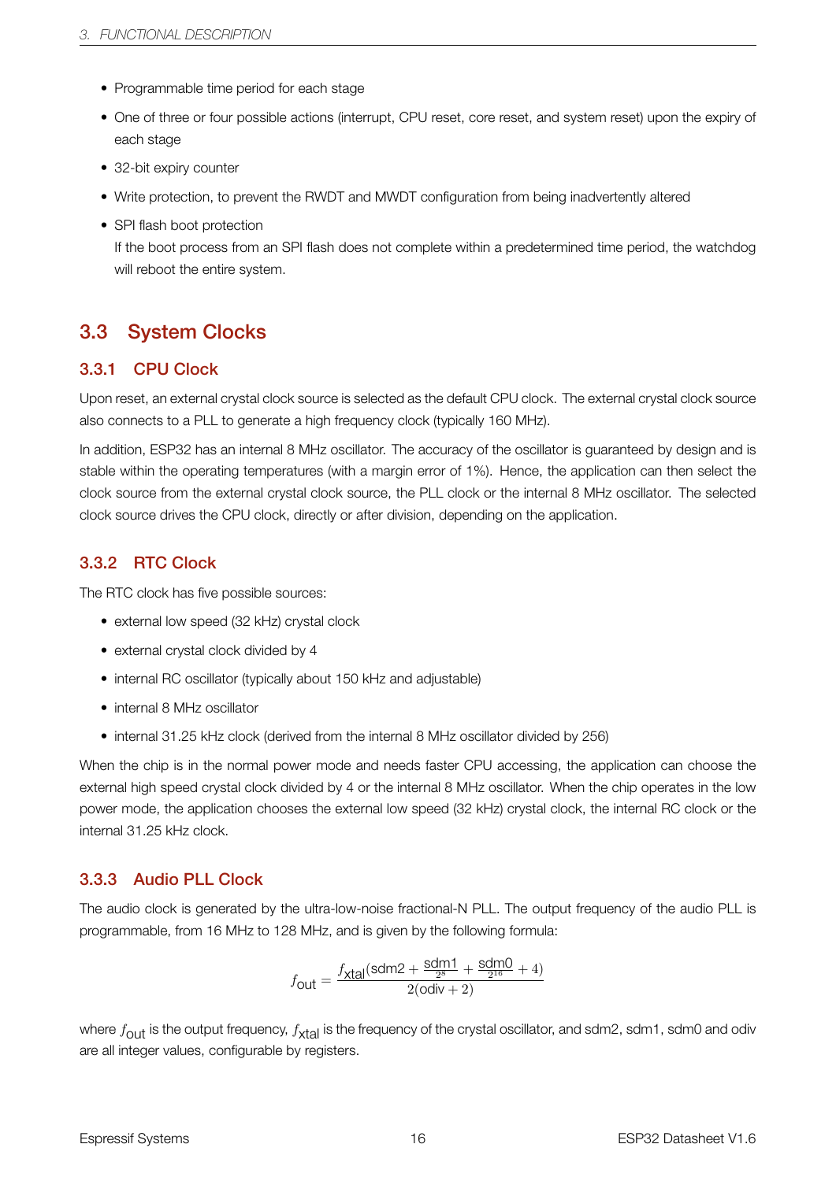- Programmable time period for each stage
- One of three or four possible actions (interrupt, CPU reset, core reset, and system reset) upon the expiry of each stage
- 32-bit expiry counter
- Write protection, to prevent the RWDT and MWDT configuration from being inadvertently altered
- SPI flash boot protection
  If the boot process from an SPI flash does not complete within a predetermined time period, the watchdog will reboot the entire system.

## 3.3 System Clocks

### 3.3.1 CPU Clock

Upon reset, an external crystal clock source is selected as the default CPU clock. The external crystal clock source also connects to a PLL to generate a high frequency clock (typically 160 MHz).

In addition, ESP32 has an internal 8 MHz oscillator. The accuracy of the oscillator is guaranteed by design and is stable within the operating temperatures (with a margin error of 1%). Hence, the application can then select the clock source from the external crystal clock source, the PLL clock or the internal 8 MHz oscillator. The selected clock source drives the CPU clock, directly or after division, depending on the application.

### 3.3.2 RTC Clock

The RTC clock has five possible sources:

- external low speed (32 kHz) crystal clock
- external crystal clock divided by 4
- internal RC oscillator (typically about 150 kHz and adjustable)
- internal 8 MHz oscillator
- internal 31.25 kHz clock (derived from the internal 8 MHz oscillator divided by 256)

When the chip is in the normal power mode and needs faster CPU accessing, the application can choose the external high speed crystal clock divided by 4 or the internal 8 MHz oscillator. When the chip operates in the low power mode, the application chooses the external low speed (32 kHz) crystal clock, the internal RC clock or the internal 31.25 kHz clock.

### 3.3.3 Audio PLL Clock

The audio clock is generated by the ultra-low-noise fractional-N PLL. The output frequency of the audio PLL is programmable, from 16 MHz to 128 MHz, and is given by the following formula:

$$f_{\text{out}} = \frac{f_{\text{xtal}}(\text{sdm2} + \frac{\text{sdm1}}{2^8} + \frac{\text{sdm0}}{2^{16}} + 4)}{2(\text{odiv} + 2)}$$

where $f_{\text{out}}$ is the output frequency, $f_{\text{xtal}}$ is the frequency of the crystal oscillator, and sdm2, sdm1, sdm0 and odiv are all integer values, configurable by registers.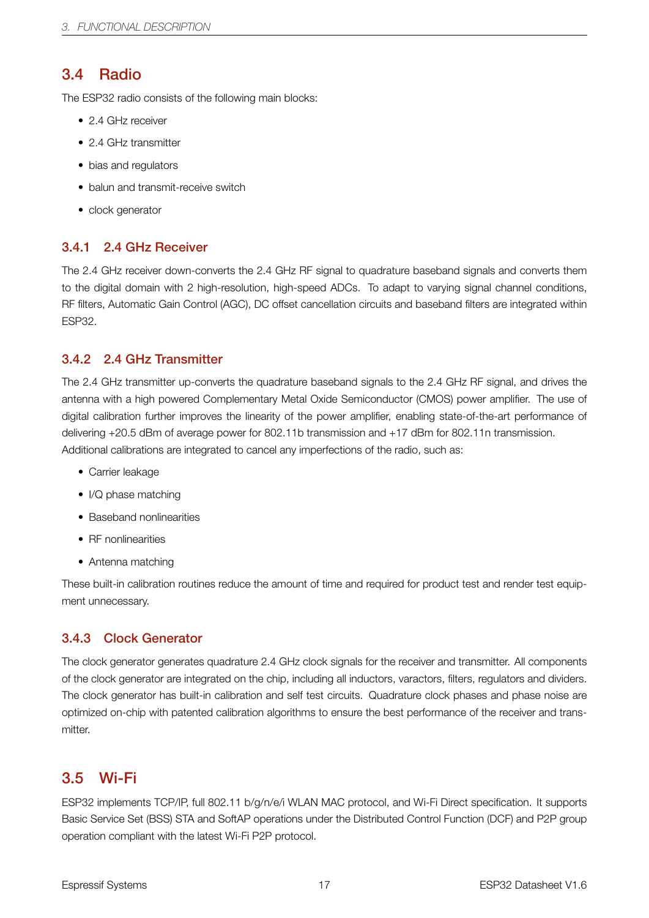## 3.4 Radio

The ESP32 radio consists of the following main blocks:

- 2.4 GHz receiver
- 2.4 GHz transmitter
- bias and regulators
- balun and transmit-receive switch
- clock generator

### 3.4.1 2.4 GHz Receiver

The 2.4 GHz receiver down-converts the 2.4 GHz RF signal to quadrature baseband signals and converts them to the digital domain with 2 high-resolution, high-speed ADCs. To adapt to varying signal channel conditions, RF filters, Automatic Gain Control (AGC), DC offset cancellation circuits and baseband filters are integrated within ESP32.

### 3.4.2 2.4 GHz Transmitter

The 2.4 GHz transmitter up-converts the quadrature baseband signals to the 2.4 GHz RF signal, and drives the antenna with a high powered Complementary Metal Oxide Semiconductor (CMOS) power amplifier. The use of digital calibration further improves the linearity of the power amplifier, enabling state-of-the-art performance of delivering +20.5 dBm of average power for 802.11b transmission and +17 dBm for 802.11n transmission.

Additional calibrations are integrated to cancel any imperfections of the radio, such as:

- Carrier leakage
- I/Q phase matching
- Baseband nonlinearities
- RF nonlinearities
- Antenna matching

These built-in calibration routines reduce the amount of time and required for product test and render test equipment unnecessary.

### 3.4.3 Clock Generator

The clock generator generates quadrature 2.4 GHz clock signals for the receiver and transmitter. All components of the clock generator are integrated on the chip, including all inductors, varactors, filters, regulators and dividers. The clock generator has built-in calibration and self test circuits. Quadrature clock phases and phase noise are optimized on-chip with patented calibration algorithms to ensure the best performance of the receiver and transmitter.

## 3.5 Wi-Fi

ESP32 implements TCP/IP, full 802.11 b/g/n/e/i WLAN MAC protocol, and Wi-Fi Direct specification. It supports Basic Service Set (BSS) STA and SoftAP operations under the Distributed Control Function (DCF) and P2P group operation compliant with the latest Wi-Fi P2P protocol.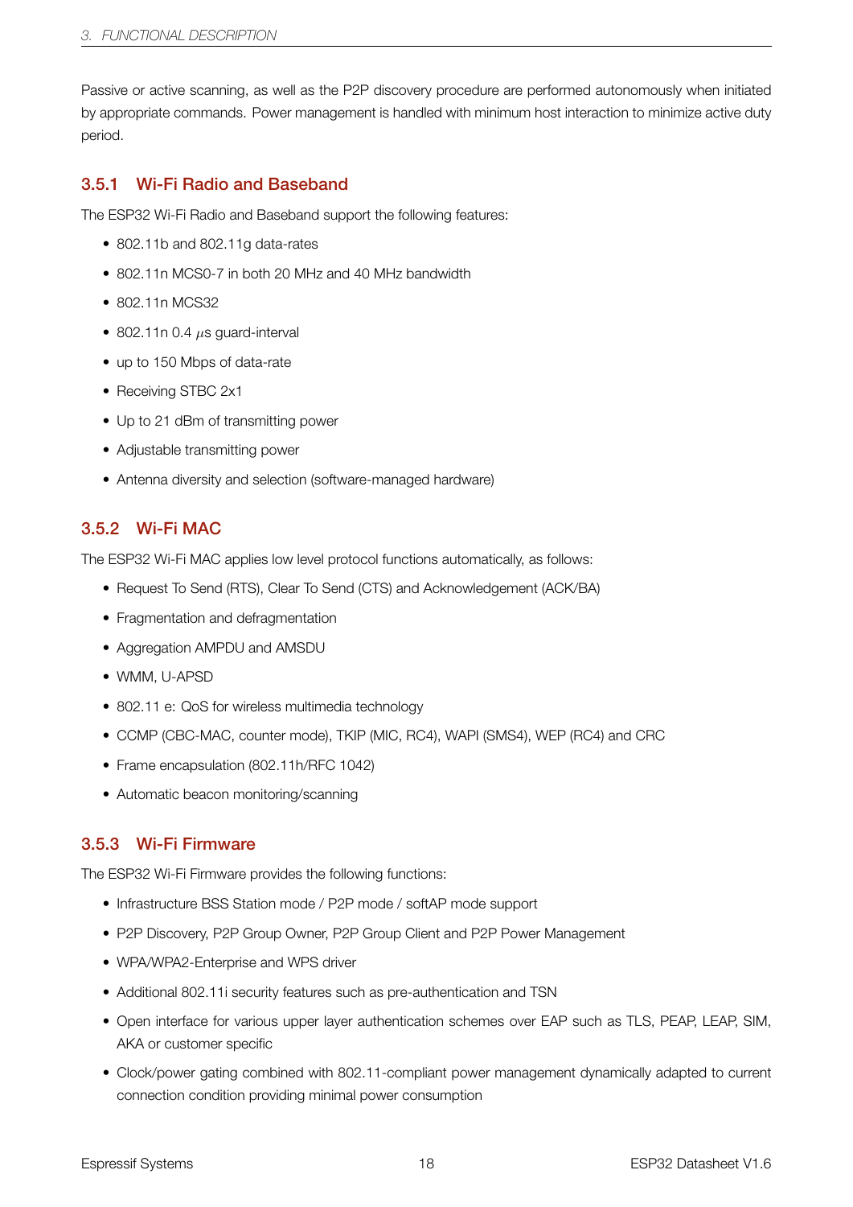Passive or active scanning, as well as the P2P discovery procedure are performed autonomously when initiated by appropriate commands. Power management is handled with minimum host interaction to minimize active duty period.

### 3.5.1 Wi-Fi Radio and Baseband

The ESP32 Wi-Fi Radio and Baseband support the following features:

- 802.11b and 802.11g data-rates
- 802.11n MCS0-7 in both 20 MHz and 40 MHz bandwidth
- 802.11n MCS32
- 802.11n 0.4 $\mu$s guard-interval
- up to 150 Mbps of data-rate
- Receiving STBC 2x1
- Up to 21 dBm of transmitting power
- Adjustable transmitting power
- Antenna diversity and selection (software-managed hardware)

### 3.5.2 Wi-Fi MAC

The ESP32 Wi-Fi MAC applies low level protocol functions automatically, as follows:

- Request To Send (RTS), Clear To Send (CTS) and Acknowledgement (ACK/BA)
- Fragmentation and defragmentation
- Aggregation AMPDU and AMSDU
- WMM, U-APSD
- 802.11 e: QoS for wireless multimedia technology
- CCMP (CBC-MAC, counter mode), TKIP (MIC, RC4), WAPI (SMS4), WEP (RC4) and CRC
- Frame encapsulation (802.11h/RFC 1042)
- Automatic beacon monitoring/scanning

### 3.5.3 Wi-Fi Firmware

The ESP32 Wi-Fi Firmware provides the following functions:

- Infrastructure BSS Station mode / P2P mode / softAP mode support
- P2P Discovery, P2P Group Owner, P2P Group Client and P2P Power Management
- WPA/WPA2-Enterprise and WPS driver
- Additional 802.11i security features such as pre-authentication and TSN
- Open interface for various upper layer authentication schemes over EAP such as TLS, PEAP, LEAP, SIM, AKA or customer specific
- Clock/power gating combined with 802.11-compliant power management dynamically adapted to current connection condition providing minimal power consumption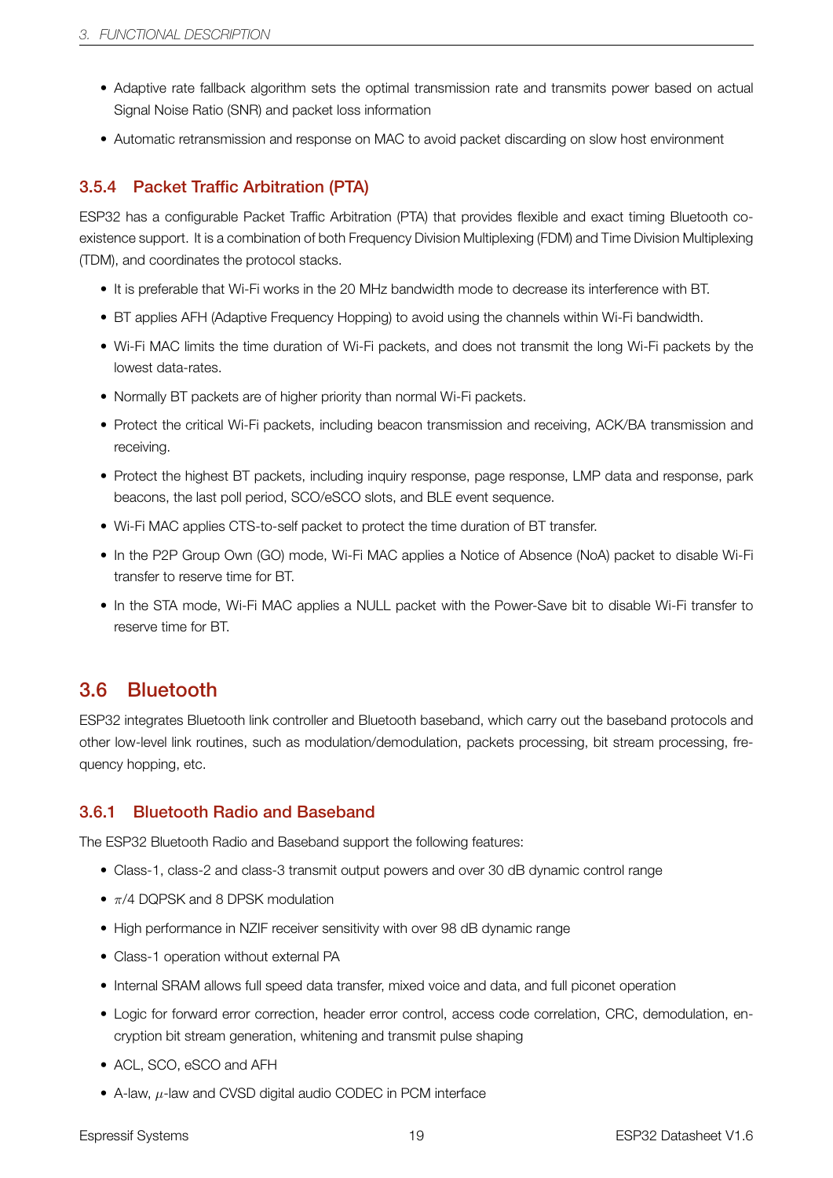- Adaptive rate fallback algorithm sets the optimal transmission rate and transmits power based on actual Signal Noise Ratio (SNR) and packet loss information
- Automatic retransmission and response on MAC to avoid packet discarding on slow host environment

### 3.5.4 Packet Traffic Arbitration (PTA)

ESP32 has a configurable Packet Traffic Arbitration (PTA) that provides flexible and exact timing Bluetooth co-existence support. It is a combination of both Frequency Division Multiplexing (FDM) and Time Division Multiplexing (TDM), and coordinates the protocol stacks.

- It is preferable that Wi-Fi works in the 20 MHz bandwidth mode to decrease its interference with BT.
- BT applies AFH (Adaptive Frequency Hopping) to avoid using the channels within Wi-Fi bandwidth.
- Wi-Fi MAC limits the time duration of Wi-Fi packets, and does not transmit the long Wi-Fi packets by the lowest data-rates.
- Normally BT packets are of higher priority than normal Wi-Fi packets.
- Protect the critical Wi-Fi packets, including beacon transmission and receiving, ACK/BA transmission and receiving.
- Protect the highest BT packets, including inquiry response, page response, LMP data and response, park beacons, the last poll period, SCO/eSCO slots, and BLE event sequence.
- Wi-Fi MAC applies CTS-to-self packet to protect the time duration of BT transfer.
- In the P2P Group Own (GO) mode, Wi-Fi MAC applies a Notice of Absence (NoA) packet to disable Wi-Fi transfer to reserve time for BT.
- In the STA mode, Wi-Fi MAC applies a NULL packet with the Power-Save bit to disable Wi-Fi transfer to reserve time for BT.

## 3.6 Bluetooth

ESP32 integrates Bluetooth link controller and Bluetooth baseband, which carry out the baseband protocols and other low-level link routines, such as modulation/demodulation, packets processing, bit stream processing, frequency hopping, etc.

### 3.6.1 Bluetooth Radio and Baseband

The ESP32 Bluetooth Radio and Baseband support the following features:

- Class-1, class-2 and class-3 transmit output powers and over 30 dB dynamic control range
- $\pi/4$ DQPSK and 8 DPSK modulation
- High performance in NZIF receiver sensitivity with over 98 dB dynamic range
- Class-1 operation without external PA
- Internal SRAM allows full speed data transfer, mixed voice and data, and full piconet operation
- Logic for forward error correction, header error control, access code correlation, CRC, demodulation, encryption bit stream generation, whitening and transmit pulse shaping
- ACL, SCO, eSCO and AFH
- A-law, $\mu$-law and CVSD digital audio CODEC in PCM interface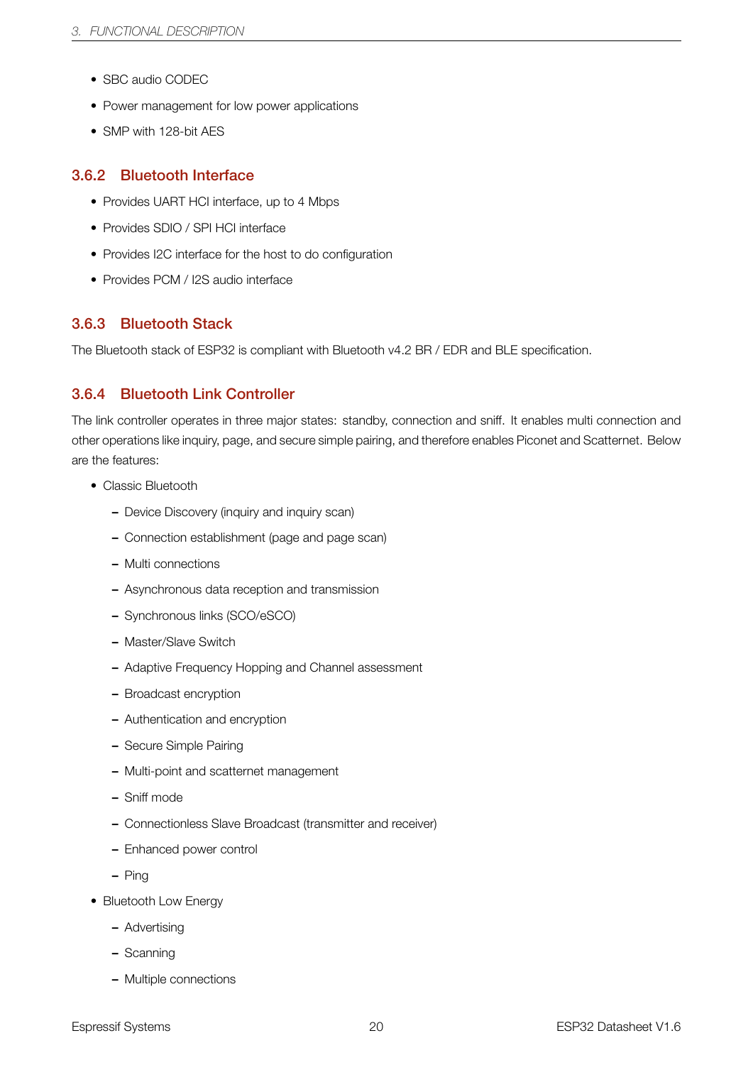- SBC audio CODEC
- Power management for low power applications
- SMP with 128-bit AES

### 3.6.2 Bluetooth Interface

- Provides UART HCI interface, up to 4 Mbps
- Provides SDIO / SPI HCI interface
- Provides I2C interface for the host to do configuration
- Provides PCM / I2S audio interface

### 3.6.3 Bluetooth Stack

The Bluetooth stack of ESP32 is compliant with Bluetooth v4.2 BR / EDR and BLE specification.

### 3.6.4 Bluetooth Link Controller

The link controller operates in three major states: standby, connection and sniff. It enables multi connection and other operations like inquiry, page, and secure simple pairing, and therefore enables Piconet and Scatternet. Below are the features:

- Classic Bluetooth
  - Device Discovery (inquiry and inquiry scan)
  - Connection establishment (page and page scan)
  - Multi connections
  - Asynchronous data reception and transmission
  - Synchronous links (SCO/eSCO)
  - Master/Slave Switch
  - Adaptive Frequency Hopping and Channel assessment
  - Broadcast encryption
  - Authentication and encryption
  - Secure Simple Pairing
  - Multi-point and scatternet management
  - Sniff mode
  - Connectionless Slave Broadcast (transmitter and receiver)
  - Enhanced power control
  - Ping
- Bluetooth Low Energy
  - Advertising
  - Scanning
  - Multiple connections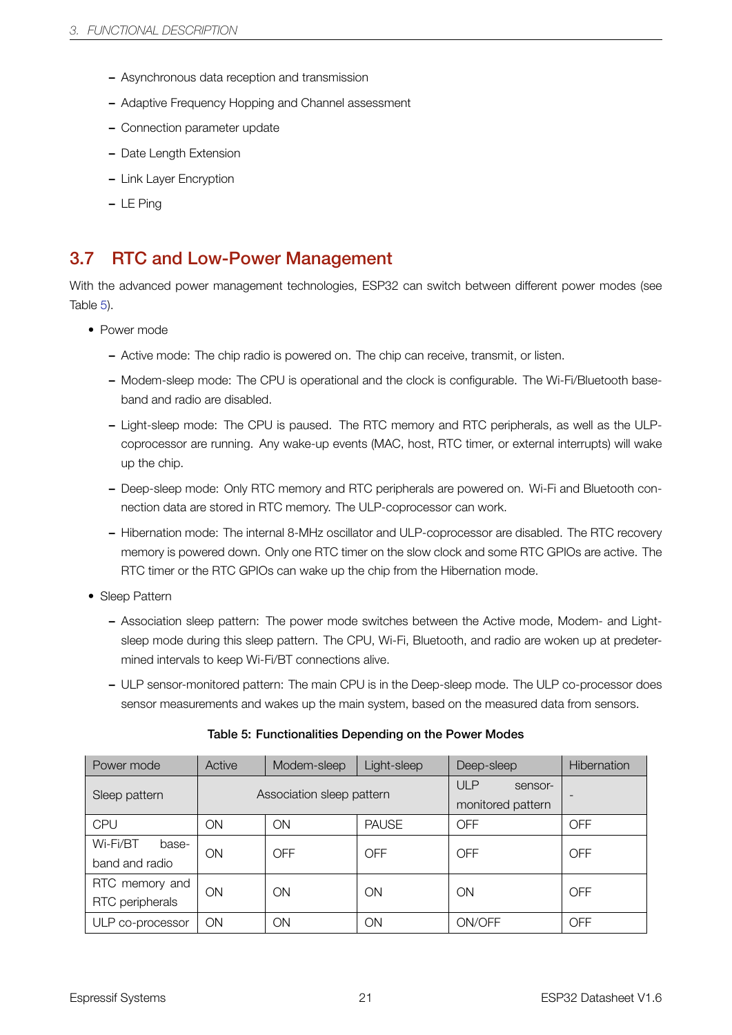- Asynchronous data reception and transmission
- Adaptive Frequency Hopping and Channel assessment
- Connection parameter update
- Date Length Extension
- Link Layer Encryption
- LE Ping

## 3.7 RTC and Low-Power Management

With the advanced power management technologies, ESP32 can switch between different power modes (see Table 5).

- Power mode
  - Active mode: The chip radio is powered on. The chip can receive, transmit, or listen.
  - Modem-sleep mode: The CPU is operational and the clock is configurable. The Wi-Fi/Bluetooth baseband and radio are disabled.
  - Light-sleep mode: The CPU is paused. The RTC memory and RTC peripherals, as well as the ULP-coprocessor are running. Any wake-up events (MAC, host, RTC timer, or external interrupts) will wake up the chip.
  - Deep-sleep mode: Only RTC memory and RTC peripherals are powered on. Wi-Fi and Bluetooth connection data are stored in RTC memory. The ULP-coprocessor can work.
  - Hibernation mode: The internal 8-MHz oscillator and ULP-coprocessor are disabled. The RTC recovery memory is powered down. Only one RTC timer on the slow clock and some RTC GPIOs are active. The RTC timer or the RTC GPIOs can wake up the chip from the Hibernation mode.
- Sleep Pattern
  - Association sleep pattern: The power mode switches between the Active mode, Modem- and Light-sleep mode during this sleep pattern. The CPU, Wi-Fi, Bluetooth, and radio are woken up at predetermined intervals to keep Wi-Fi/BT connections alive.
  - ULP sensor-monitored pattern: The main CPU is in the Deep-sleep mode. The ULP co-processor does sensor measurements and wakes up the main system, based on the measured data from sensors.

**Table 5: Functionalities Depending on the Power Modes**

| Power mode | Active | Modem-sleep | Light-sleep | Deep-sleep | Hibernation |
|---|---|---|---|---|---|
| Sleep pattern | Association sleep pattern | | | ULP sensor-monitored pattern | - |
| CPU | ON | ON | PAUSE | OFF | OFF |
| Wi-Fi/BT baseband and radio | ON | OFF | OFF | OFF | OFF |
| RTC memory and RTC peripherals | ON | ON | ON | ON | OFF |
| ULP co-processor | ON | ON | ON | ON/OFF | OFF |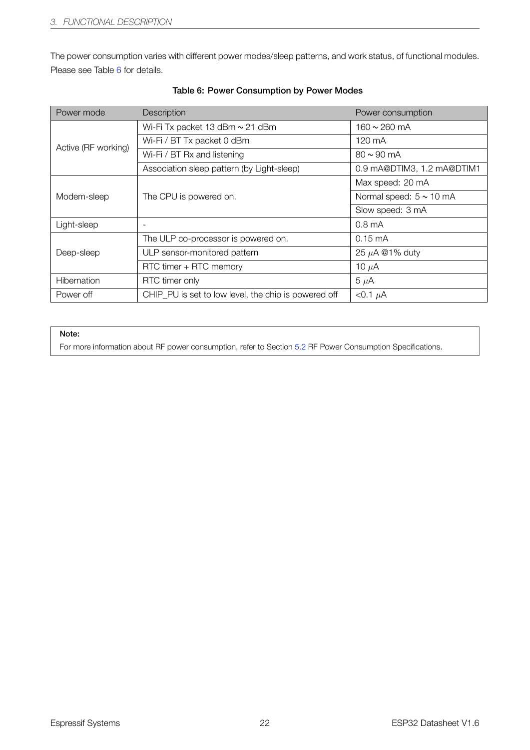The power consumption varies with different power modes/sleep patterns, and work status, of functional modules. Please see Table 6 for details.

**Table 6: Power Consumption by Power Modes**

| Power mode | Description | Power consumption |
|---|---|---|
| Active (RF working) | Wi-Fi Tx packet 13 dBm ~ 21 dBm | 160 ~ 260 mA |
| | Wi-Fi / BT Tx packet 0 dBm | 120 mA |
| | Wi-Fi / BT Rx and listening | 80 ~ 90 mA |
| | Association sleep pattern (by Light-sleep) | 0.9 mA@DTIM3, 1.2 mA@DTIM1 |
| Modem-sleep | The CPU is powered on. | Max speed: 20 mA |
| | | Normal speed: 5 ~ 10 mA |
| | | Slow speed: 3 mA |
| Light-sleep | - | 0.8 mA |
| Deep-sleep | The ULP co-processor is powered on. | 0.15 mA |
| | ULP sensor-monitored pattern | 25 $\mu$A @1% duty |
| | RTC timer + RTC memory | 10 $\mu$A |
| Hibernation | RTC timer only | 5 $\mu$A |
| Power off | CHIP_PU is set to low level, the chip is powered off | <0.1 $\mu$A |

**Note:**

For more information about RF power consumption, refer to Section 5.2 RF Power Consumption Specifications.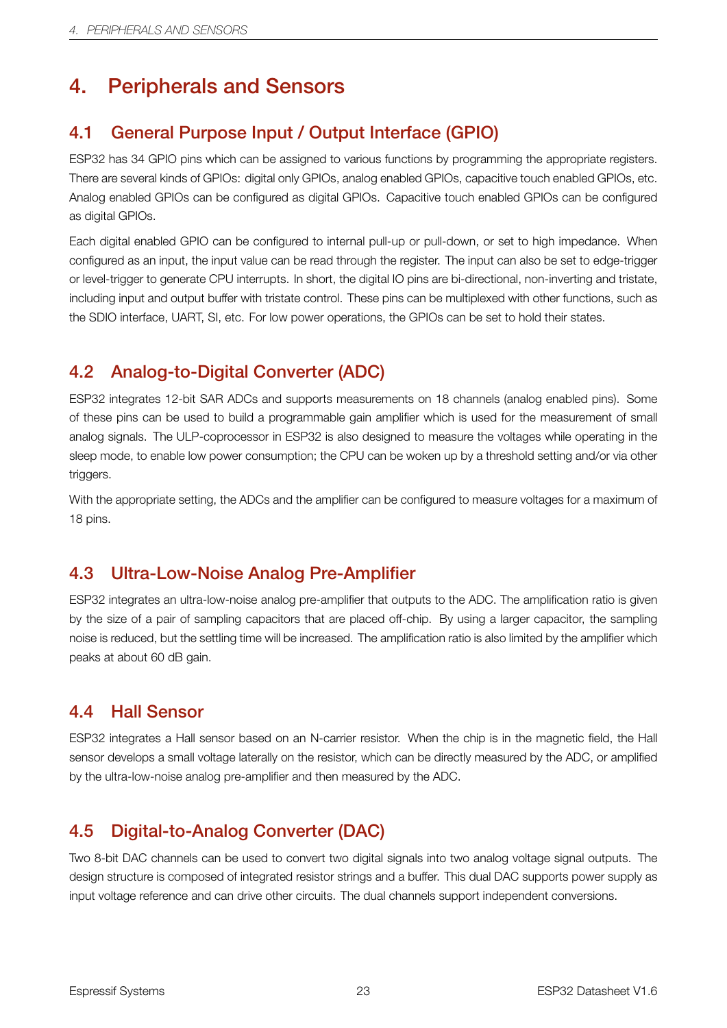# 4. Peripherals and Sensors

## 4.1 General Purpose Input / Output Interface (GPIO)

ESP32 has 34 GPIO pins which can be assigned to various functions by programming the appropriate registers. There are several kinds of GPIOs: digital only GPIOs, analog enabled GPIOs, capacitive touch enabled GPIOs, etc. Analog enabled GPIOs can be configured as digital GPIOs. Capacitive touch enabled GPIOs can be configured as digital GPIOs.

Each digital enabled GPIO can be configured to internal pull-up or pull-down, or set to high impedance. When configured as an input, the input value can be read through the register. The input can also be set to edge-trigger or level-trigger to generate CPU interrupts. In short, the digital IO pins are bi-directional, non-inverting and tristate, including input and output buffer with tristate control. These pins can be multiplexed with other functions, such as the SDIO interface, UART, SI, etc. For low power operations, the GPIOs can be set to hold their states.

## 4.2 Analog-to-Digital Converter (ADC)

ESP32 integrates 12-bit SAR ADCs and supports measurements on 18 channels (analog enabled pins). Some of these pins can be used to build a programmable gain amplifier which is used for the measurement of small analog signals. The ULP-coprocessor in ESP32 is also designed to measure the voltages while operating in the sleep mode, to enable low power consumption; the CPU can be woken up by a threshold setting and/or via other triggers.

With the appropriate setting, the ADCs and the amplifier can be configured to measure voltages for a maximum of 18 pins.

## 4.3 Ultra-Low-Noise Analog Pre-Amplifier

ESP32 integrates an ultra-low-noise analog pre-amplifier that outputs to the ADC. The amplification ratio is given by the size of a pair of sampling capacitors that are placed off-chip. By using a larger capacitor, the sampling noise is reduced, but the settling time will be increased. The amplification ratio is also limited by the amplifier which peaks at about 60 dB gain.

## 4.4 Hall Sensor

ESP32 integrates a Hall sensor based on an N-carrier resistor. When the chip is in the magnetic field, the Hall sensor develops a small voltage laterally on the resistor, which can be directly measured by the ADC, or amplified by the ultra-low-noise analog pre-amplifier and then measured by the ADC.

## 4.5 Digital-to-Analog Converter (DAC)

Two 8-bit DAC channels can be used to convert two digital signals into two analog voltage signal outputs. The design structure is composed of integrated resistor strings and a buffer. This dual DAC supports power supply as input voltage reference and can drive other circuits. The dual channels support independent conversions.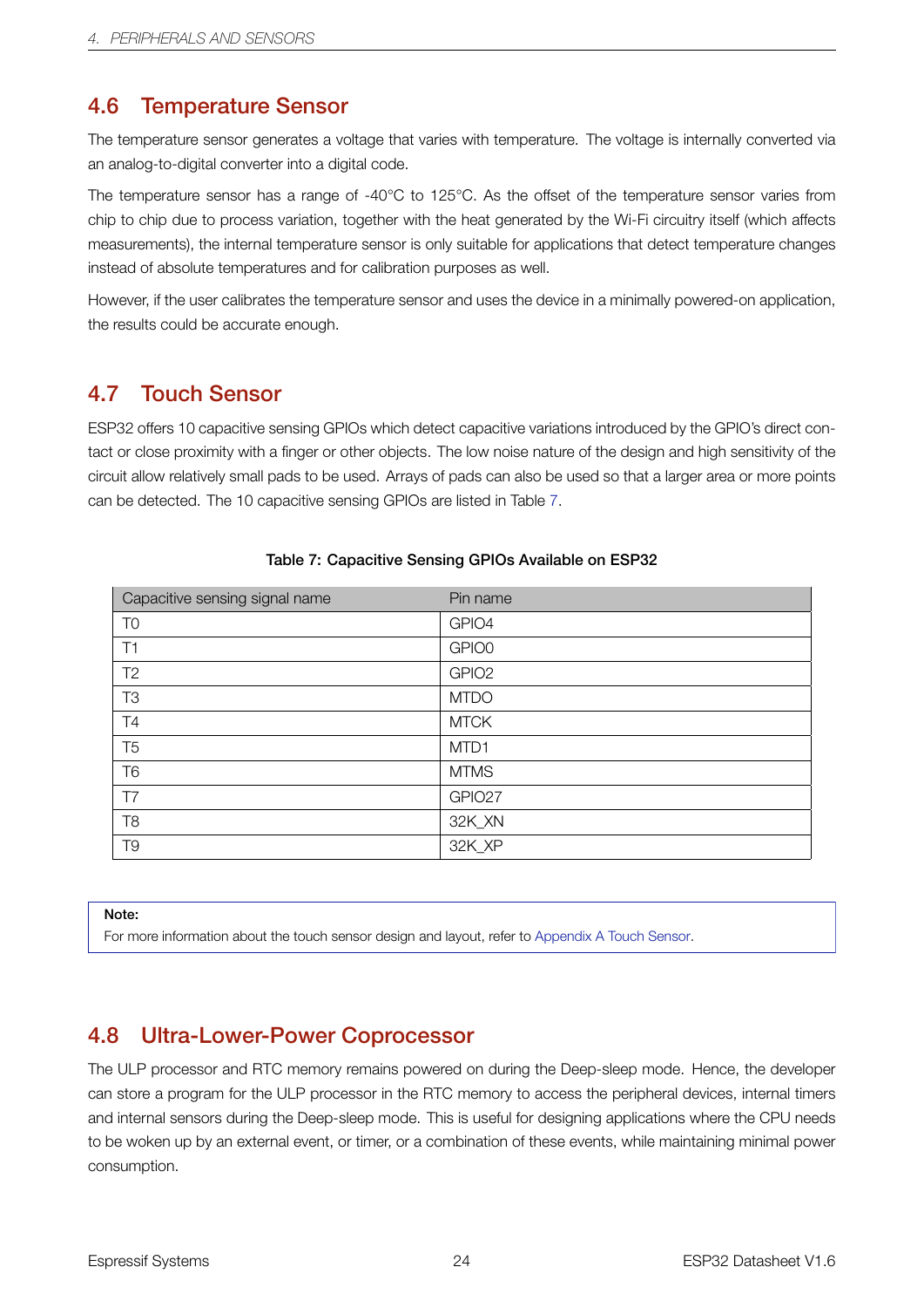## 4.6 Temperature Sensor

The temperature sensor generates a voltage that varies with temperature. The voltage is internally converted via an analog-to-digital converter into a digital code.

The temperature sensor has a range of -40°C to 125°C. As the offset of the temperature sensor varies from chip to chip due to process variation, together with the heat generated by the Wi-Fi circuitry itself (which affects measurements), the internal temperature sensor is only suitable for applications that detect temperature changes instead of absolute temperatures and for calibration purposes as well.

However, if the user calibrates the temperature sensor and uses the device in a minimally powered-on application, the results could be accurate enough.

## 4.7 Touch Sensor

ESP32 offers 10 capacitive sensing GPIOs which detect capacitive variations introduced by the GPIO's direct contact or close proximity with a finger or other objects. The low noise nature of the design and high sensitivity of the circuit allow relatively small pads to be used. Arrays of pads can also be used so that a larger area or more points can be detected. The 10 capacitive sensing GPIOs are listed in Table 7.

**Table 7: Capacitive Sensing GPIOs Available on ESP32**

| Capacitive sensing signal name | Pin name |
|---|---|
| T0 | GPIO4 |
| T1 | GPIO0 |
| T2 | GPIO2 |
| T3 | MTDO |
| T4 | MTCK |
| T5 | MTD1 |
| T6 | MTMS |
| T7 | GPIO27 |
| T8 | 32K_XN |
| T9 | 32K_XP |

**Note:**
For more information about the touch sensor design and layout, refer to Appendix A Touch Sensor.

## 4.8 Ultra-Lower-Power Coprocessor

The ULP processor and RTC memory remains powered on during the Deep-sleep mode. Hence, the developer can store a program for the ULP processor in the RTC memory to access the peripheral devices, internal timers and internal sensors during the Deep-sleep mode. This is useful for designing applications where the CPU needs to be woken up by an external event, or timer, or a combination of these events, while maintaining minimal power consumption.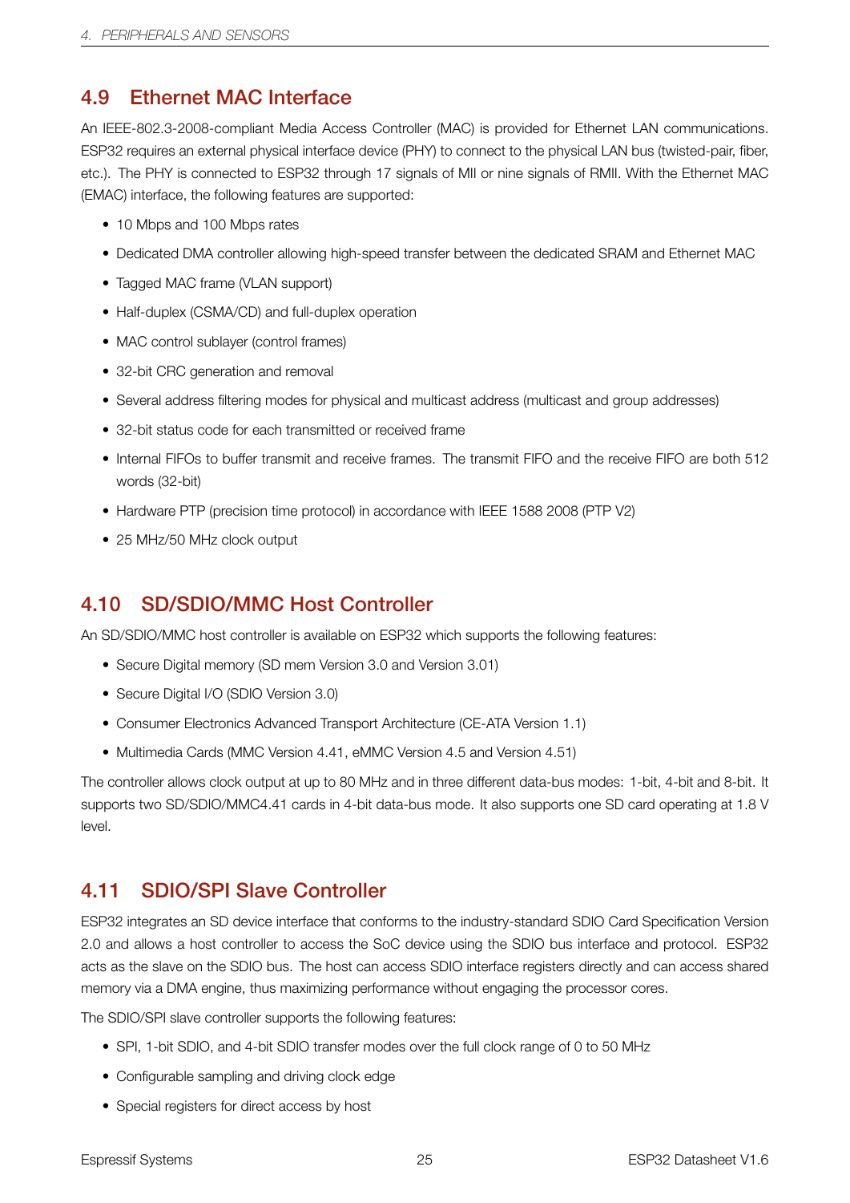## 4.9 Ethernet MAC Interface

An IEEE-802.3-2008-compliant Media Access Controller (MAC) is provided for Ethernet LAN communications. ESP32 requires an external physical interface device (PHY) to connect to the physical LAN bus (twisted-pair, fiber, etc.). The PHY is connected to ESP32 through 17 signals of MII or nine signals of RMII. With the Ethernet MAC (EMAC) interface, the following features are supported:

- 10 Mbps and 100 Mbps rates
- Dedicated DMA controller allowing high-speed transfer between the dedicated SRAM and Ethernet MAC
- Tagged MAC frame (VLAN support)
- Half-duplex (CSMA/CD) and full-duplex operation
- MAC control sublayer (control frames)
- 32-bit CRC generation and removal
- Several address filtering modes for physical and multicast address (multicast and group addresses)
- 32-bit status code for each transmitted or received frame
- Internal FIFOs to buffer transmit and receive frames. The transmit FIFO and the receive FIFO are both 512 words (32-bit)
- Hardware PTP (precision time protocol) in accordance with IEEE 1588 2008 (PTP V2)
- 25 MHz/50 MHz clock output

## 4.10 SD/SDIO/MMC Host Controller

An SD/SDIO/MMC host controller is available on ESP32 which supports the following features:

- Secure Digital memory (SD mem Version 3.0 and Version 3.01)
- Secure Digital I/O (SDIO Version 3.0)
- Consumer Electronics Advanced Transport Architecture (CE-ATA Version 1.1)
- Multimedia Cards (MMC Version 4.41, eMMC Version 4.5 and Version 4.51)

The controller allows clock output at up to 80 MHz and in three different data-bus modes: 1-bit, 4-bit and 8-bit. It supports two SD/SDIO/MMC4.41 cards in 4-bit data-bus mode. It also supports one SD card operating at 1.8 V level.

## 4.11 SDIO/SPI Slave Controller

ESP32 integrates an SD device interface that conforms to the industry-standard SDIO Card Specification Version 2.0 and allows a host controller to access the SoC device using the SDIO bus interface and protocol. ESP32 acts as the slave on the SDIO bus. The host can access SDIO interface registers directly and can access shared memory via a DMA engine, thus maximizing performance without engaging the processor cores.

The SDIO/SPI slave controller supports the following features:

- SPI, 1-bit SDIO, and 4-bit SDIO transfer modes over the full clock range of 0 to 50 MHz
- Configurable sampling and driving clock edge
- Special registers for direct access by host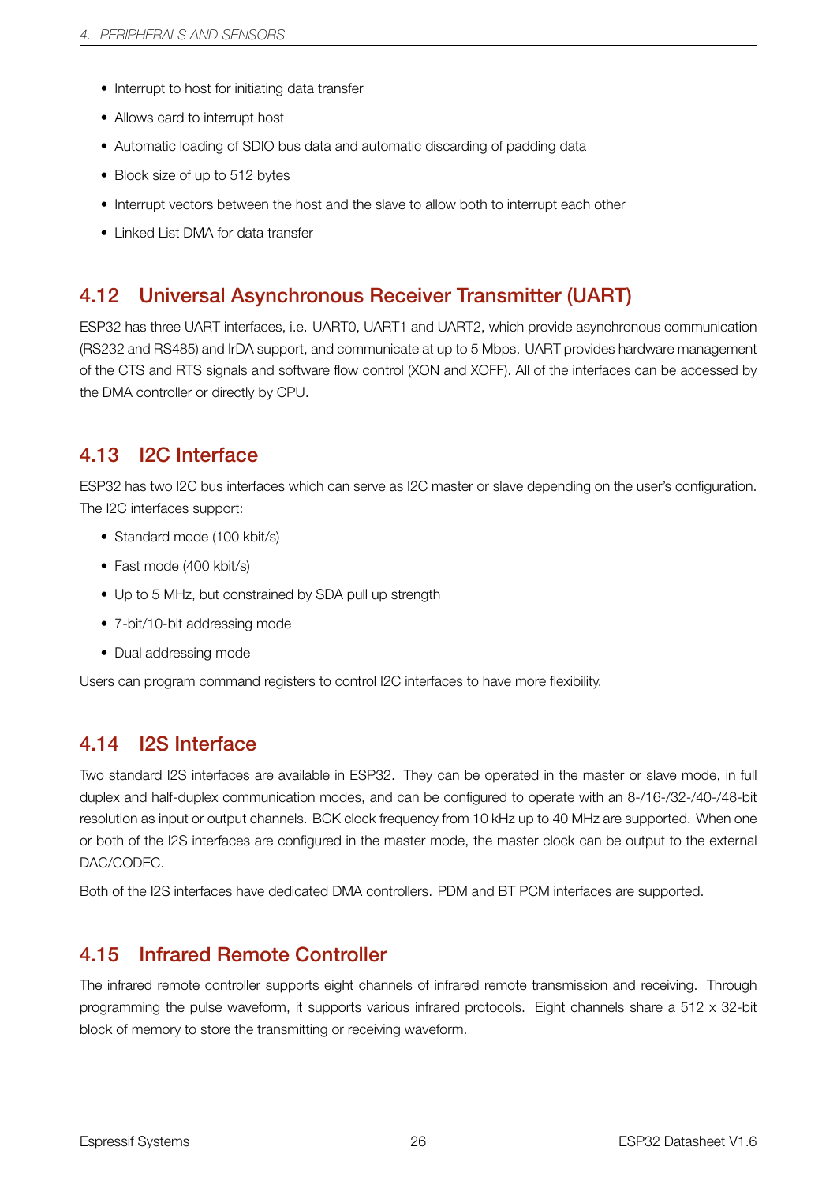- Interrupt to host for initiating data transfer
- Allows card to interrupt host
- Automatic loading of SDIO bus data and automatic discarding of padding data
- Block size of up to 512 bytes
- Interrupt vectors between the host and the slave to allow both to interrupt each other
- Linked List DMA for data transfer

## 4.12 Universal Asynchronous Receiver Transmitter (UART)

ESP32 has three UART interfaces, i.e. UART0, UART1 and UART2, which provide asynchronous communication (RS232 and RS485) and IrDA support, and communicate at up to 5 Mbps. UART provides hardware management of the CTS and RTS signals and software flow control (XON and XOFF). All of the interfaces can be accessed by the DMA controller or directly by CPU.

## 4.13 I2C Interface

ESP32 has two I2C bus interfaces which can serve as I2C master or slave depending on the user's configuration. The I2C interfaces support:

- Standard mode (100 kbit/s)
- Fast mode (400 kbit/s)
- Up to 5 MHz, but constrained by SDA pull up strength
- 7-bit/10-bit addressing mode
- Dual addressing mode

Users can program command registers to control I2C interfaces to have more flexibility.

## 4.14 I2S Interface

Two standard I2S interfaces are available in ESP32. They can be operated in the master or slave mode, in full duplex and half-duplex communication modes, and can be configured to operate with an 8-/16-/32-/40-/48-bit resolution as input or output channels. BCK clock frequency from 10 kHz up to 40 MHz are supported. When one or both of the I2S interfaces are configured in the master mode, the master clock can be output to the external DAC/CODEC.

Both of the I2S interfaces have dedicated DMA controllers. PDM and BT PCM interfaces are supported.

## 4.15 Infrared Remote Controller

The infrared remote controller supports eight channels of infrared remote transmission and receiving. Through programming the pulse waveform, it supports various infrared protocols. Eight channels share a 512 x 32-bit block of memory to store the transmitting or receiving waveform.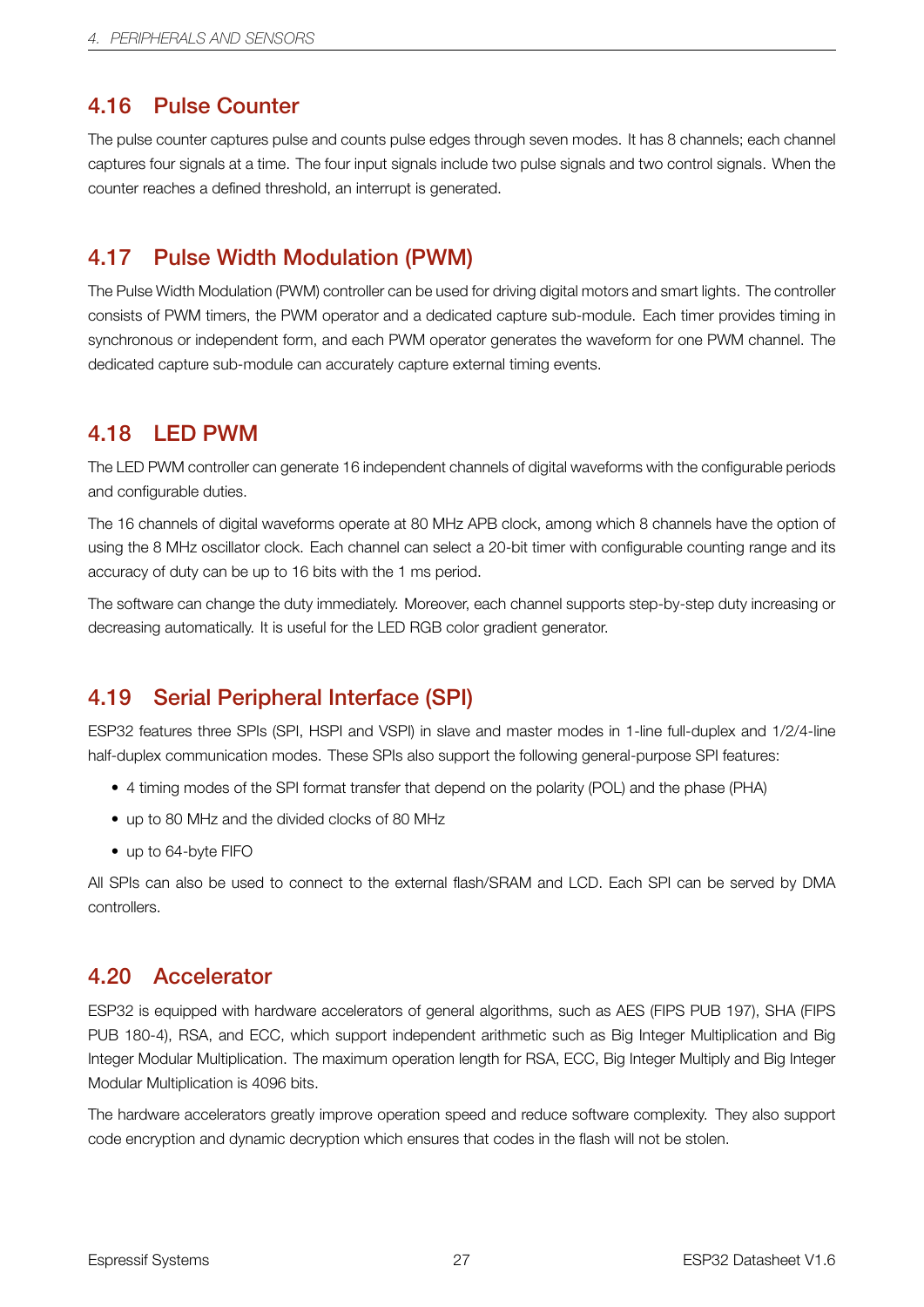### 4.16 Pulse Counter

The pulse counter captures pulse and counts pulse edges through seven modes. It has 8 channels; each channel captures four signals at a time. The four input signals include two pulse signals and two control signals. When the counter reaches a defined threshold, an interrupt is generated.

### 4.17 Pulse Width Modulation (PWM)

The Pulse Width Modulation (PWM) controller can be used for driving digital motors and smart lights. The controller consists of PWM timers, the PWM operator and a dedicated capture sub-module. Each timer provides timing in synchronous or independent form, and each PWM operator generates the waveform for one PWM channel. The dedicated capture sub-module can accurately capture external timing events.

### 4.18 LED PWM

The LED PWM controller can generate 16 independent channels of digital waveforms with the configurable periods and configurable duties.

The 16 channels of digital waveforms operate at 80 MHz APB clock, among which 8 channels have the option of using the 8 MHz oscillator clock. Each channel can select a 20-bit timer with configurable counting range and its accuracy of duty can be up to 16 bits with the 1 ms period.

The software can change the duty immediately. Moreover, each channel supports step-by-step duty increasing or decreasing automatically. It is useful for the LED RGB color gradient generator.

### 4.19 Serial Peripheral Interface (SPI)

ESP32 features three SPIs (SPI, HSPI and VSPI) in slave and master modes in 1-line full-duplex and 1/2/4-line half-duplex communication modes. These SPIs also support the following general-purpose SPI features:

- 4 timing modes of the SPI format transfer that depend on the polarity (POL) and the phase (PHA)
- up to 80 MHz and the divided clocks of 80 MHz
- up to 64-byte FIFO

All SPIs can also be used to connect to the external flash/SRAM and LCD. Each SPI can be served by DMA controllers.

### 4.20 Accelerator

ESP32 is equipped with hardware accelerators of general algorithms, such as AES (FIPS PUB 197), SHA (FIPS PUB 180-4), RSA, and ECC, which support independent arithmetic such as Big Integer Multiplication and Big Integer Modular Multiplication. The maximum operation length for RSA, ECC, Big Integer Multiply and Big Integer Modular Multiplication is 4096 bits.

The hardware accelerators greatly improve operation speed and reduce software complexity. They also support code encryption and dynamic decryption which ensures that codes in the flash will not be stolen.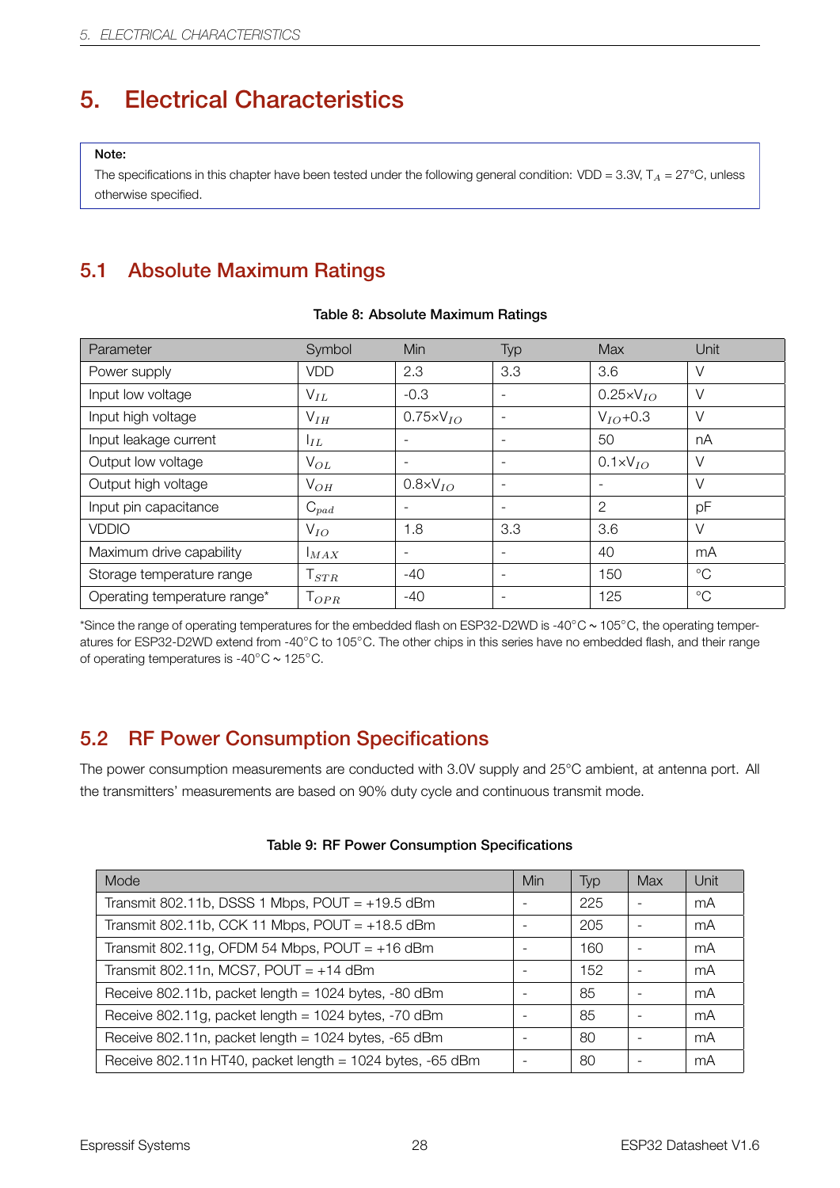# 5. Electrical Characteristics

**Note:**

The specifications in this chapter have been tested under the following general condition: VDD = 3.3V, $T_A$ = 27°C, unless otherwise specified.

## 5.1 Absolute Maximum Ratings

**Table 8: Absolute Maximum Ratings**

| Parameter | Symbol | Min | Typ | Max | Unit |
|---|---|---|---|---|---|
| Power supply | VDD | 2.3 | 3.3 | 3.6 | V |
| Input low voltage | $V_{IL}$ | -0.3 | - | $0.25 \times V_{IO}$ | V |
| Input high voltage | $V_{IH}$ | $0.75 \times V_{IO}$ | - | $V_{IO}+0.3$ | V |
| Input leakage current | $I_{IL}$ | - | - | 50 | nA |
| Output low voltage | $V_{OL}$ | - | - | $0.1 \times V_{IO}$ | V |
| Output high voltage | $V_{OH}$ | $0.8 \times V_{IO}$ | - | - | V |
| Input pin capacitance | $C_{pad}$ | - | - | 2 | pF |
| VDDIO | $V_{IO}$ | 1.8 | 3.3 | 3.6 | V |
| Maximum drive capability | $I_{MAX}$ | - | - | 40 | mA |
| Storage temperature range | $T_{STR}$ | -40 | - | 150 | °C |
| Operating temperature range* | $T_{OPR}$ | -40 | - | 125 | °C |

*Since the range of operating temperatures for the embedded flash on ESP32-D2WD is -40°C ~ 105°C, the operating temperatures for ESP32-D2WD extend from -40°C to 105°C. The other chips in this series have no embedded flash, and their range of operating temperatures is -40°C ~ 125°C.

## 5.2 RF Power Consumption Specifications

The power consumption measurements are conducted with 3.0V supply and 25°C ambient, at antenna port. All the transmitters' measurements are based on 90% duty cycle and continuous transmit mode.

**Table 9: RF Power Consumption Specifications**

| Mode | Min | Typ | Max | Unit |
|---|---|---|---|---|
| Transmit 802.11b, DSSS 1 Mbps, POUT = +19.5 dBm | - | 225 | - | mA |
| Transmit 802.11b, CCK 11 Mbps, POUT = +18.5 dBm | - | 205 | - | mA |
| Transmit 802.11g, OFDM 54 Mbps, POUT = +16 dBm | - | 160 | - | mA |
| Transmit 802.11n, MCS7, POUT = +14 dBm | - | 152 | - | mA |
| Receive 802.11b, packet length = 1024 bytes, -80 dBm | - | 85 | - | mA |
| Receive 802.11g, packet length = 1024 bytes, -70 dBm | - | 85 | - | mA |
| Receive 802.11n, packet length = 1024 bytes, -65 dBm | - | 80 | - | mA |
| Receive 802.11n HT40, packet length = 1024 bytes, -65 dBm | - | 80 | - | mA |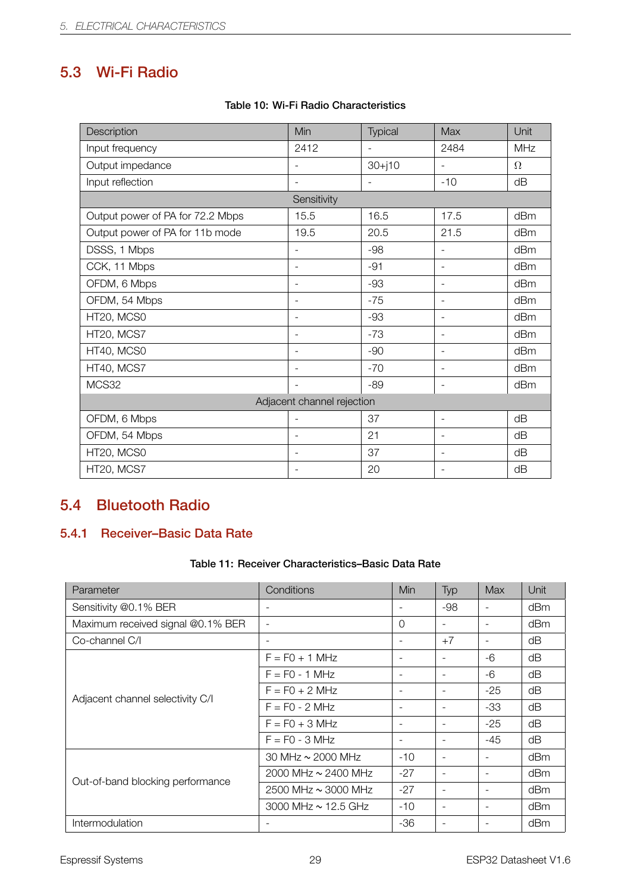## 5.3 Wi-Fi Radio

**Table 10: Wi-Fi Radio Characteristics**

| Description | Min | Typical | Max | Unit |
|---|---|---|---|---|
| Input frequency | 2412 | - | 2484 | MHz |
| Output impedance | - | 30+j10 | - | Ω |
| Input reflection | - | - | -10 | dB |
| Sensitivity | | | | |
| Output power of PA for 72.2 Mbps | 15.5 | 16.5 | 17.5 | dBm |
| Output power of PA for 11b mode | 19.5 | 20.5 | 21.5 | dBm |
| DSSS, 1 Mbps | - | -98 | - | dBm |
| CCK, 11 Mbps | - | -91 | - | dBm |
| OFDM, 6 Mbps | - | -93 | - | dBm |
| OFDM, 54 Mbps | - | -75 | - | dBm |
| HT20, MCS0 | - | -93 | - | dBm |
| HT20, MCS7 | - | -73 | - | dBm |
| HT40, MCS0 | - | -90 | - | dBm |
| HT40, MCS7 | - | -70 | - | dBm |
| MCS32 | - | -89 | - | dBm |
| Adjacent channel rejection | | | | |
| OFDM, 6 Mbps | - | 37 | - | dB |
| OFDM, 54 Mbps | - | 21 | - | dB |
| HT20, MCS0 | - | 37 | - | dB |
| HT20, MCS7 | - | 20 | - | dB |

## 5.4 Bluetooth Radio

### 5.4.1 Receiver–Basic Data Rate

**Table 11: Receiver Characteristics–Basic Data Rate**

| Parameter | Conditions | Min | Typ | Max | Unit |
|---|---|---|---|---|---|
| Sensitivity @0.1% BER | - | - | -98 | - | dBm |
| Maximum received signal @0.1% BER | - | 0 | - | - | dBm |
| Co-channel C/I | - | - | +7 | - | dB |
| Adjacent channel selectivity C/I | F = F0 + 1 MHz | - | - | -6 | dB |
| | F = F0 - 1 MHz | - | - | -6 | dB |
| | F = F0 + 2 MHz | - | - | -25 | dB |
| | F = F0 - 2 MHz | - | - | -33 | dB |
| | F = F0 + 3 MHz | - | - | -25 | dB |
| | F = F0 - 3 MHz | - | - | -45 | dB |
| Out-of-band blocking performance | 30 MHz ~ 2000 MHz | -10 | - | - | dBm |
| | 2000 MHz ~ 2400 MHz | -27 | - | - | dBm |
| | 2500 MHz ~ 3000 MHz | -27 | - | - | dBm |
| | 3000 MHz ~ 12.5 GHz | -10 | - | - | dBm |
| Intermodulation | - | -36 | - | - | dBm |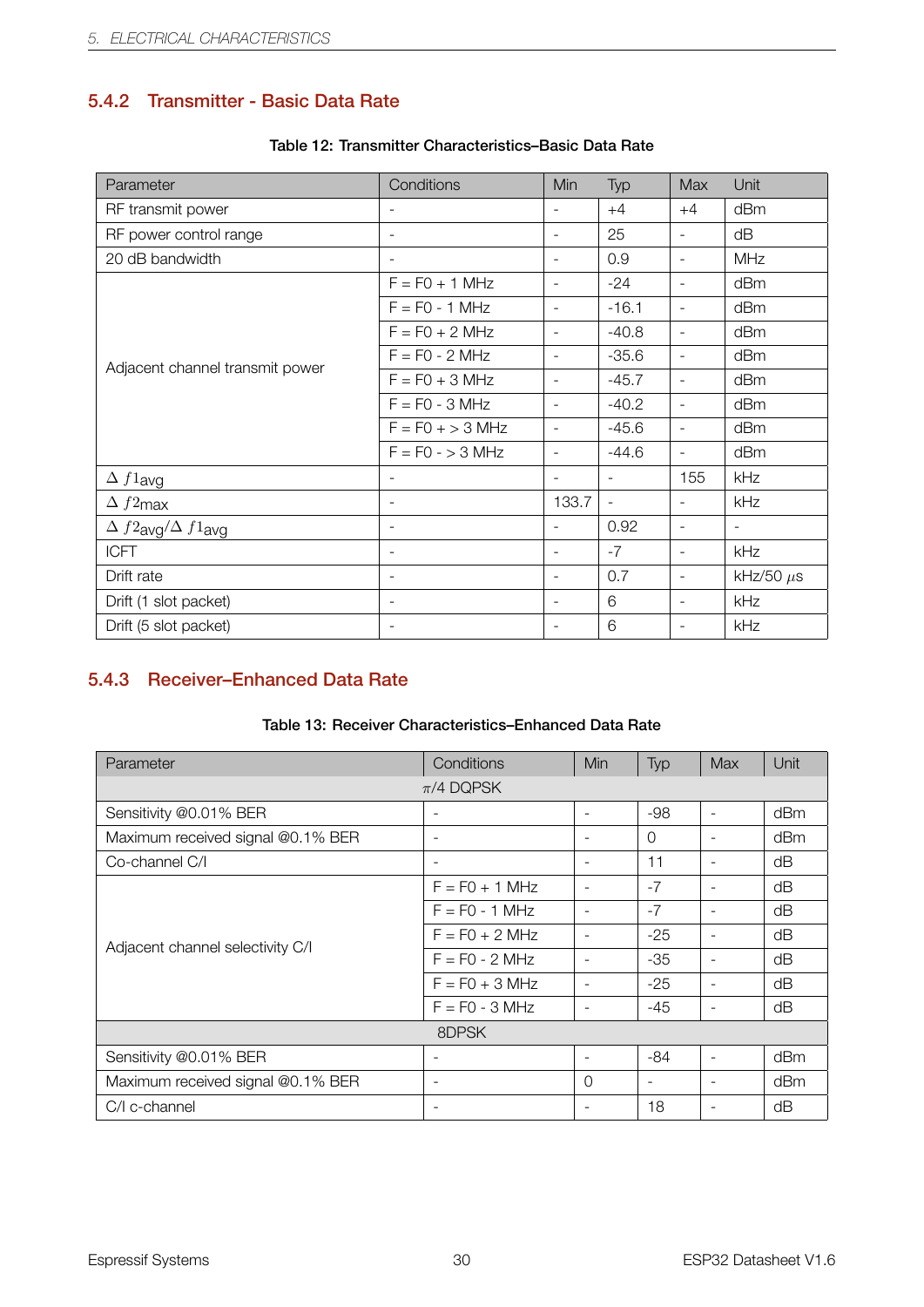### 5.4.2 Transmitter - Basic Data Rate

**Table 12: Transmitter Characteristics–Basic Data Rate**

| Parameter | Conditions | Min | Typ | Max | Unit |
|---|---|---|---|---|---|
| RF transmit power | - | - | +4 | +4 | dBm |
| RF power control range | - | - | 25 | - | dB |
| 20 dB bandwidth | - | - | 0.9 | - | MHz |
| Adjacent channel transmit power | F = F0 + 1 MHz | - | -24 | - | dBm |
| | F = F0 - 1 MHz | - | -16.1 | - | dBm |
| | F = F0 + 2 MHz | - | -40.8 | - | dBm |
| | F = F0 - 2 MHz | - | -35.6 | - | dBm |
| | F = F0 + 3 MHz | - | -45.7 | - | dBm |
| | F = F0 - 3 MHz | - | -40.2 | - | dBm |
| | F = F0 + > 3 MHz | - | -45.6 | - | dBm |
| | F = F0 - > 3 MHz | - | -44.6 | - | dBm |
| $\Delta f1_{avg}$ | - | - | - | 155 | kHz |
| $\Delta f2_{max}$ | - | 133.7 | - | - | kHz |
| $\Delta f2_{avg}/\Delta f1_{avg}$ | - | - | 0.92 | - | - |
| ICFT | - | - | -7 | - | kHz |
| Drift rate | - | - | 0.7 | - | kHz/50 $\mu$s |
| Drift (1 slot packet) | - | - | 6 | - | kHz |
| Drift (5 slot packet) | - | - | 6 | - | kHz |

### 5.4.3 Receiver–Enhanced Data Rate

**Table 13: Receiver Characteristics–Enhanced Data Rate**

| Parameter | Conditions | Min | Typ | Max | Unit |
|---|---|---|---|---|---|
| $\pi/4$ DQPSK | | | | | |
| Sensitivity @0.01% BER | - | - | -98 | - | dBm |
| Maximum received signal @0.1% BER | - | - | 0 | - | dBm |
| Co-channel C/I | - | - | 11 | - | dB |
| Adjacent channel selectivity C/I | F = F0 + 1 MHz | - | -7 | - | dB |
| | F = F0 - 1 MHz | - | -7 | - | dB |
| | F = F0 + 2 MHz | - | -25 | - | dB |
| | F = F0 - 2 MHz | - | -35 | - | dB |
| | F = F0 + 3 MHz | - | -25 | - | dB |
| | F = F0 - 3 MHz | - | -45 | - | dB |
| 8DPSK | | | | | |
| Sensitivity @0.01% BER | - | - | -84 | - | dBm |
| Maximum received signal @0.1% BER | - | 0 | - | - | dBm |
| C/I c-channel | - | - | 18 | - | dB |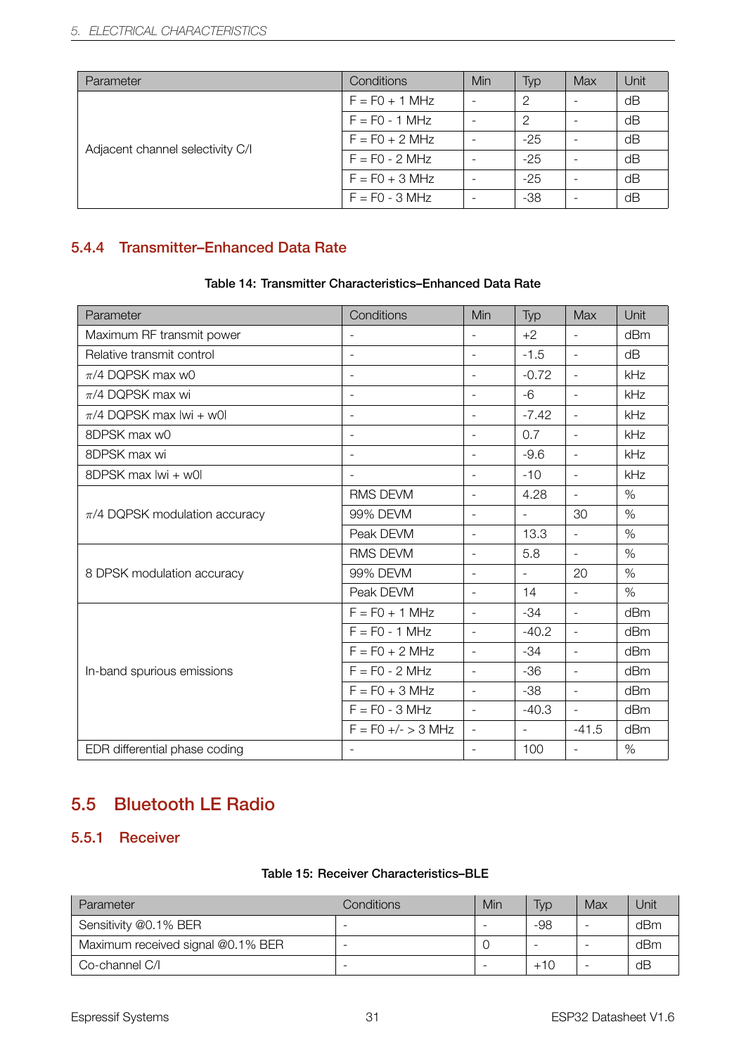| Parameter | Conditions | Min | Typ | Max | Unit |
|---|---|---|---|---|---|
| Adjacent channel selectivity C/I | F = F0 + 1 MHz | - | 2 | - | dB |
| | F = F0 - 1 MHz | - | 2 | - | dB |
| | F = F0 + 2 MHz | - | -25 | - | dB |
| | F = F0 - 2 MHz | - | -25 | - | dB |
| | F = F0 + 3 MHz | - | -25 | - | dB |
| | F = F0 - 3 MHz | - | -38 | - | dB |

### 5.4.4 Transmitter–Enhanced Data Rate

**Table 14: Transmitter Characteristics–Enhanced Data Rate**

| Parameter | Conditions | Min | Typ | Max | Unit |
|---|---|---|---|---|---|
| Maximum RF transmit power | - | - | +2 | - | dBm |
| Relative transmit control | - | - | -1.5 | - | dB |
| $\pi/4$ DQPSK max w0 | - | - | -0.72 | - | kHz |
| $\pi/4$ DQPSK max wi | - | - | -6 | - | kHz |
| $\pi/4$ DQPSK max \|wi + w0\| | - | - | -7.42 | - | kHz |
| 8DPSK max w0 | - | - | 0.7 | - | kHz |
| 8DPSK max wi | - | - | -9.6 | - | kHz |
| 8DPSK max \|wi + w0\| | - | - | -10 | - | kHz |
| $\pi/4$ DQPSK modulation accuracy | RMS DEVM | - | 4.28 | - | % |
| | 99% DEVM | - | - | 30 | % |
| | Peak DEVM | - | 13.3 | - | % |
| 8 DPSK modulation accuracy | RMS DEVM | - | 5.8 | - | % |
| | 99% DEVM | - | - | 20 | % |
| | Peak DEVM | - | 14 | - | % |
| In-band spurious emissions | F = F0 + 1 MHz | - | -34 | - | dBm |
| | F = F0 - 1 MHz | - | -40.2 | - | dBm |
| | F = F0 + 2 MHz | - | -34 | - | dBm |
| | F = F0 - 2 MHz | - | -36 | - | dBm |
| | F = F0 + 3 MHz | - | -38 | - | dBm |
| | F = F0 - 3 MHz | - | -40.3 | - | dBm |
| | F = F0 +/- > 3 MHz | - | - | -41.5 | dBm |
| EDR differential phase coding | - | - | 100 | - | % |

## 5.5 Bluetooth LE Radio

### 5.5.1 Receiver

**Table 15: Receiver Characteristics–BLE**

| Parameter | Conditions | Min | Typ | Max | Unit |
|---|---|---|---|---|---|
| Sensitivity @0.1% BER | - | - | -98 | - | dBm |
| Maximum received signal @0.1% BER | - | 0 | - | - | dBm |
| Co-channel C/I | - | - | +10 | - | dB |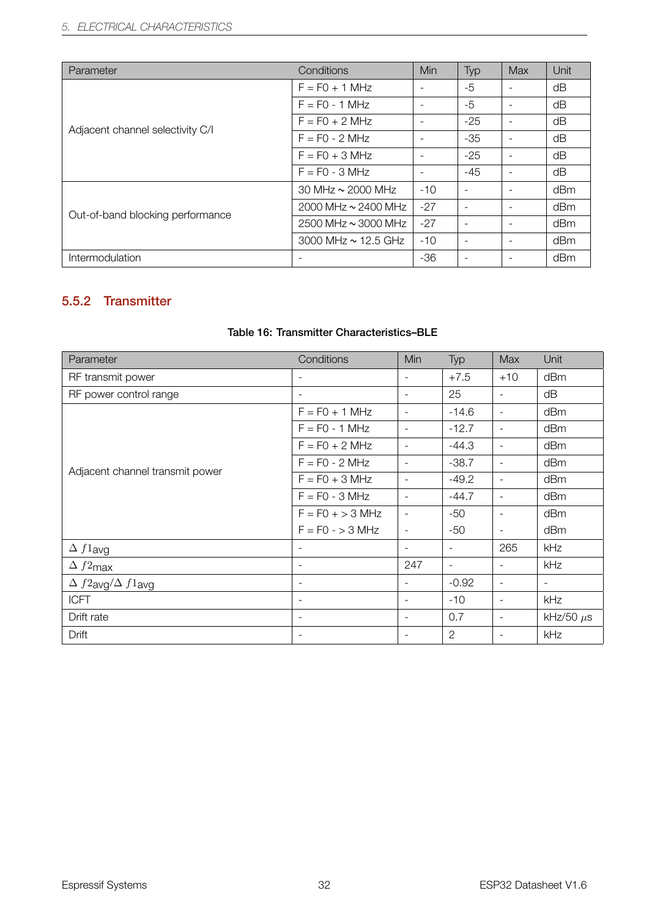| Parameter | Conditions | Min | Typ | Max | Unit |
|---|---|---|---|---|---|
| Adjacent channel selectivity C/I | F = F0 + 1 MHz | - | -5 | - | dB |
| | F = F0 - 1 MHz | - | -5 | - | dB |
| | F = F0 + 2 MHz | - | -25 | - | dB |
| | F = F0 - 2 MHz | - | -35 | - | dB |
| | F = F0 + 3 MHz | - | -25 | - | dB |
| | F = F0 - 3 MHz | - | -45 | - | dB |
| Out-of-band blocking performance | 30 MHz ~ 2000 MHz | -10 | - | - | dBm |
| | 2000 MHz ~ 2400 MHz | -27 | - | - | dBm |
| | 2500 MHz ~ 3000 MHz | -27 | - | - | dBm |
| | 3000 MHz ~ 12.5 GHz | -10 | - | - | dBm |
| Intermodulation | - | -36 | - | - | dBm |

### 5.5.2 Transmitter

**Table 16: Transmitter Characteristics–BLE**

| Parameter | Conditions | Min | Typ | Max | Unit |
|---|---|---|---|---|---|
| RF transmit power | - | - | +7.5 | +10 | dBm |
| RF power control range | - | - | 25 | - | dB |
| Adjacent channel transmit power | F = F0 + 1 MHz | - | -14.6 | - | dBm |
| | F = F0 - 1 MHz | - | -12.7 | - | dBm |
| | F = F0 + 2 MHz | - | -44.3 | - | dBm |
| | F = F0 - 2 MHz | - | -38.7 | - | dBm |
| | F = F0 + 3 MHz | - | -49.2 | - | dBm |
| | F = F0 - 3 MHz | - | -44.7 | - | dBm |
| | F = F0 + > 3 MHz | - | -50 | - | dBm |
| | F = F0 - > 3 MHz | - | -50 | - | dBm |
| $\Delta\ f1_{avg}$ | - | - | - | 265 | kHz |
| $\Delta\ f2_{max}$ | - | 247 | - | - | kHz |
| $\Delta\ f2_{avg}/\Delta\ f1_{avg}$ | - | - | -0.92 | - | - |
| ICFT | - | - | -10 | - | kHz |
| Drift rate | - | - | 0.7 | - | kHz/50 $\mu$s |
| Drift | - | - | 2 | - | kHz |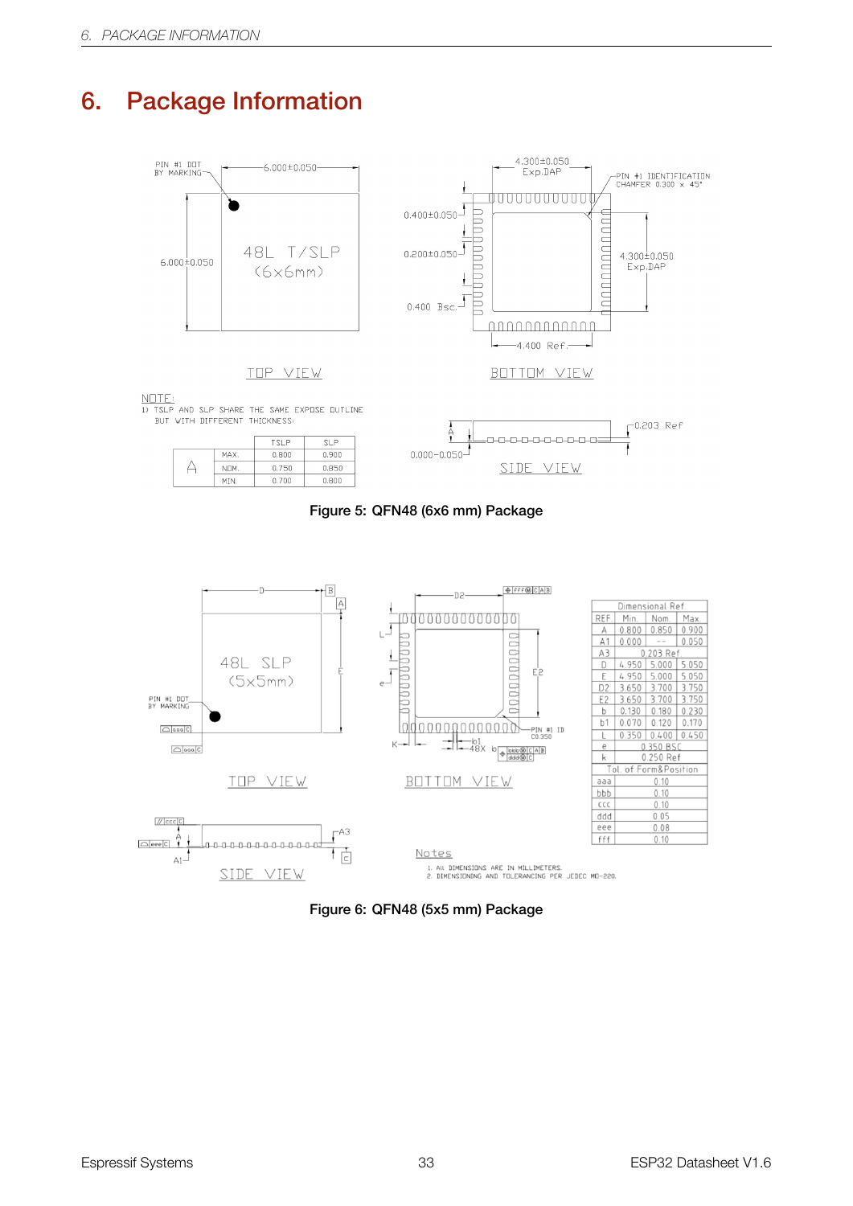# 6. Package Information

Figure 5: QFN48 (6x6 mm) Package

Figure 6: QFN48 (5x5 mm) Package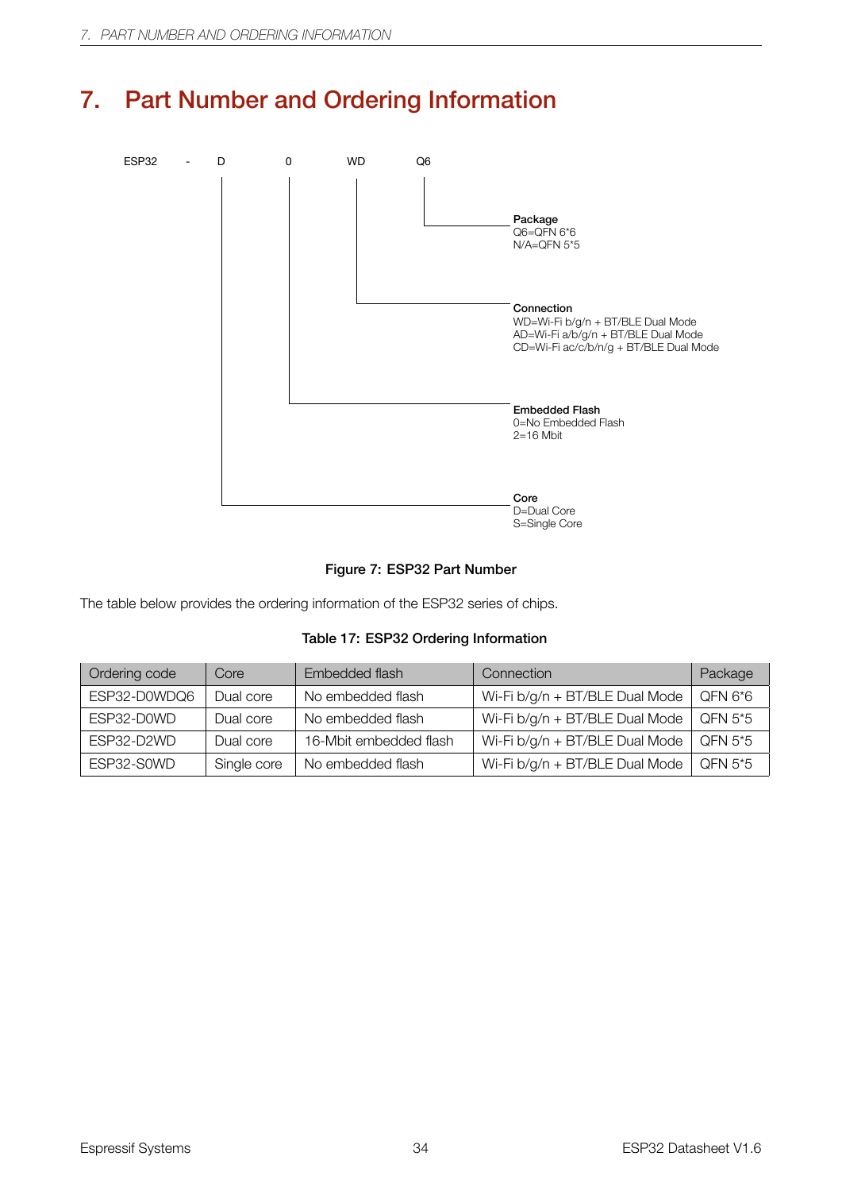# 7. Part Number and Ordering Information

ESP32 - D 0 WD Q6

**Package**
Q6=QFN 6*6
N/A=QFN 5*5

**Connection**
WD=Wi-Fi b/g/n + BT/BLE Dual Mode
AD=Wi-Fi a/b/g/n + BT/BLE Dual Mode
CD=Wi-Fi ac/c/b/n/g + BT/BLE Dual Mode

**Embedded Flash**
0=No Embedded Flash
2=16 Mbit

**Core**
D=Dual Core
S=Single Core

**Figure 7: ESP32 Part Number**

The table below provides the ordering information of the ESP32 series of chips.

**Table 17: ESP32 Ordering Information**

| Ordering code | Core | Embedded flash | Connection | Package |
|---|---|---|---|---|
| ESP32-D0WDQ6 | Dual core | No embedded flash | Wi-Fi b/g/n + BT/BLE Dual Mode | QFN 6*6 |
| ESP32-D0WD | Dual core | No embedded flash | Wi-Fi b/g/n + BT/BLE Dual Mode | QFN 5*5 |
| ESP32-D2WD | Dual core | 16-Mbit embedded flash | Wi-Fi b/g/n + BT/BLE Dual Mode | QFN 5*5 |
| ESP32-S0WD | Single core | No embedded flash | Wi-Fi b/g/n + BT/BLE Dual Mode | QFN 5*5 |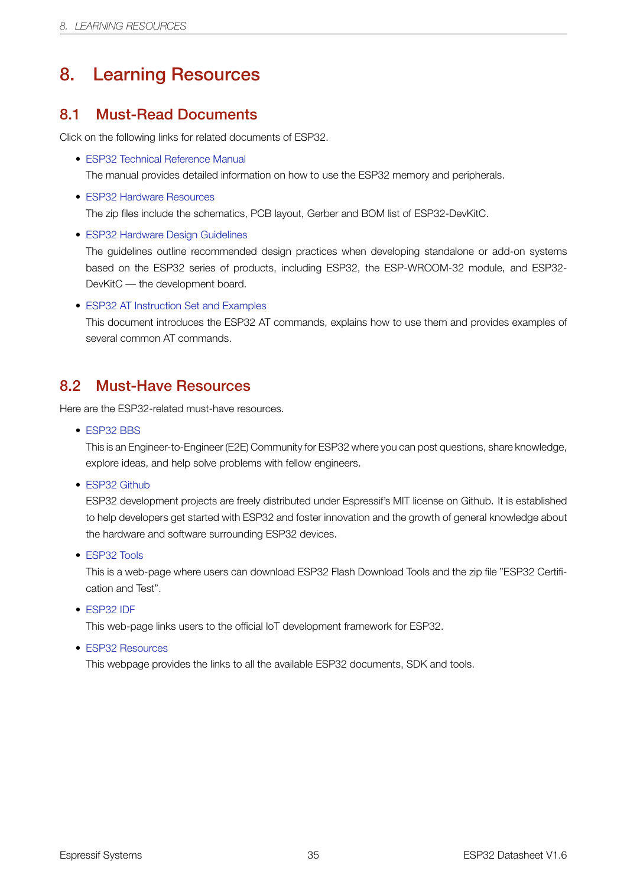# 8. Learning Resources

## 8.1 Must-Read Documents

Click on the following links for related documents of ESP32.

- ESP32 Technical Reference Manual
  The manual provides detailed information on how to use the ESP32 memory and peripherals.
- ESP32 Hardware Resources
  The zip files include the schematics, PCB layout, Gerber and BOM list of ESP32-DevKitC.
- ESP32 Hardware Design Guidelines
  The guidelines outline recommended design practices when developing standalone or add-on systems based on the ESP32 series of products, including ESP32, the ESP-WROOM-32 module, and ESP32-DevKitC — the development board.
- ESP32 AT Instruction Set and Examples
  This document introduces the ESP32 AT commands, explains how to use them and provides examples of several common AT commands.

## 8.2 Must-Have Resources

Here are the ESP32-related must-have resources.

- ESP32 BBS
  This is an Engineer-to-Engineer (E2E) Community for ESP32 where you can post questions, share knowledge, explore ideas, and help solve problems with fellow engineers.
- ESP32 Github
  ESP32 development projects are freely distributed under Espressif's MIT license on Github. It is established to help developers get started with ESP32 and foster innovation and the growth of general knowledge about the hardware and software surrounding ESP32 devices.
- ESP32 Tools
  This is a web-page where users can download ESP32 Flash Download Tools and the zip file "ESP32 Certification and Test".
- ESP32 IDF
  This web-page links users to the official IoT development framework for ESP32.
- ESP32 Resources
  This webpage provides the links to all the available ESP32 documents, SDK and tools.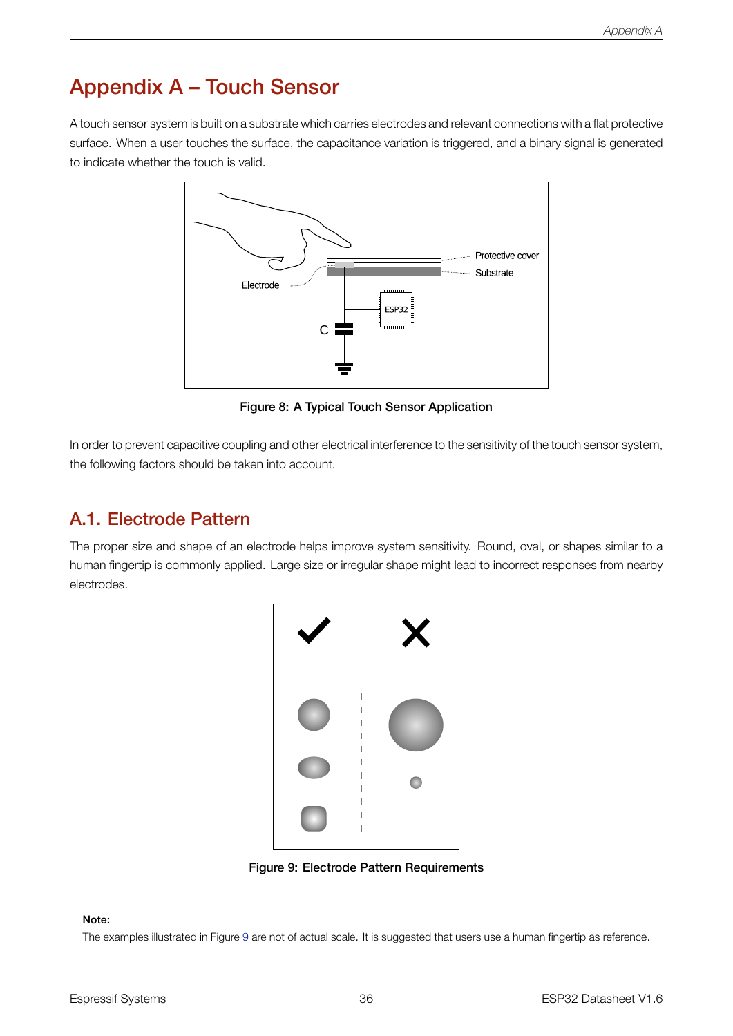# Appendix A – Touch Sensor

A touch sensor system is built on a substrate which carries electrodes and relevant connections with a flat protective surface. When a user touches the surface, the capacitance variation is triggered, and a binary signal is generated to indicate whether the touch is valid.

Figure 8: A Typical Touch Sensor Application

In order to prevent capacitive coupling and other electrical interference to the sensitivity of the touch sensor system, the following factors should be taken into account.

## A.1. Electrode Pattern

The proper size and shape of an electrode helps improve system sensitivity. Round, oval, or shapes similar to a human fingertip is commonly applied. Large size or irregular shape might lead to incorrect responses from nearby electrodes.

Figure 9: Electrode Pattern Requirements

**Note:**

The examples illustrated in Figure 9 are not of actual scale. It is suggested that users use a human fingertip as reference.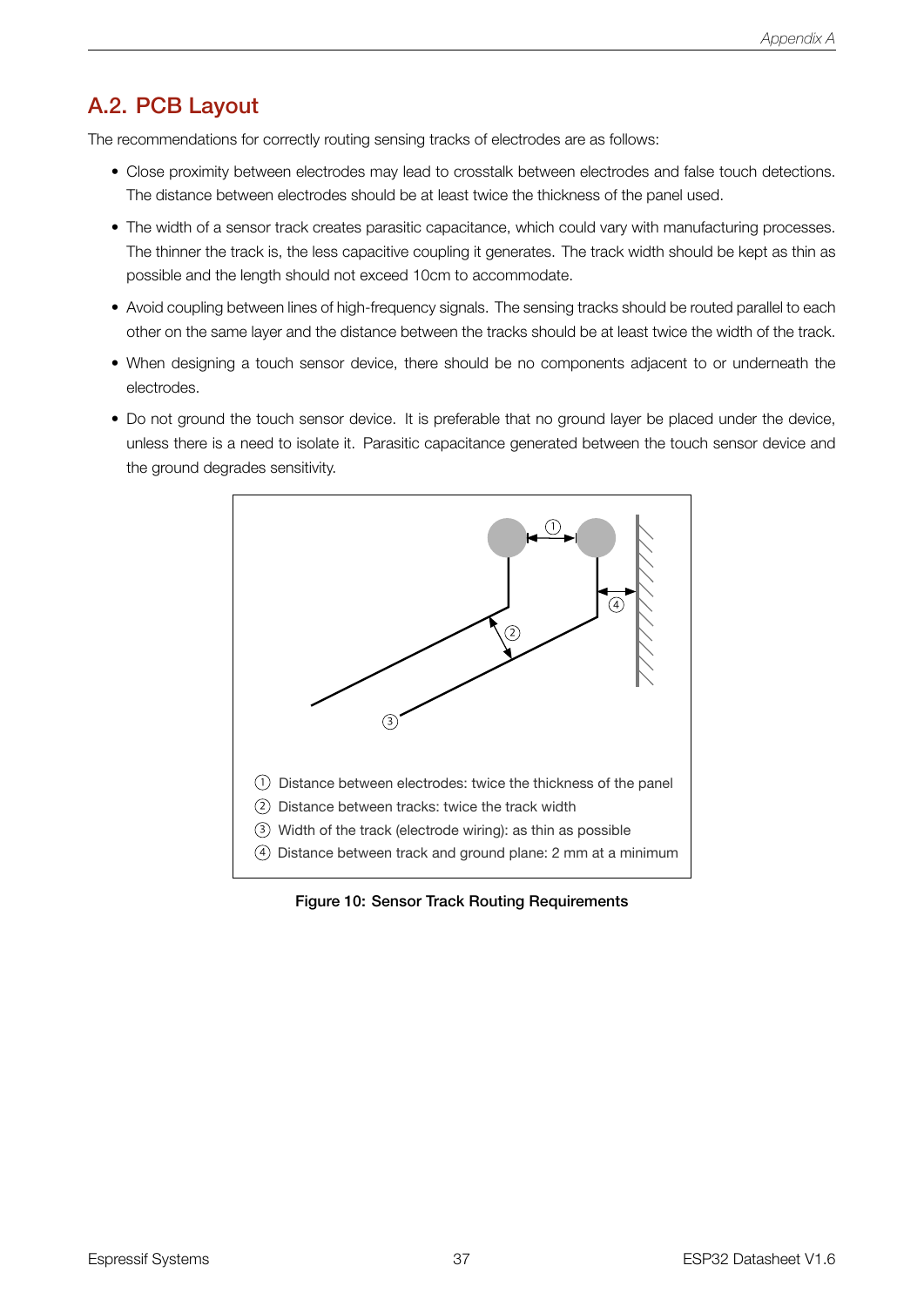## A.2. PCB Layout

The recommendations for correctly routing sensing tracks of electrodes are as follows:

- Close proximity between electrodes may lead to crosstalk between electrodes and false touch detections. The distance between electrodes should be at least twice the thickness of the panel used.
- The width of a sensor track creates parasitic capacitance, which could vary with manufacturing processes. The thinner the track is, the less capacitive coupling it generates. The track width should be kept as thin as possible and the length should not exceed 10cm to accommodate.
- Avoid coupling between lines of high-frequency signals. The sensing tracks should be routed parallel to each other on the same layer and the distance between the tracks should be at least twice the width of the track.
- When designing a touch sensor device, there should be no components adjacent to or underneath the electrodes.
- Do not ground the touch sensor device. It is preferable that no ground layer be placed under the device, unless there is a need to isolate it. Parasitic capacitance generated between the touch sensor device and the ground degrades sensitivity.

① Distance between electrodes: twice the thickness of the panel
② Distance between tracks: twice the track width
③ Width of the track (electrode wiring): as thin as possible
④ Distance between track and ground plane: 2 mm at a minimum

**Figure 10: Sensor Track Routing Requirements**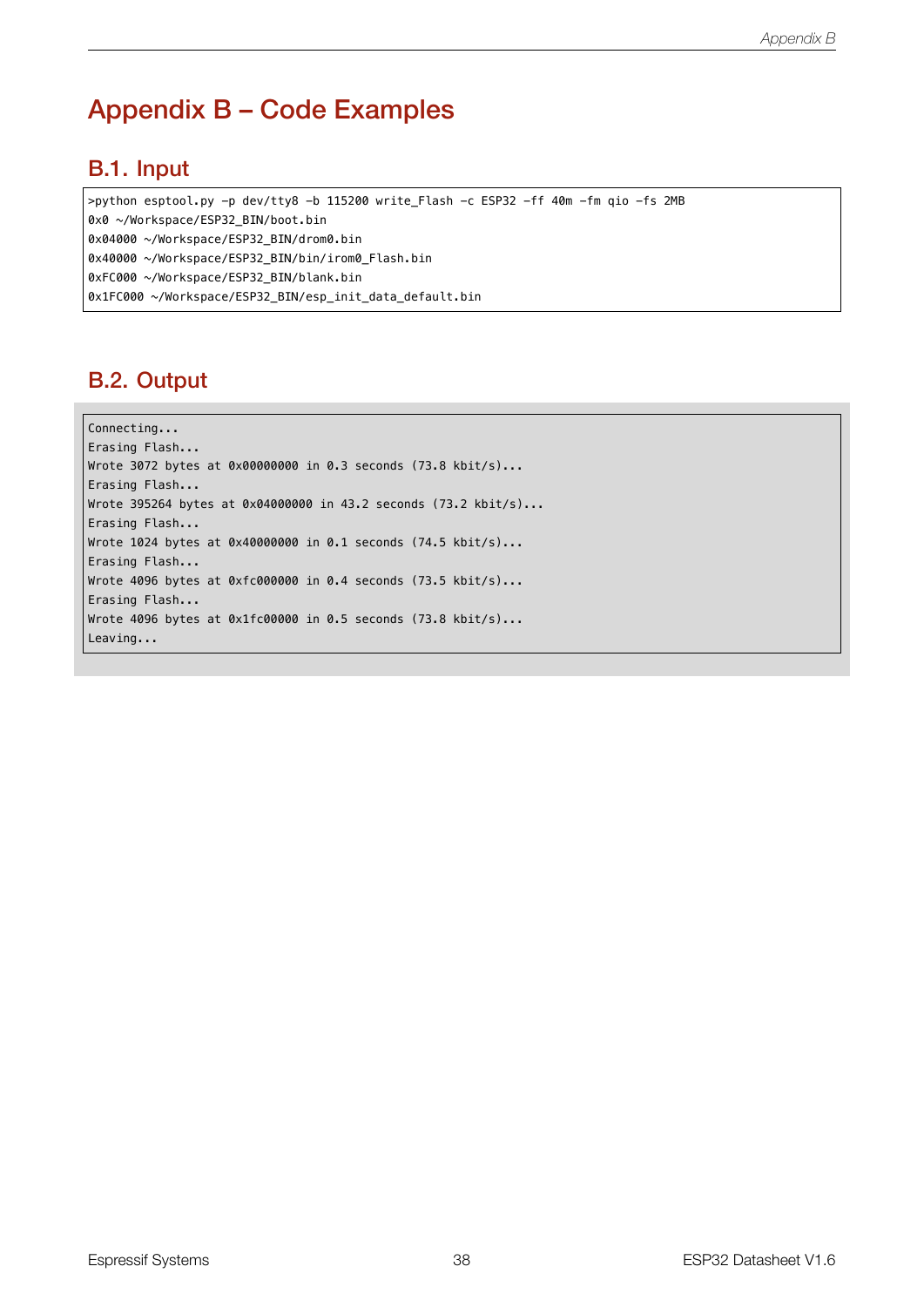# Appendix B – Code Examples

## B.1. Input

```
>python esptool.py –p dev/tty8 –b 115200 write_Flash –c ESP32 –ff 40m –fm qio –fs 2MB
0x0 ~/Workspace/ESP32_BIN/boot.bin
0x04000 ~/Workspace/ESP32_BIN/drom0.bin
0x40000 ~/Workspace/ESP32_BIN/bin/irom0_Flash.bin
0xFC000 ~/Workspace/ESP32_BIN/blank.bin
0x1FC000 ~/Workspace/ESP32_BIN/esp_init_data_default.bin
```

## B.2. Output

```
Connecting...
Erasing Flash...
Wrote 3072 bytes at 0x00000000 in 0.3 seconds (73.8 kbit/s)...
Erasing Flash...
Wrote 395264 bytes at 0x04000000 in 43.2 seconds (73.2 kbit/s)...
Erasing Flash...
Wrote 1024 bytes at 0x40000000 in 0.1 seconds (74.5 kbit/s)...
Erasing Flash...
Wrote 4096 bytes at 0xfc000000 in 0.4 seconds (73.5 kbit/s)...
Erasing Flash...
Wrote 4096 bytes at 0x1fc00000 in 0.5 seconds (73.8 kbit/s)...
Leaving...
```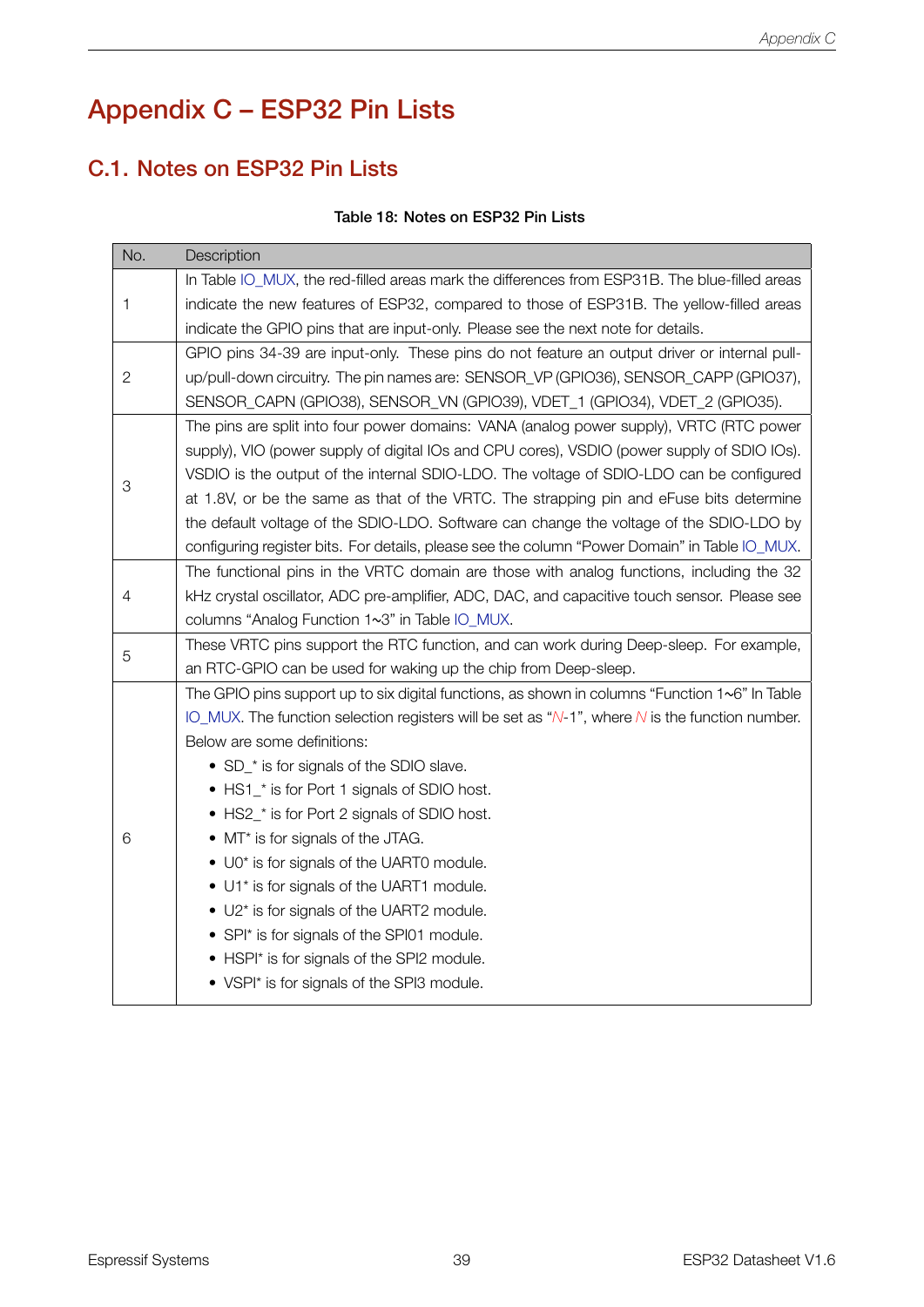# Appendix C – ESP32 Pin Lists

## C.1. Notes on ESP32 Pin Lists

**Table 18: Notes on ESP32 Pin Lists**

| No. | Description |
|---|---|
| 1 | In Table IO_MUX, the red-filled areas mark the differences from ESP31B. The blue-filled areas indicate the new features of ESP32, compared to those of ESP31B. The yellow-filled areas indicate the GPIO pins that are input-only. Please see the next note for details. |
| 2 | GPIO pins 34-39 are input-only. These pins do not feature an output driver or internal pull-up/pull-down circuitry. The pin names are: SENSOR_VP (GPIO36), SENSOR_CAPP (GPIO37), SENSOR_CAPN (GPIO38), SENSOR_VN (GPIO39), VDET_1 (GPIO34), VDET_2 (GPIO35). |
| 3 | The pins are split into four power domains: VANA (analog power supply), VRTC (RTC power supply), VIO (power supply of digital IOs and CPU cores), VSDIO (power supply of SDIO IOs). VSDIO is the output of the internal SDIO-LDO. The voltage of SDIO-LDO can be configured at 1.8V, or be the same as that of the VRTC. The strapping pin and eFuse bits determine the default voltage of the SDIO-LDO. Software can change the voltage of the SDIO-LDO by configuring register bits. For details, please see the column "Power Domain" in Table IO_MUX. |
| 4 | The functional pins in the VRTC domain are those with analog functions, including the 32 kHz crystal oscillator, ADC pre-amplifier, ADC, DAC, and capacitive touch sensor. Please see columns "Analog Function 1~3" in Table IO_MUX. |
| 5 | These VRTC pins support the RTC function, and can work during Deep-sleep. For example, an RTC-GPIO can be used for waking up the chip from Deep-sleep. |
| 6 | The GPIO pins support up to six digital functions, as shown in columns "Function 1~6" In Table IO_MUX. The function selection registers will be set as "*N*-1", where *N* is the function number. Below are some definitions: <br>• SD_* is for signals of the SDIO slave. <br>• HS1_* is for Port 1 signals of SDIO host. <br>• HS2_* is for Port 2 signals of SDIO host. <br>• MT* is for signals of the JTAG. <br>• U0* is for signals of the UART0 module. <br>• U1* is for signals of the UART1 module. <br>• U2* is for signals of the UART2 module. <br>• SPI* is for signals of the SPI01 module. <br>• HSPI* is for signals of the SPI2 module. <br>• VSPI* is for signals of the SPI3 module. |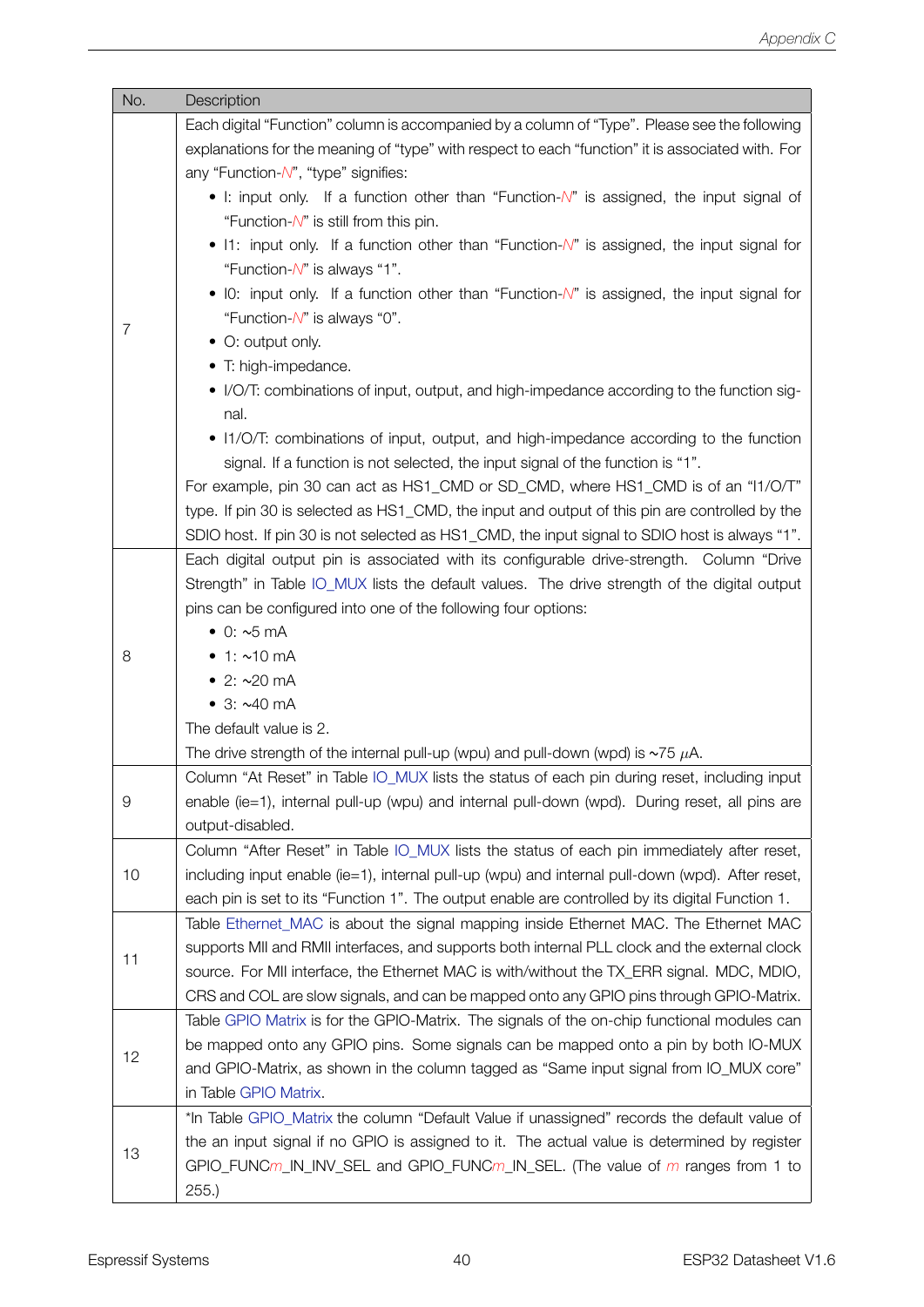| No. | Description |
| --- | --- |
| 7 | Each digital "Function" column is accompanied by a column of "Type". Please see the following explanations for the meaning of "type" with respect to each "function" it is associated with. For any "Function-*N*", "type" signifies:<br>• I: input only. If a function other than "Function-*N*" is assigned, the input signal of "Function-*N*" is still from this pin.<br>• I1: input only. If a function other than "Function-*N*" is assigned, the input signal for "Function-*N*" is always "1".<br>• I0: input only. If a function other than "Function-*N*" is assigned, the input signal for "Function-*N*" is always "0".<br>• O: output only.<br>• T: high-impedance.<br>• I/O/T: combinations of input, output, and high-impedance according to the function signal.<br>• I1/O/T: combinations of input, output, and high-impedance according to the function signal. If a function is not selected, the input signal of the function is "1".<br>For example, pin 30 can act as HS1_CMD or SD_CMD, where HS1_CMD is of an "I1/O/T" type. If pin 30 is selected as HS1_CMD, the input and output of this pin are controlled by the SDIO host. If pin 30 is not selected as HS1_CMD, the input signal to SDIO host is always "1". |
| 8 | Each digital output pin is associated with its configurable drive-strength. Column "Drive Strength" in Table IO_MUX lists the default values. The drive strength of the digital output pins can be configured into one of the following four options:<br>• 0: ~5 mA<br>• 1: ~10 mA<br>• 2: ~20 mA<br>• 3: ~40 mA<br>The default value is 2.<br>The drive strength of the internal pull-up (wpu) and pull-down (wpd) is ~75 $\mu$A. |
| 9 | Column "At Reset" in Table IO_MUX lists the status of each pin during reset, including input enable (ie=1), internal pull-up (wpu) and internal pull-down (wpd). During reset, all pins are output-disabled. |
| 10 | Column "After Reset" in Table IO_MUX lists the status of each pin immediately after reset, including input enable (ie=1), internal pull-up (wpu) and internal pull-down (wpd). After reset, each pin is set to its "Function 1". The output enable are controlled by its digital Function 1. |
| 11 | Table Ethernet_MAC is about the signal mapping inside Ethernet MAC. The Ethernet MAC supports MII and RMII interfaces, and supports both internal PLL clock and the external clock source. For MII interface, the Ethernet MAC is with/without the TX_ERR signal. MDC, MDIO, CRS and COL are slow signals, and can be mapped onto any GPIO pins through GPIO-Matrix. |
| 12 | Table GPIO Matrix is for the GPIO-Matrix. The signals of the on-chip functional modules can be mapped onto any GPIO pins. Some signals can be mapped onto a pin by both IO-MUX and GPIO-Matrix, as shown in the column tagged as "Same input signal from IO_MUX core" in Table GPIO Matrix. |
| 13 | *In Table GPIO_Matrix the column "Default Value if unassigned" records the default value of the an input signal if no GPIO is assigned to it. The actual value is determined by register GPIO_FUNC*m*_IN_INV_SEL and GPIO_FUNC*m*_IN_SEL. (The value of *m* ranges from 1 to 255.) |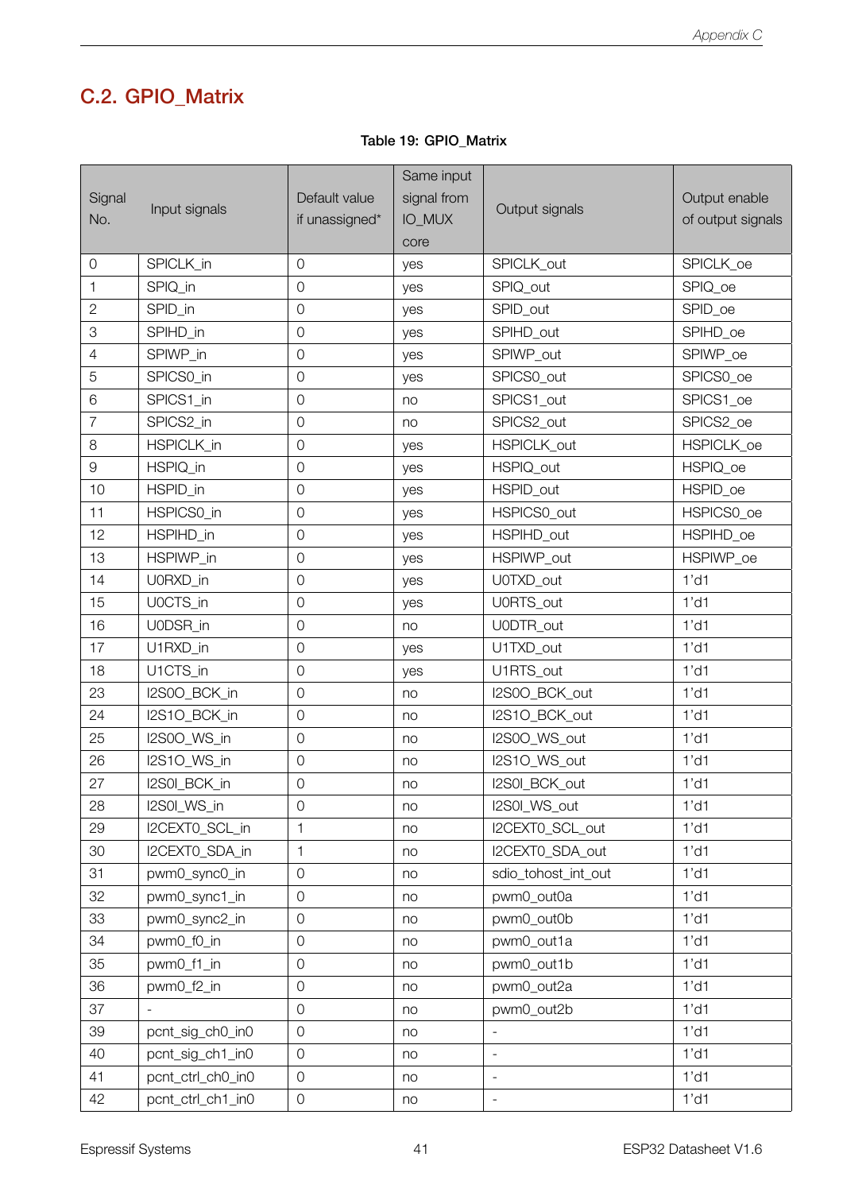## C.2. GPIO_Matrix

Table 19: GPIO_Matrix

| Signal No. | Input signals | Default value if unassigned* | Same input signal from IO_MUX core | Output signals | Output enable of output signals |
|---|---|---|---|---|---|
| 0 | SPICLK_in | 0 | yes | SPICLK_out | SPICLK_oe |
| 1 | SPIQ_in | 0 | yes | SPIQ_out | SPIQ_oe |
| 2 | SPID_in | 0 | yes | SPID_out | SPID_oe |
| 3 | SPIHD_in | 0 | yes | SPIHD_out | SPIHD_oe |
| 4 | SPIWP_in | 0 | yes | SPIWP_out | SPIWP_oe |
| 5 | SPICS0_in | 0 | yes | SPICS0_out | SPICS0_oe |
| 6 | SPICS1_in | 0 | no | SPICS1_out | SPICS1_oe |
| 7 | SPICS2_in | 0 | no | SPICS2_out | SPICS2_oe |
| 8 | HSPICLK_in | 0 | yes | HSPICLK_out | HSPICLK_oe |
| 9 | HSPIQ_in | 0 | yes | HSPIQ_out | HSPIQ_oe |
| 10 | HSPID_in | 0 | yes | HSPID_out | HSPID_oe |
| 11 | HSPICS0_in | 0 | yes | HSPICS0_out | HSPICS0_oe |
| 12 | HSPIHD_in | 0 | yes | HSPIHD_out | HSPIHD_oe |
| 13 | HSPIWP_in | 0 | yes | HSPIWP_out | HSPIWP_oe |
| 14 | U0RXD_in | 0 | yes | U0TXD_out | 1'd1 |
| 15 | U0CTS_in | 0 | yes | U0RTS_out | 1'd1 |
| 16 | U0DSR_in | 0 | no | U0DTR_out | 1'd1 |
| 17 | U1RXD_in | 0 | yes | U1TXD_out | 1'd1 |
| 18 | U1CTS_in | 0 | yes | U1RTS_out | 1'd1 |
| 23 | I2S0O_BCK_in | 0 | no | I2S0O_BCK_out | 1'd1 |
| 24 | I2S1O_BCK_in | 0 | no | I2S1O_BCK_out | 1'd1 |
| 25 | I2S0O_WS_in | 0 | no | I2S0O_WS_out | 1'd1 |
| 26 | I2S1O_WS_in | 0 | no | I2S1O_WS_out | 1'd1 |
| 27 | I2S0I_BCK_in | 0 | no | I2S0I_BCK_out | 1'd1 |
| 28 | I2S0I_WS_in | 0 | no | I2S0I_WS_out | 1'd1 |
| 29 | I2CEXT0_SCL_in | 1 | no | I2CEXT0_SCL_out | 1'd1 |
| 30 | I2CEXT0_SDA_in | 1 | no | I2CEXT0_SDA_out | 1'd1 |
| 31 | pwm0_sync0_in | 0 | no | sdio_tohost_int_out | 1'd1 |
| 32 | pwm0_sync1_in | 0 | no | pwm0_out0a | 1'd1 |
| 33 | pwm0_sync2_in | 0 | no | pwm0_out0b | 1'd1 |
| 34 | pwm0_f0_in | 0 | no | pwm0_out1a | 1'd1 |
| 35 | pwm0_f1_in | 0 | no | pwm0_out1b | 1'd1 |
| 36 | pwm0_f2_in | 0 | no | pwm0_out2a | 1'd1 |
| 37 | - | 0 | no | pwm0_out2b | 1'd1 |
| 39 | pcnt_sig_ch0_in0 | 0 | no | - | 1'd1 |
| 40 | pcnt_sig_ch1_in0 | 0 | no | - | 1'd1 |
| 41 | pcnt_ctrl_ch0_in0 | 0 | no | - | 1'd1 |
| 42 | pcnt_ctrl_ch1_in0 | 0 | no | - | 1'd1 |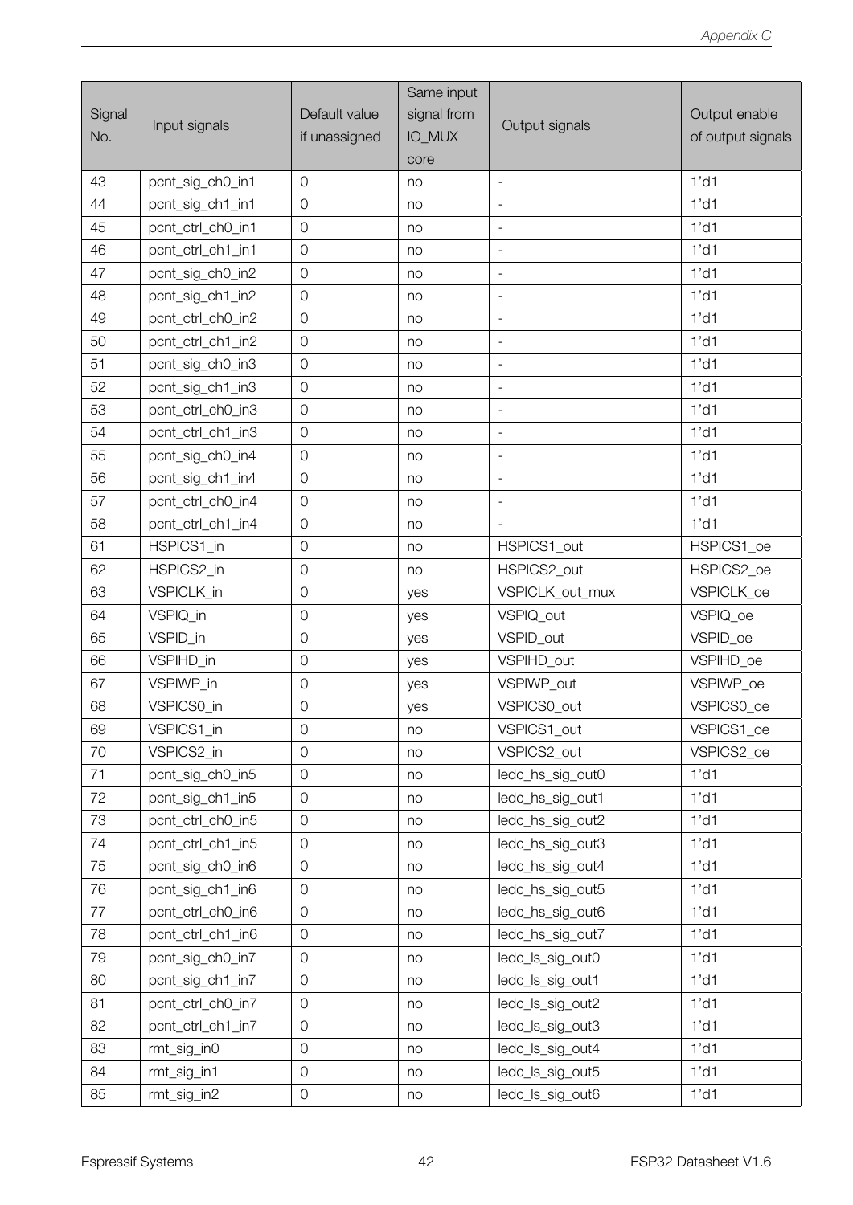| Signal No. | Input signals | Default value if unassigned | Same input signal from IO_MUX core | Output signals | Output enable of output signals |
|---|---|---|---|---|---|
| 43 | pcnt_sig_ch0_in1 | 0 | no | - | 1'd1 |
| 44 | pcnt_sig_ch1_in1 | 0 | no | - | 1'd1 |
| 45 | pcnt_ctrl_ch0_in1 | 0 | no | - | 1'd1 |
| 46 | pcnt_ctrl_ch1_in1 | 0 | no | - | 1'd1 |
| 47 | pcnt_sig_ch0_in2 | 0 | no | - | 1'd1 |
| 48 | pcnt_sig_ch1_in2 | 0 | no | - | 1'd1 |
| 49 | pcnt_ctrl_ch0_in2 | 0 | no | - | 1'd1 |
| 50 | pcnt_ctrl_ch1_in2 | 0 | no | - | 1'd1 |
| 51 | pcnt_sig_ch0_in3 | 0 | no | - | 1'd1 |
| 52 | pcnt_sig_ch1_in3 | 0 | no | - | 1'd1 |
| 53 | pcnt_ctrl_ch0_in3 | 0 | no | - | 1'd1 |
| 54 | pcnt_ctrl_ch1_in3 | 0 | no | - | 1'd1 |
| 55 | pcnt_sig_ch0_in4 | 0 | no | - | 1'd1 |
| 56 | pcnt_sig_ch1_in4 | 0 | no | - | 1'd1 |
| 57 | pcnt_ctrl_ch0_in4 | 0 | no | - | 1'd1 |
| 58 | pcnt_ctrl_ch1_in4 | 0 | no | - | 1'd1 |
| 61 | HSPICS1_in | 0 | no | HSPICS1_out | HSPICS1_oe |
| 62 | HSPICS2_in | 0 | no | HSPICS2_out | HSPICS2_oe |
| 63 | VSPICLK_in | 0 | yes | VSPICLK_out_mux | VSPICLK_oe |
| 64 | VSPIQ_in | 0 | yes | VSPIQ_out | VSPIQ_oe |
| 65 | VSPID_in | 0 | yes | VSPID_out | VSPID_oe |
| 66 | VSPIHD_in | 0 | yes | VSPIHD_out | VSPIHD_oe |
| 67 | VSPIWP_in | 0 | yes | VSPIWP_out | VSPIWP_oe |
| 68 | VSPICS0_in | 0 | yes | VSPICS0_out | VSPICS0_oe |
| 69 | VSPICS1_in | 0 | no | VSPICS1_out | VSPICS1_oe |
| 70 | VSPICS2_in | 0 | no | VSPICS2_out | VSPICS2_oe |
| 71 | pcnt_sig_ch0_in5 | 0 | no | ledc_hs_sig_out0 | 1'd1 |
| 72 | pcnt_sig_ch1_in5 | 0 | no | ledc_hs_sig_out1 | 1'd1 |
| 73 | pcnt_ctrl_ch0_in5 | 0 | no | ledc_hs_sig_out2 | 1'd1 |
| 74 | pcnt_ctrl_ch1_in5 | 0 | no | ledc_hs_sig_out3 | 1'd1 |
| 75 | pcnt_sig_ch0_in6 | 0 | no | ledc_hs_sig_out4 | 1'd1 |
| 76 | pcnt_sig_ch1_in6 | 0 | no | ledc_hs_sig_out5 | 1'd1 |
| 77 | pcnt_ctrl_ch0_in6 | 0 | no | ledc_hs_sig_out6 | 1'd1 |
| 78 | pcnt_ctrl_ch1_in6 | 0 | no | ledc_hs_sig_out7 | 1'd1 |
| 79 | pcnt_sig_ch0_in7 | 0 | no | ledc_ls_sig_out0 | 1'd1 |
| 80 | pcnt_sig_ch1_in7 | 0 | no | ledc_ls_sig_out1 | 1'd1 |
| 81 | pcnt_ctrl_ch0_in7 | 0 | no | ledc_ls_sig_out2 | 1'd1 |
| 82 | pcnt_ctrl_ch1_in7 | 0 | no | ledc_ls_sig_out3 | 1'd1 |
| 83 | rmt_sig_in0 | 0 | no | ledc_ls_sig_out4 | 1'd1 |
| 84 | rmt_sig_in1 | 0 | no | ledc_ls_sig_out5 | 1'd1 |
| 85 | rmt_sig_in2 | 0 | no | ledc_ls_sig_out6 | 1'd1 |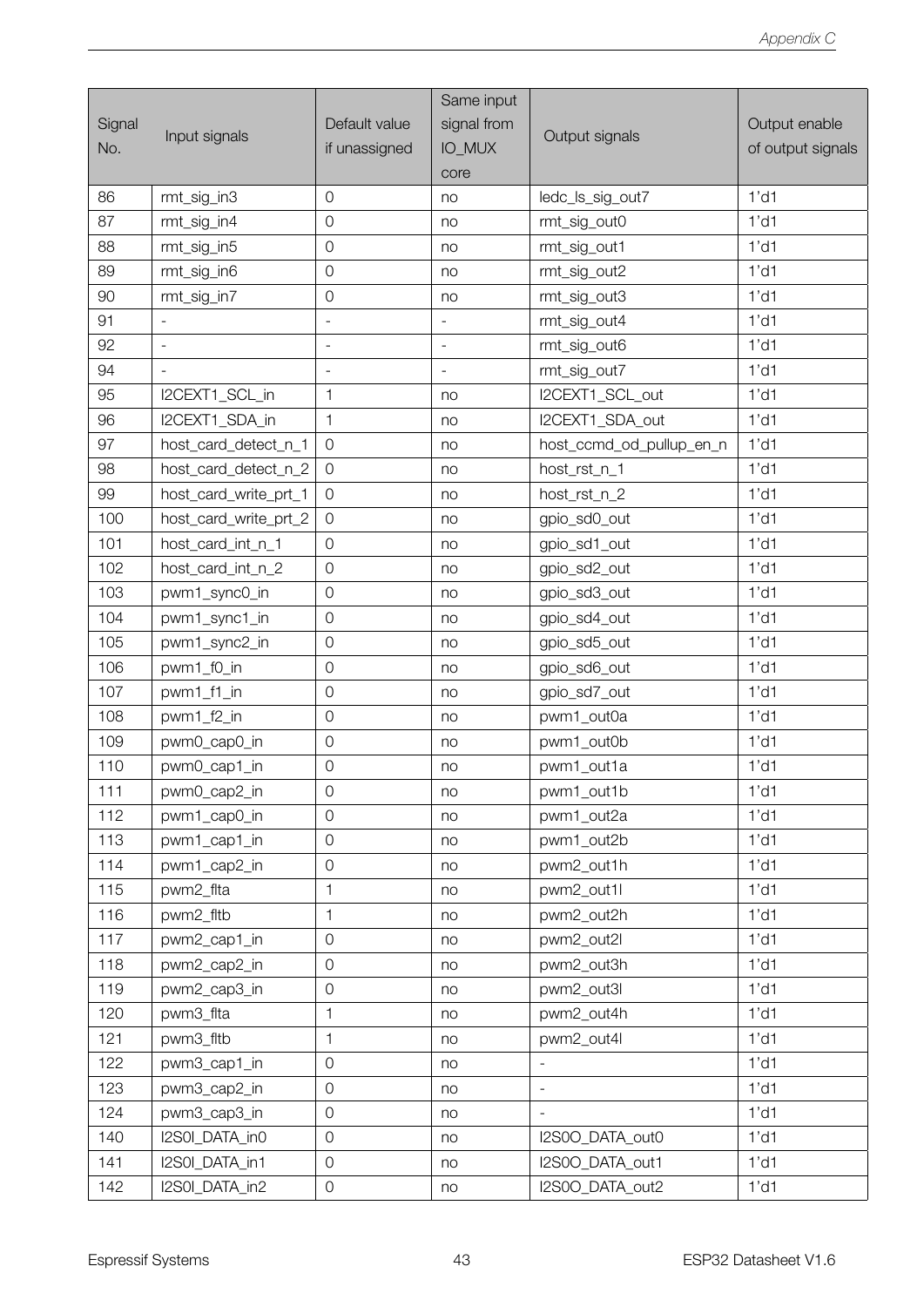| Signal No. | Input signals | Default value if unassigned | Same input signal from IO_MUX core | Output signals | Output enable of output signals |
|---|---|---|---|---|---|
| 86 | rmt_sig_in3 | 0 | no | ledc_ls_sig_out7 | 1'd1 |
| 87 | rmt_sig_in4 | 0 | no | rmt_sig_out0 | 1'd1 |
| 88 | rmt_sig_in5 | 0 | no | rmt_sig_out1 | 1'd1 |
| 89 | rmt_sig_in6 | 0 | no | rmt_sig_out2 | 1'd1 |
| 90 | rmt_sig_in7 | 0 | no | rmt_sig_out3 | 1'd1 |
| 91 | - | - | - | rmt_sig_out4 | 1'd1 |
| 92 | - | - | - | rmt_sig_out6 | 1'd1 |
| 94 | - | - | - | rmt_sig_out7 | 1'd1 |
| 95 | I2CEXT1_SCL_in | 1 | no | I2CEXT1_SCL_out | 1'd1 |
| 96 | I2CEXT1_SDA_in | 1 | no | I2CEXT1_SDA_out | 1'd1 |
| 97 | host_card_detect_n_1 | 0 | no | host_ccmd_od_pullup_en_n | 1'd1 |
| 98 | host_card_detect_n_2 | 0 | no | host_rst_n_1 | 1'd1 |
| 99 | host_card_write_prt_1 | 0 | no | host_rst_n_2 | 1'd1 |
| 100 | host_card_write_prt_2 | 0 | no | gpio_sd0_out | 1'd1 |
| 101 | host_card_int_n_1 | 0 | no | gpio_sd1_out | 1'd1 |
| 102 | host_card_int_n_2 | 0 | no | gpio_sd2_out | 1'd1 |
| 103 | pwm1_sync0_in | 0 | no | gpio_sd3_out | 1'd1 |
| 104 | pwm1_sync1_in | 0 | no | gpio_sd4_out | 1'd1 |
| 105 | pwm1_sync2_in | 0 | no | gpio_sd5_out | 1'd1 |
| 106 | pwm1_f0_in | 0 | no | gpio_sd6_out | 1'd1 |
| 107 | pwm1_f1_in | 0 | no | gpio_sd7_out | 1'd1 |
| 108 | pwm1_f2_in | 0 | no | pwm1_out0a | 1'd1 |
| 109 | pwm0_cap0_in | 0 | no | pwm1_out0b | 1'd1 |
| 110 | pwm0_cap1_in | 0 | no | pwm1_out1a | 1'd1 |
| 111 | pwm0_cap2_in | 0 | no | pwm1_out1b | 1'd1 |
| 112 | pwm1_cap0_in | 0 | no | pwm1_out2a | 1'd1 |
| 113 | pwm1_cap1_in | 0 | no | pwm1_out2b | 1'd1 |
| 114 | pwm1_cap2_in | 0 | no | pwm2_out1h | 1'd1 |
| 115 | pwm2_flta | 1 | no | pwm2_out1l | 1'd1 |
| 116 | pwm2_fltb | 1 | no | pwm2_out2h | 1'd1 |
| 117 | pwm2_cap1_in | 0 | no | pwm2_out2l | 1'd1 |
| 118 | pwm2_cap2_in | 0 | no | pwm2_out3h | 1'd1 |
| 119 | pwm2_cap3_in | 0 | no | pwm2_out3l | 1'd1 |
| 120 | pwm3_flta | 1 | no | pwm2_out4h | 1'd1 |
| 121 | pwm3_fltb | 1 | no | pwm2_out4l | 1'd1 |
| 122 | pwm3_cap1_in | 0 | no | - | 1'd1 |
| 123 | pwm3_cap2_in | 0 | no | - | 1'd1 |
| 124 | pwm3_cap3_in | 0 | no | - | 1'd1 |
| 140 | I2S0I_DATA_in0 | 0 | no | I2S0O_DATA_out0 | 1'd1 |
| 141 | I2S0I_DATA_in1 | 0 | no | I2S0O_DATA_out1 | 1'd1 |
| 142 | I2S0I_DATA_in2 | 0 | no | I2S0O_DATA_out2 | 1'd1 |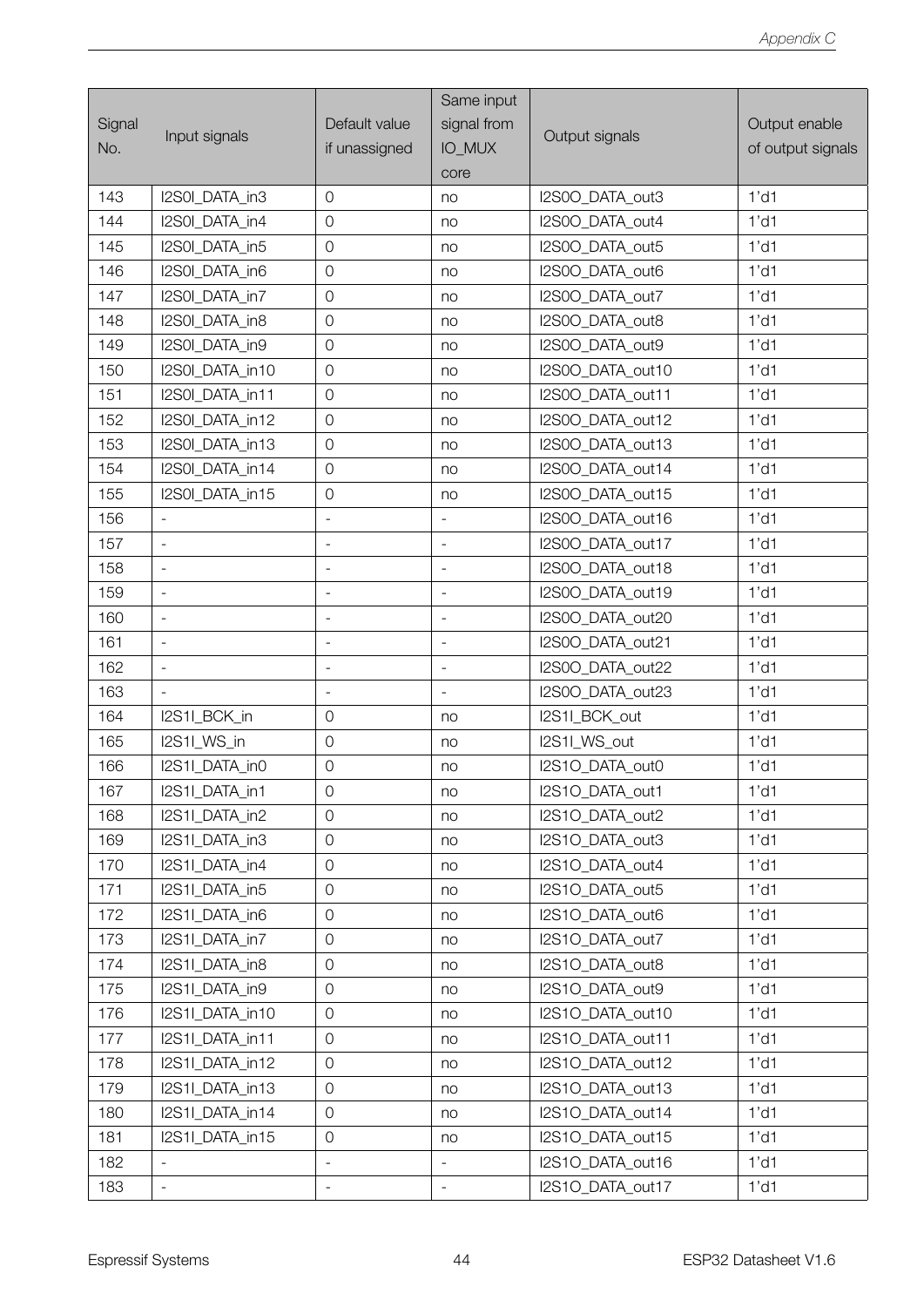| Signal No. | Input signals | Default value if unassigned | Same input signal from IO_MUX core | Output signals | Output enable of output signals |
|---|---|---|---|---|---|
| 143 | I2S0I_DATA_in3 | 0 | no | I2S0O_DATA_out3 | 1'd1 |
| 144 | I2S0I_DATA_in4 | 0 | no | I2S0O_DATA_out4 | 1'd1 |
| 145 | I2S0I_DATA_in5 | 0 | no | I2S0O_DATA_out5 | 1'd1 |
| 146 | I2S0I_DATA_in6 | 0 | no | I2S0O_DATA_out6 | 1'd1 |
| 147 | I2S0I_DATA_in7 | 0 | no | I2S0O_DATA_out7 | 1'd1 |
| 148 | I2S0I_DATA_in8 | 0 | no | I2S0O_DATA_out8 | 1'd1 |
| 149 | I2S0I_DATA_in9 | 0 | no | I2S0O_DATA_out9 | 1'd1 |
| 150 | I2S0I_DATA_in10 | 0 | no | I2S0O_DATA_out10 | 1'd1 |
| 151 | I2S0I_DATA_in11 | 0 | no | I2S0O_DATA_out11 | 1'd1 |
| 152 | I2S0I_DATA_in12 | 0 | no | I2S0O_DATA_out12 | 1'd1 |
| 153 | I2S0I_DATA_in13 | 0 | no | I2S0O_DATA_out13 | 1'd1 |
| 154 | I2S0I_DATA_in14 | 0 | no | I2S0O_DATA_out14 | 1'd1 |
| 155 | I2S0I_DATA_in15 | 0 | no | I2S0O_DATA_out15 | 1'd1 |
| 156 | - | - | - | I2S0O_DATA_out16 | 1'd1 |
| 157 | - | - | - | I2S0O_DATA_out17 | 1'd1 |
| 158 | - | - | - | I2S0O_DATA_out18 | 1'd1 |
| 159 | - | - | - | I2S0O_DATA_out19 | 1'd1 |
| 160 | - | - | - | I2S0O_DATA_out20 | 1'd1 |
| 161 | - | - | - | I2S0O_DATA_out21 | 1'd1 |
| 162 | - | - | - | I2S0O_DATA_out22 | 1'd1 |
| 163 | - | - | - | I2S0O_DATA_out23 | 1'd1 |
| 164 | I2S1I_BCK_in | 0 | no | I2S1I_BCK_out | 1'd1 |
| 165 | I2S1I_WS_in | 0 | no | I2S1I_WS_out | 1'd1 |
| 166 | I2S1I_DATA_in0 | 0 | no | I2S1O_DATA_out0 | 1'd1 |
| 167 | I2S1I_DATA_in1 | 0 | no | I2S1O_DATA_out1 | 1'd1 |
| 168 | I2S1I_DATA_in2 | 0 | no | I2S1O_DATA_out2 | 1'd1 |
| 169 | I2S1I_DATA_in3 | 0 | no | I2S1O_DATA_out3 | 1'd1 |
| 170 | I2S1I_DATA_in4 | 0 | no | I2S1O_DATA_out4 | 1'd1 |
| 171 | I2S1I_DATA_in5 | 0 | no | I2S1O_DATA_out5 | 1'd1 |
| 172 | I2S1I_DATA_in6 | 0 | no | I2S1O_DATA_out6 | 1'd1 |
| 173 | I2S1I_DATA_in7 | 0 | no | I2S1O_DATA_out7 | 1'd1 |
| 174 | I2S1I_DATA_in8 | 0 | no | I2S1O_DATA_out8 | 1'd1 |
| 175 | I2S1I_DATA_in9 | 0 | no | I2S1O_DATA_out9 | 1'd1 |
| 176 | I2S1I_DATA_in10 | 0 | no | I2S1O_DATA_out10 | 1'd1 |
| 177 | I2S1I_DATA_in11 | 0 | no | I2S1O_DATA_out11 | 1'd1 |
| 178 | I2S1I_DATA_in12 | 0 | no | I2S1O_DATA_out12 | 1'd1 |
| 179 | I2S1I_DATA_in13 | 0 | no | I2S1O_DATA_out13 | 1'd1 |
| 180 | I2S1I_DATA_in14 | 0 | no | I2S1O_DATA_out14 | 1'd1 |
| 181 | I2S1I_DATA_in15 | 0 | no | I2S1O_DATA_out15 | 1'd1 |
| 182 | - | - | - | I2S1O_DATA_out16 | 1'd1 |
| 183 | - | - | - | I2S1O_DATA_out17 | 1'd1 |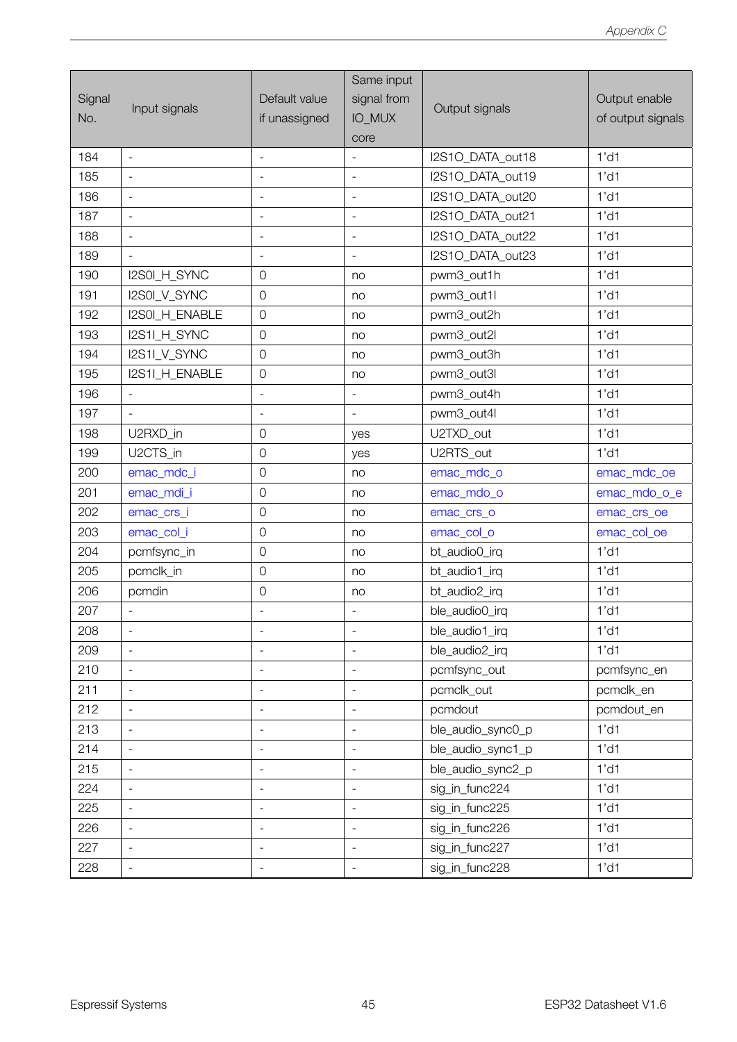| Signal No. | Input signals | Default value if unassigned | Same input signal from IO_MUX core | Output signals | Output enable of output signals |
|---|---|---|---|---|---|
| 184 | - | - | - | I2S1O_DATA_out18 | 1'd1 |
| 185 | - | - | - | I2S1O_DATA_out19 | 1'd1 |
| 186 | - | - | - | I2S1O_DATA_out20 | 1'd1 |
| 187 | - | - | - | I2S1O_DATA_out21 | 1'd1 |
| 188 | - | - | - | I2S1O_DATA_out22 | 1'd1 |
| 189 | - | - | - | I2S1O_DATA_out23 | 1'd1 |
| 190 | I2S0I_H_SYNC | 0 | no | pwm3_out1h | 1'd1 |
| 191 | I2S0I_V_SYNC | 0 | no | pwm3_out1l | 1'd1 |
| 192 | I2S0I_H_ENABLE | 0 | no | pwm3_out2h | 1'd1 |
| 193 | I2S1I_H_SYNC | 0 | no | pwm3_out2l | 1'd1 |
| 194 | I2S1I_V_SYNC | 0 | no | pwm3_out3h | 1'd1 |
| 195 | I2S1I_H_ENABLE | 0 | no | pwm3_out3l | 1'd1 |
| 196 | - | - | - | pwm3_out4h | 1'd1 |
| 197 | - | - | - | pwm3_out4l | 1'd1 |
| 198 | U2RXD_in | 0 | yes | U2TXD_out | 1'd1 |
| 199 | U2CTS_in | 0 | yes | U2RTS_out | 1'd1 |
| 200 | emac_mdc_i | 0 | no | emac_mdc_o | emac_mdc_oe |
| 201 | emac_mdi_i | 0 | no | emac_mdo_o | emac_mdo_o_e |
| 202 | emac_crs_i | 0 | no | emac_crs_o | emac_crs_oe |
| 203 | emac_col_i | 0 | no | emac_col_o | emac_col_oe |
| 204 | pcmfsync_in | 0 | no | bt_audio0_irq | 1'd1 |
| 205 | pcmclk_in | 0 | no | bt_audio1_irq | 1'd1 |
| 206 | pcmdin | 0 | no | bt_audio2_irq | 1'd1 |
| 207 | - | - | - | ble_audio0_irq | 1'd1 |
| 208 | - | - | - | ble_audio1_irq | 1'd1 |
| 209 | - | - | - | ble_audio2_irq | 1'd1 |
| 210 | - | - | - | pcmfsync_out | pcmfsync_en |
| 211 | - | - | - | pcmclk_out | pcmclk_en |
| 212 | - | - | - | pcmdout | pcmdout_en |
| 213 | - | - | - | ble_audio_sync0_p | 1'd1 |
| 214 | - | - | - | ble_audio_sync1_p | 1'd1 |
| 215 | - | - | - | ble_audio_sync2_p | 1'd1 |
| 224 | - | - | - | sig_in_func224 | 1'd1 |
| 225 | - | - | - | sig_in_func225 | 1'd1 |
| 226 | - | - | - | sig_in_func226 | 1'd1 |
| 227 | - | - | - | sig_in_func227 | 1'd1 |
| 228 | - | - | - | sig_in_func228 | 1'd1 |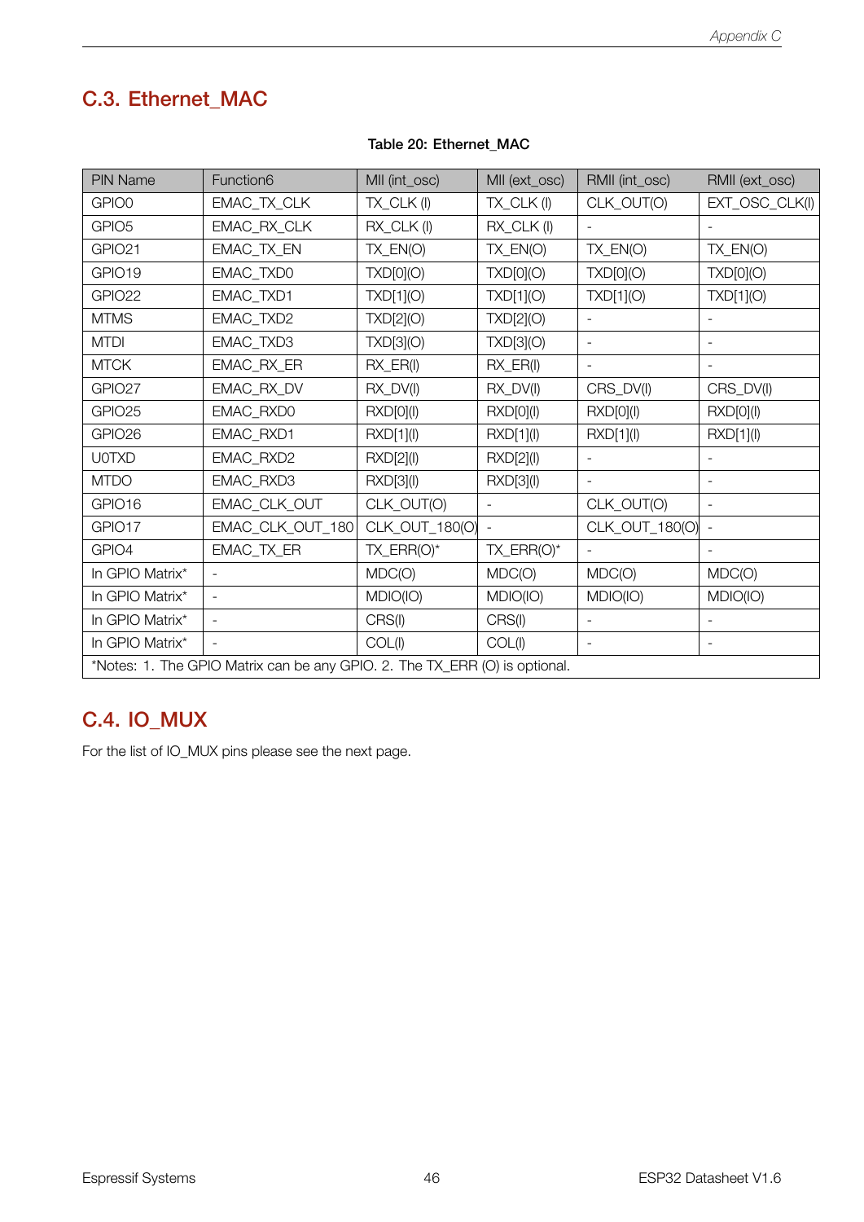## C.3. Ethernet_MAC

Table 20: Ethernet_MAC

| PIN Name | Function6 | MII (int_osc) | MII (ext_osc) | RMII (int_osc) | RMII (ext_osc) |
|---|---|---|---|---|---|
| GPIO0 | EMAC_TX_CLK | TX_CLK (I) | TX_CLK (I) | CLK_OUT(O) | EXT_OSC_CLK(I) |
| GPIO5 | EMAC_RX_CLK | RX_CLK (I) | RX_CLK (I) | - | - |
| GPIO21 | EMAC_TX_EN | TX_EN(O) | TX_EN(O) | TX_EN(O) | TX_EN(O) |
| GPIO19 | EMAC_TXD0 | TXD[0](O) | TXD[0](O) | TXD[0](O) | TXD[0](O) |
| GPIO22 | EMAC_TXD1 | TXD[1](O) | TXD[1](O) | TXD[1](O) | TXD[1](O) |
| MTMS | EMAC_TXD2 | TXD[2](O) | TXD[2](O) | - | - |
| MTDI | EMAC_TXD3 | TXD[3](O) | TXD[3](O) | - | - |
| MTCK | EMAC_RX_ER | RX_ER(I) | RX_ER(I) | - | - |
| GPIO27 | EMAC_RX_DV | RX_DV(I) | RX_DV(I) | CRS_DV(I) | CRS_DV(I) |
| GPIO25 | EMAC_RXD0 | RXD[0](I) | RXD[0](I) | RXD[0](I) | RXD[0](I) |
| GPIO26 | EMAC_RXD1 | RXD[1](I) | RXD[1](I) | RXD[1](I) | RXD[1](I) |
| U0TXD | EMAC_RXD2 | RXD[2](I) | RXD[2](I) | - | - |
| MTDO | EMAC_RXD3 | RXD[3](I) | RXD[3](I) | - | - |
| GPIO16 | EMAC_CLK_OUT | CLK_OUT(O) | - | CLK_OUT(O) | - |
| GPIO17 | EMAC_CLK_OUT_180 | CLK_OUT_180(O) | - | CLK_OUT_180(O) | - |
| GPIO4 | EMAC_TX_ER | TX_ERR(O)* | TX_ERR(O)* | - | - |
| In GPIO Matrix* | - | MDC(O) | MDC(O) | MDC(O) | MDC(O) |
| In GPIO Matrix* | - | MDIO(IO) | MDIO(IO) | MDIO(IO) | MDIO(IO) |
| In GPIO Matrix* | - | CRS(I) | CRS(I) | - | - |
| In GPIO Matrix* | - | COL(I) | COL(I) | - | - |

*Notes: 1. The GPIO Matrix can be any GPIO. 2. The TX_ERR (O) is optional.

## C.4. IO_MUX

For the list of IO_MUX pins please see the next page.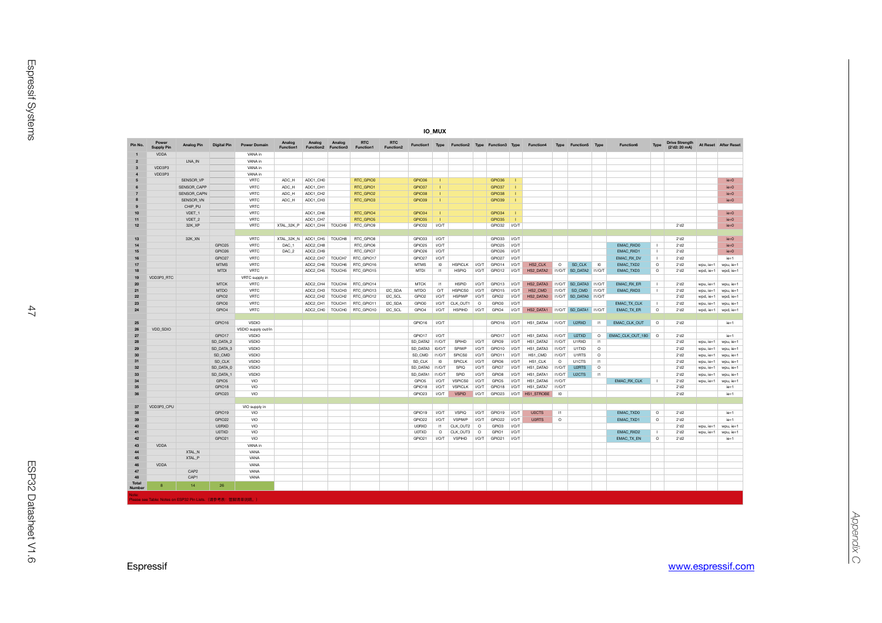## IO_MUX

| Pin No. | Power Supply Pin | Analog Pin | Digital Pin | Power Domain | Analog Function1 | Analog Function2 | Analog Function3 | RTC Function1 | RTC Function2 | Function1 | Type | Function2 | Type | Function3 | Type | Function4 | Type | Function5 | Type | Function6 | Type | Drive Strength (2'd2: 20 mA) | At Reset | After Reset |
|---|---|---|---|---|---|---|---|---|---|---|---|---|---|---|---|---|---|---|---|---|---|---|---|---|
| 1 | VDDA | | | VANA in | | | | | | | | | | | | | | | | | | | | |
| 2 | | LNA_IN | | VANA in | | | | | | | | | | | | | | | | | | | | |
| 3 | VDD3P3 | | | VANA in | | | | | | | | | | | | | | | | | | | | |
| 4 | VDD3P3 | | | VANA in | | | | | | | | | | | | | | | | | | | | |
| 5 | | SENSOR_VP | | VRTC | ADC_H | ADC1_CH0 | | RTC_GPIO0 | | GPIO36 | I | | | GPIO36 | I | | | | | | | | | ie=0 |
| 6 | | SENSOR_CAPP | | VRTC | ADC_H | ADC1_CH1 | | RTC_GPIO1 | | GPIO37 | I | | | GPIO37 | I | | | | | | | | | ie=0 |
| 7 | | SENSOR_CAPN | | VRTC | ADC_H | ADC1_CH2 | | RTC_GPIO2 | | GPIO38 | I | | | GPIO38 | I | | | | | | | | | ie=0 |
| 8 | | SENSOR_VN | | VRTC | ADC_H | ADC1_CH3 | | RTC_GPIO3 | | GPIO39 | I | | | GPIO39 | I | | | | | | | | | ie=0 |
| 9 | | CHIP_PU | | VRTC | | | | | | | | | | | | | | | | | | | | |
| 10 | | VDET_1 | | VRTC | | ADC1_CH6 | | RTC_GPIO4 | | GPIO34 | I | | | GPIO34 | I | | | | | | | | | ie=0 |
| 11 | | VDET_2 | | VRTC | | ADC1_CH7 | | RTC_GPIO5 | | GPIO35 | I | | | GPIO35 | I | | | | | | | | | ie=0 |
| 12 | | 32K_XP | | VRTC | XTAL_32K_P | ADC1_CH4 | TOUCH9 | RTC_GPIO9 | | GPIO32 | I/O/T | | | GPIO32 | I/O/T | | | | | | | 2'd2 | | ie=0 |
| 13 | | 32K_XN | | VRTC | XTAL_32K_N | ADC1_CH5 | TOUCH8 | RTC_GPIO8 | | GPIO33 | I/O/T | | | GPIO33 | I/O/T | | | | | | | 2'd2 | | ie=0 |
| 14 | | | GPIO25 | VRTC | DAC_1 | ADC2_CH8 | | RTC_GPIO6 | | GPIO25 | I/O/T | | | GPIO25 | I/O/T | | | | | EMAC_RXD0 | I | 2'd2 | | ie=0 |
| 15 | | | GPIO26 | VRTC | DAC_2 | ADC2_CH9 | | RTC_GPIO7 | | GPIO26 | I/O/T | | | GPIO26 | I/O/T | | | | | EMAC_RXD1 | I | 2'd2 | | ie=0 |
| 16 | | | GPIO27 | VRTC | | ADC2_CH7 | TOUCH7 | RTC_GPIO17 | | GPIO27 | I/O/T | | | GPIO27 | I/O/T | | | | | EMAC_RX_DV | I | 2'd2 | | ie=1 |
| 17 | | | MTMS | VRTC | | ADC2_CH6 | TOUCH6 | RTC_GPIO16 | | MTMS | I0 | HSPICLK | I/O/T | GPIO14 | I/O/T | HS2_CLK | O | SD_CLK | I0 | EMAC_TXD2 | O | 2'd2 | wpu, ie=1 | wpu, ie=1 |
| 18 | | | MTDI | VRTC | | ADC2_CH5 | TOUCH5 | RTC_GPIO15 | | MTDI | I1 | HSPIQ | I/O/T | GPIO12 | I/O/T | HS2_DATA2 | I1/O/T | SD_DATA2 | I1/O/T | EMAC_TXD3 | O | 2'd2 | wpd, ie=1 | wpd, ie=1 |
| 19 | VDD3P3_RTC | | | VRTC supply in | | | | | | | | | | | | | | | | | | | | |
| 20 | | | MTCK | VRTC | | ADC2_CH4 | TOUCH4 | RTC_GPIO14 | | MTCK | I1 | HSPID | I/O/T | GPIO13 | I/O/T | HS2_DATA3 | I1/O/T | SD_DATA3 | I1/O/T | EMAC_RX_ER | I | 2'd2 | wpu, ie=1 | wpu, ie=1 |
| 21 | | | MTDO | VRTC | | ADC2_CH3 | TOUCH3 | RTC_GPIO13 | I2C_SDA | MTDO | O/T | HSPICS0 | I/O/T | GPIO15 | I/O/T | HS2_CMD | I1/O/T | SD_CMD | I1/O/T | EMAC_RXD3 | I | 2'd2 | wpu, ie=1 | wpu, ie=1 |
| 22 | | | GPIO2 | VRTC | | ADC2_CH2 | TOUCH2 | RTC_GPIO12 | I2C_SCL | GPIO2 | I/O/T | HSPIWP | I/O/T | GPIO2 | I/O/T | HS2_DATA0 | I1/O/T | SD_DATA0 | I1/O/T | | | 2'd2 | wpd, ie=1 | wpd, ie=1 |
| 23 | | | GPIO0 | VRTC | | ADC2_CH1 | TOUCH1 | RTC_GPIO11 | I2C_SDA | GPIO0 | I/O/T | CLK_OUT1 | O | GPIO0 | I/O/T | | | | | EMAC_TX_CLK | I | 2'd2 | wpu, ie=1 | wpu, ie=1 |
| 24 | | | GPIO4 | VRTC | | ADC2_CH0 | TOUCH0 | RTC_GPIO10 | I2C_SCL | GPIO4 | I/O/T | HSPIHD | I/O/T | GPIO4 | I/O/T | HS2_DATA1 | I1/O/T | SD_DATA1 | I1/O/T | EMAC_TX_ER | O | 2'd2 | wpd, ie=1 | wpd, ie=1 |
| 25 | | | GPIO16 | VSDIO | | | | | | GPIO16 | I/O/T | | | GPIO16 | I/O/T | HS1_DATA4 | I1/O/T | U2RXD | I1 | EMAC_CLK_OUT | O | 2'd2 | | ie=1 |
| 26 | VDD_SDIO | | | VSDIO supply out/in | | | | | | | | | | | | | | | | | | | | |
| 27 | | | GPIO17 | VSDIO | | | | | | GPIO17 | I/O/T | | | GPIO17 | I/O/T | HS1_DATA5 | I1/O/T | U2TXD | O | EMAC_CLK_OUT_180 | O | 2'd2 | | ie=1 |
| 28 | | | SD_DATA_2 | VSDIO | | | | | | SD_DATA2 | I1/O/T | SPIHD | I/O/T | GPIO9 | I/O/T | HS1_DATA2 | I1/O/T | U1RXD | I1 | | | 2'd2 | wpu, ie=1 | wpu, ie=1 |
| 29 | | | SD_DATA_3 | VSDIO | | | | | | SD_DATA3 | I0/O/T | SPIWP | I/O/T | GPIO10 | I/O/T | HS1_DATA3 | I1/O/T | U1TXD | O | | | 2'd2 | wpu, ie=1 | wpu, ie=1 |
| 30 | | | SD_CMD | VSDIO | | | | | | SD_CMD | I1/O/T | SPICS0 | I/O/T | GPIO11 | I/O/T | HS1_CMD | I1/O/T | U1RTS | O | | | 2'd2 | wpu, ie=1 | wpu, ie=1 |
| 31 | | | SD_CLK | VSDIO | | | | | | SD_CLK | I0 | SPICLK | I/O/T | GPIO6 | I/O/T | HS1_CLK | O | U1CTS | I1 | | | 2'd2 | wpu, ie=1 | wpu, ie=1 |
| 32 | | | SD_DATA_0 | VSDIO | | | | | | SD_DATA0 | I1/O/T | SPIQ | I/O/T | GPIO7 | I/O/T | HS1_DATA0 | I1/O/T | U2RTS | O | | | 2'd2 | wpu, ie=1 | wpu, ie=1 |
| 33 | | | SD_DATA_1 | VSDIO | | | | | | SD_DATA1 | I1/O/T | SPID | I/O/T | GPIO8 | I/O/T | HS1_DATA1 | I1/O/T | U2CTS | I1 | | | 2'd2 | wpu, ie=1 | wpu, ie=1 |
| 34 | | | GPIO5 | VIO | | | | | | GPIO5 | I/O/T | VSPICS0 | I/O/T | GPIO5 | I/O/T | HS1_DATA6 | I1/O/T | | | EMAC_RX_CLK | I | 2'd2 | wpu, ie=1 | wpu, ie=1 |
| 35 | | | GPIO18 | VIO | | | | | | GPIO18 | I/O/T | VSPICLK | I/O/T | GPIO18 | I/O/T | HS1_DATA7 | I1/O/T | | | | | 2'd2 | | ie=1 |
| 36 | | | GPIO23 | VIO | | | | | | GPIO23 | I/O/T | VSPID | I/O/T | GPIO23 | I/O/T | HS1_STROBE | I0 | | | | | 2'd2 | | ie=1 |
| 37 | VDD3P3_CPU | | | VIO supply in | | | | | | | | | | | | | | | | | | | | |
| 38 | | | GPIO19 | VIO | | | | | | GPIO19 | I/O/T | VSPIQ | I/O/T | GPIO19 | I/O/T | U0CTS | I1 | | | EMAC_TXD0 | O | 2'd2 | | ie=1 |
| 39 | | | GPIO22 | VIO | | | | | | GPIO22 | I/O/T | VSPIWP | I/O/T | GPIO22 | I/O/T | U0RTS | O | | | EMAC_TXD1 | O | 2'd2 | | ie=1 |
| 40 | | | U0RXD | VIO | | | | | | U0RXD | I1 | CLK_OUT2 | O | GPIO3 | I/O/T | | | | | | | 2'd2 | wpu, ie=1 | wpu, ie=1 |
| 41 | | | U0TXD | VIO | | | | | | U0TXD | O | CLK_OUT3 | O | GPIO1 | I/O/T | | | | | EMAC_RXD2 | I | 2'd2 | wpu, ie=1 | wpu, ie=1 |
| 42 | | | GPIO21 | VIO | | | | | | GPIO21 | I/O/T | VSPIHD | I/O/T | GPIO21 | I/O/T | | | | | EMAC_TX_EN | O | 2'd2 | | ie=1 |
| 43 | VDDA | | | VANA in | | | | | | | | | | | | | | | | | | | | |
| 44 | | XTAL_N | | VANA | | | | | | | | | | | | | | | | | | | | |
| 45 | | XTAL_P | | VANA | | | | | | | | | | | | | | | | | | | | |
| 46 | VDDA | | | VANA | | | | | | | | | | | | | | | | | | | | |
| 47 | | CAP2 | | VANA | | | | | | | | | | | | | | | | | | | | |
| 48 | | CAP1 | | VANA | | | | | | | | | | | | | | | | | | | | |
| Total Number | 8 | 14 | 26 | | | | | | | | | | | | | | | | | | | | | |

Note:
Please see Table: Notes on ESP32 Pin Lists.（请参考表：管脚清单说明。）